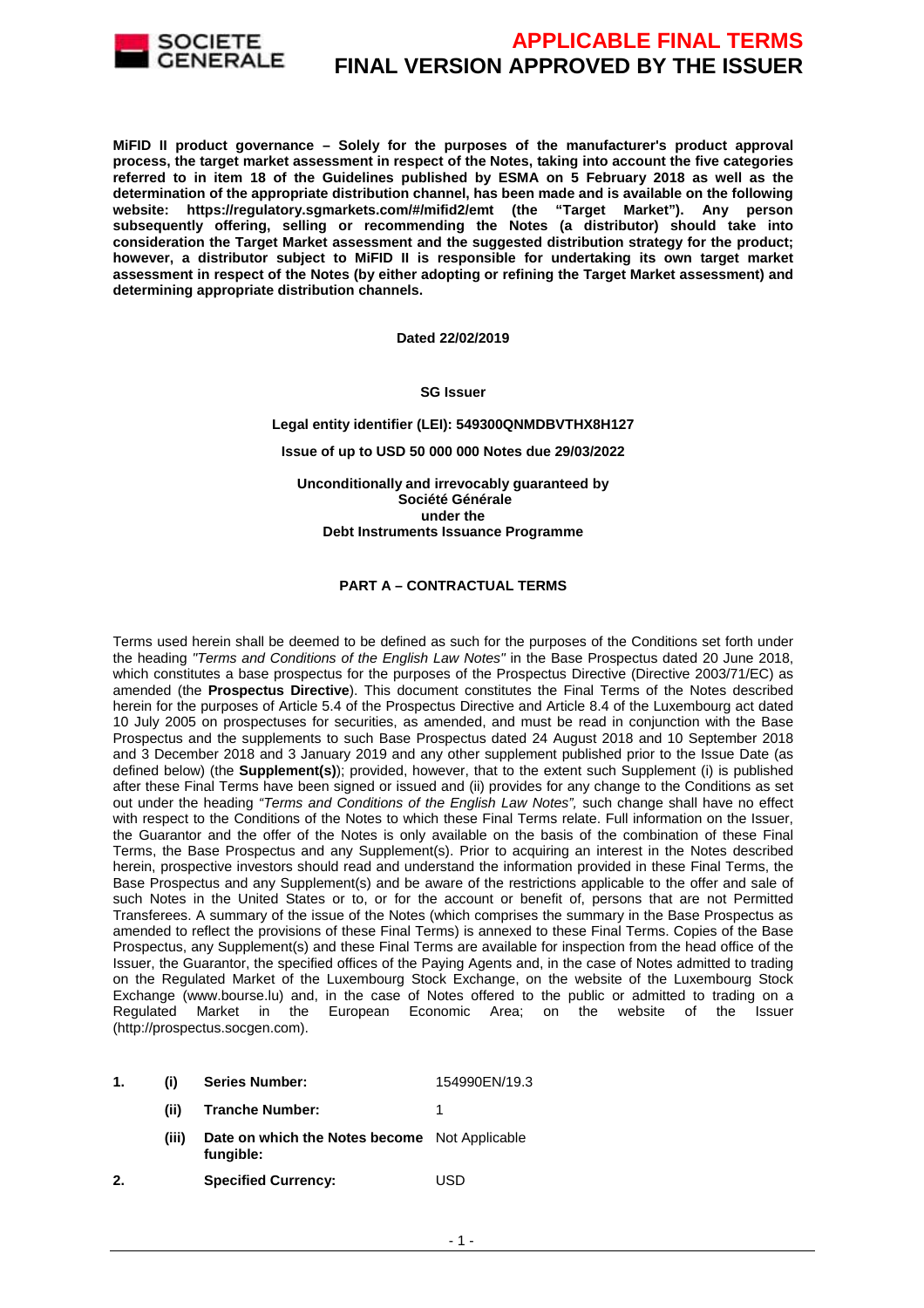**APPLICABLE FINAL TERMS**

**FINAL VERSION APPROVED BY THE ISSUER**

**MiFID II product governance – Solely for the purposes of the manufacturer's product approval process, the target market assessment in respect of the Notes, taking into account the five categories referred to in item 18 of the Guidelines published by ESMA on 5 February 2018 as well as the determination of the appropriate distribution channel, has been made and is available on the following website: https://regulatory.sgmarkets.com/#/mifid2/emt (the "Target Market"). Any person subsequently offering, selling or recommending the Notes (a distributor) should take into consideration the Target Market assessment and the suggested distribution strategy for the product; however, a distributor subject to MiFID II is responsible for undertaking its own target market assessment in respect of the Notes (by either adopting or refining the Target Market assessment) and determining appropriate distribution channels.**

**Dated 22/02/2019**

**SG Issuer**

**Legal entity identifier (LEI): 549300QNMDBVTHX8H127**

**Issue of up to USD 50 000 000 Notes due 29/03/2022**

**Unconditionally and irrevocably guaranteed by**
**Société Générale**
**under the**
**Debt Instruments Issuance Programme**

**PART A – CONTRACTUAL TERMS**

Terms used herein shall be deemed to be defined as such for the purposes of the Conditions set forth under the heading *"Terms and Conditions of the English Law Notes"* in the Base Prospectus dated 20 June 2018, which constitutes a base prospectus for the purposes of the Prospectus Directive (Directive 2003/71/EC) as amended (the **Prospectus Directive**). This document constitutes the Final Terms of the Notes described herein for the purposes of Article 5.4 of the Prospectus Directive and Article 8.4 of the Luxembourg act dated 10 July 2005 on prospectuses for securities, as amended, and must be read in conjunction with the Base Prospectus and the supplements to such Base Prospectus dated 24 August 2018 and 10 September 2018 and 3 December 2018 and 3 January 2019 and any other supplement published prior to the Issue Date (as defined below) (the **Supplement(s)**); provided, however, that to the extent such Supplement (i) is published after these Final Terms have been signed or issued and (ii) provides for any change to the Conditions as set out under the heading *"Terms and Conditions of the English Law Notes",* such change shall have no effect with respect to the Conditions of the Notes to which these Final Terms relate. Full information on the Issuer, the Guarantor and the offer of the Notes is only available on the basis of the combination of these Final Terms, the Base Prospectus and any Supplement(s). Prior to acquiring an interest in the Notes described herein, prospective investors should read and understand the information provided in these Final Terms, the Base Prospectus and any Supplement(s) and be aware of the restrictions applicable to the offer and sale of such Notes in the United States or to, or for the account or benefit of, persons that are not Permitted Transferees. A summary of the issue of the Notes (which comprises the summary in the Base Prospectus as amended to reflect the provisions of these Final Terms) is annexed to these Final Terms. Copies of the Base Prospectus, any Supplement(s) and these Final Terms are available for inspection from the head office of the Issuer, the Guarantor, the specified offices of the Paying Agents and, in the case of Notes admitted to trading on the Regulated Market of the Luxembourg Stock Exchange, on the website of the Luxembourg Stock Exchange (www.bourse.lu) and, in the case of Notes offered to the public or admitted to trading on a Regulated Market in the European Economic Area; on the website of the Issuer (http://prospectus.socgen.com).

| | | | |
|---|---|---|---|
| **1.** | **(i)** | **Series Number:** | 154990EN/19.3 |
| | **(ii)** | **Tranche Number:** | 1 |
| | **(iii)** | **Date on which the Notes become fungible:** | Not Applicable |
| **2.** | | **Specified Currency:** | USD |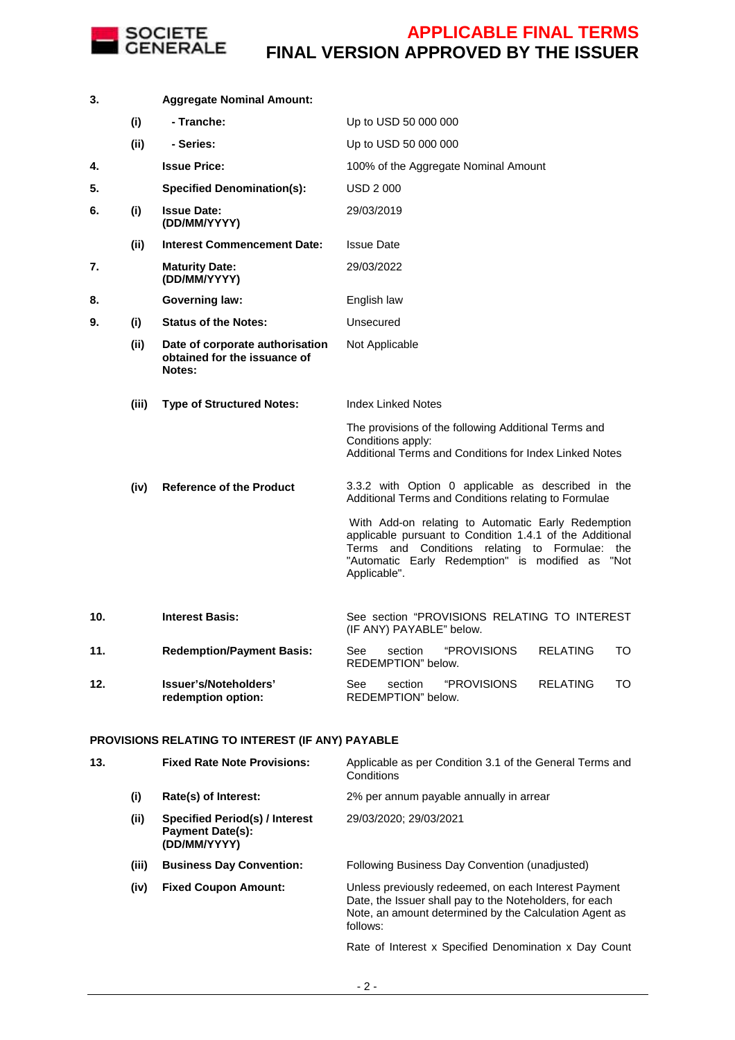| | | | |
|---|---|---|---|
| **3.** | | **Aggregate Nominal Amount:** | |
| | **(i)** | **- Tranche:** | Up to USD 50 000 000 |
| | **(ii)** | **- Series:** | Up to USD 50 000 000 |
| **4.** | | **Issue Price:** | 100% of the Aggregate Nominal Amount |
| **5.** | | **Specified Denomination(s):** | USD 2 000 |
| **6.** | **(i)** | **Issue Date: (DD/MM/YYYY)** | 29/03/2019 |
| | **(ii)** | **Interest Commencement Date:** | Issue Date |
| **7.** | | **Maturity Date: (DD/MM/YYYY)** | 29/03/2022 |
| **8.** | | **Governing law:** | English law |
| **9.** | **(i)** | **Status of the Notes:** | Unsecured |
| | **(ii)** | **Date of corporate authorisation obtained for the issuance of Notes:** | Not Applicable |
| | **(iii)** | **Type of Structured Notes:** | Index Linked Notes<br><br>The provisions of the following Additional Terms and Conditions apply:<br>Additional Terms and Conditions for Index Linked Notes |
| | **(iv)** | **Reference of the Product** | 3.3.2 with Option 0 applicable as described in the Additional Terms and Conditions relating to Formulae<br><br>With Add-on relating to Automatic Early Redemption applicable pursuant to Condition 1.4.1 of the Additional Terms and Conditions relating to Formulae: the "Automatic Early Redemption" is modified as "Not Applicable". |
| **10.** | | **Interest Basis:** | See section "PROVISIONS RELATING TO INTEREST (IF ANY) PAYABLE" below. |
| **11.** | | **Redemption/Payment Basis:** | See section "PROVISIONS RELATING TO REDEMPTION" below. |
| **12.** | | **Issuer's/Noteholders' redemption option:** | See section "PROVISIONS RELATING TO REDEMPTION" below. |

**PROVISIONS RELATING TO INTEREST (IF ANY) PAYABLE**

| | | | |
|---|---|---|---|
| **13.** | | **Fixed Rate Note Provisions:** | Applicable as per Condition 3.1 of the General Terms and Conditions |
| | **(i)** | **Rate(s) of Interest:** | 2% per annum payable annually in arrear |
| | **(ii)** | **Specified Period(s) / Interest Payment Date(s): (DD/MM/YYYY)** | 29/03/2020; 29/03/2021 |
| | **(iii)** | **Business Day Convention:** | Following Business Day Convention (unadjusted) |
| | **(iv)** | **Fixed Coupon Amount:** | Unless previously redeemed, on each Interest Payment Date, the Issuer shall pay to the Noteholders, for each Note, an amount determined by the Calculation Agent as follows:<br><br>Rate of Interest x Specified Denomination x Day Count |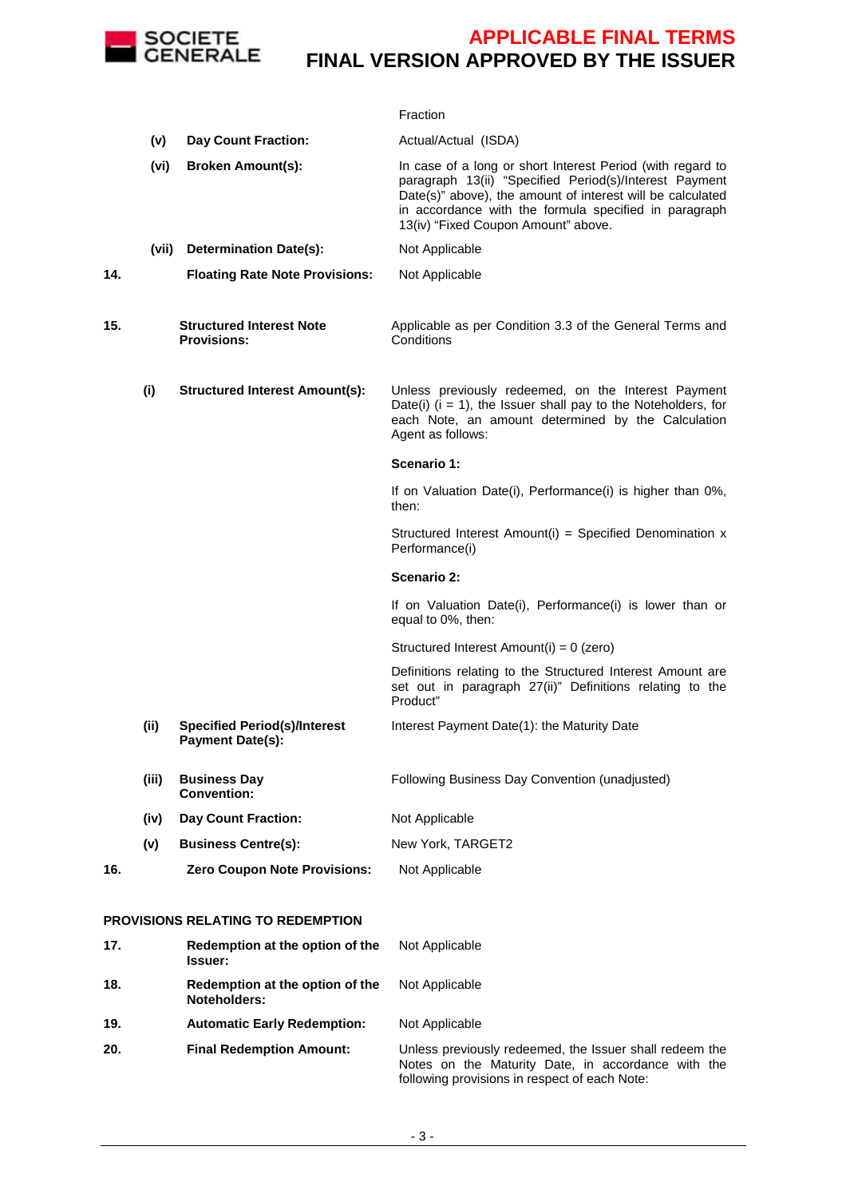| | | | |
|---|---|---|---|
| | | | Fraction |
| | (v) | **Day Count Fraction:** | Actual/Actual (ISDA) |
| | (vi) | **Broken Amount(s):** | In case of a long or short Interest Period (with regard to paragraph 13(ii) "Specified Period(s)/Interest Payment Date(s)" above), the amount of interest will be calculated in accordance with the formula specified in paragraph 13(iv) "Fixed Coupon Amount" above. |
| | (vii) | **Determination Date(s):** | Not Applicable |
| **14.** | | **Floating Rate Note Provisions:** | Not Applicable |
| **15.** | | **Structured Interest Note Provisions:** | Applicable as per Condition 3.3 of the General Terms and Conditions |
| | (i) | **Structured Interest Amount(s):** | Unless previously redeemed, on the Interest Payment Date(i) (i = 1), the Issuer shall pay to the Noteholders, for each Note, an amount determined by the Calculation Agent as follows:<br><br>**Scenario 1:**<br><br>If on Valuation Date(i), Performance(i) is higher than 0%, then:<br><br>Structured Interest Amount(i) = Specified Denomination x Performance(i)<br><br>**Scenario 2:**<br><br>If on Valuation Date(i), Performance(i) is lower than or equal to 0%, then:<br><br>Structured Interest Amount(i) = 0 (zero)<br><br>Definitions relating to the Structured Interest Amount are set out in paragraph 27(ii)" Definitions relating to the Product" |
| | (ii) | **Specified Period(s)/Interest Payment Date(s):** | Interest Payment Date(1): the Maturity Date |
| | (iii) | **Business Day Convention:** | Following Business Day Convention (unadjusted) |
| | (iv) | **Day Count Fraction:** | Not Applicable |
| | (v) | **Business Centre(s):** | New York, TARGET2 |
| **16.** | | **Zero Coupon Note Provisions:** | Not Applicable |

**PROVISIONS RELATING TO REDEMPTION**

| | | |
|---|---|---|
| **17.** | **Redemption at the option of the Issuer:** | Not Applicable |
| **18.** | **Redemption at the option of the Noteholders:** | Not Applicable |
| **19.** | **Automatic Early Redemption:** | Not Applicable |
| **20.** | **Final Redemption Amount:** | Unless previously redeemed, the Issuer shall redeem the Notes on the Maturity Date, in accordance with the following provisions in respect of each Note: |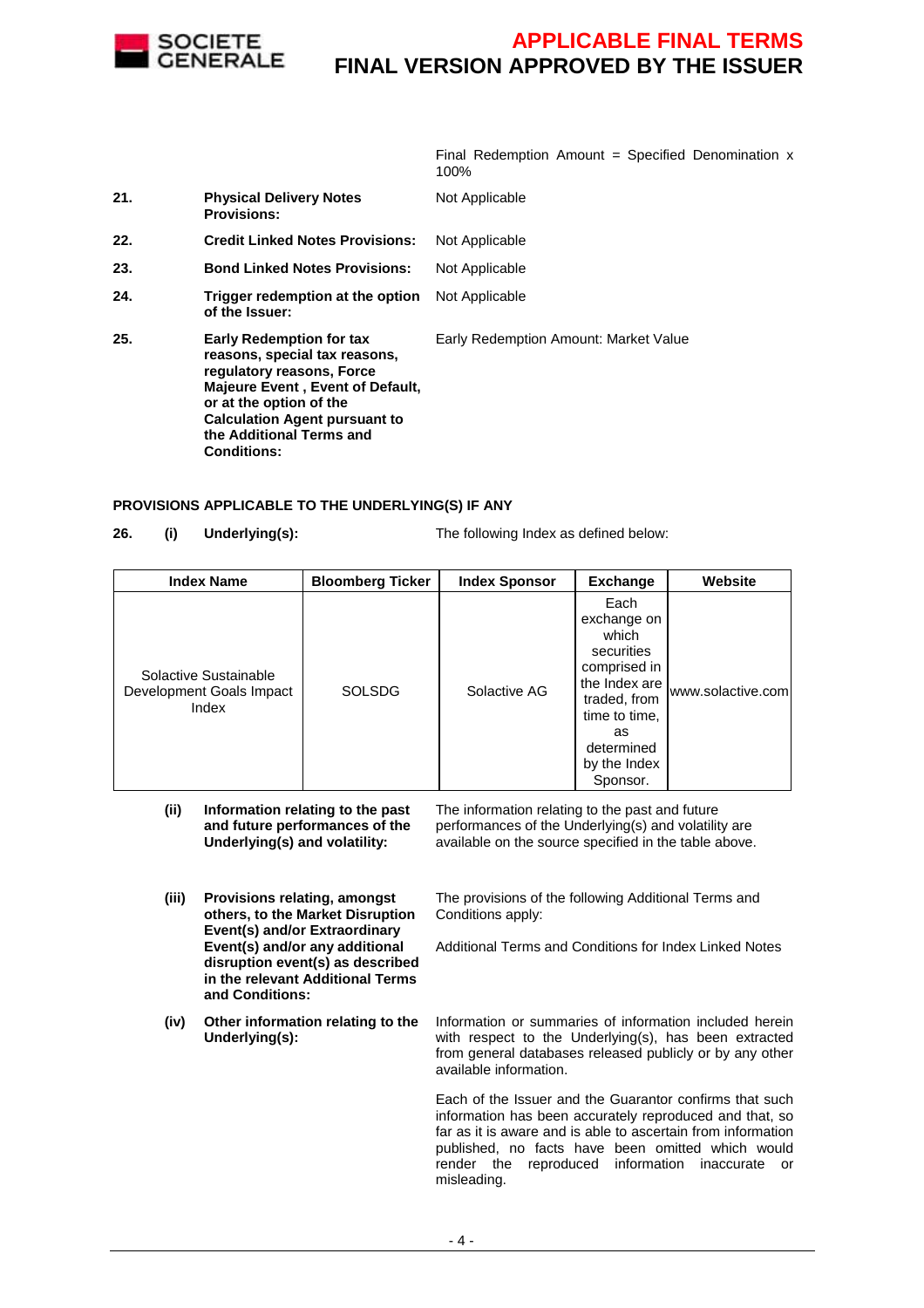Final Redemption Amount = Specified Denomination x 100%

| | | |
|---|---|---|
| **21.** | **Physical Delivery Notes Provisions:** | Not Applicable |
| **22.** | **Credit Linked Notes Provisions:** | Not Applicable |
| **23.** | **Bond Linked Notes Provisions:** | Not Applicable |
| **24.** | **Trigger redemption at the option of the Issuer:** | Not Applicable |
| **25.** | **Early Redemption for tax reasons, special tax reasons, regulatory reasons, Force Majeure Event , Event of Default, or at the option of the Calculation Agent pursuant to the Additional Terms and Conditions:** | Early Redemption Amount: Market Value |

**PROVISIONS APPLICABLE TO THE UNDERLYING(S) IF ANY**

**26.** **(i)** **Underlying(s):** The following Index as defined below:

| Index Name | Bloomberg Ticker | Index Sponsor | Exchange | Website |
|---|---|---|---|---|
| Solactive Sustainable Development Goals Impact Index | SOLSDG | Solactive AG | Each exchange on which securities comprised in the Index are traded, from time to time, as determined by the Index Sponsor. | www.solactive.com |

**(ii)** **Information relating to the past and future performances of the Underlying(s) and volatility:** The information relating to the past and future performances of the Underlying(s) and volatility are available on the source specified in the table above.

**(iii)** **Provisions relating, amongst others, to the Market Disruption Event(s) and/or Extraordinary Event(s) and/or any additional disruption event(s) as described in the relevant Additional Terms and Conditions:** The provisions of the following Additional Terms and Conditions apply:

Additional Terms and Conditions for Index Linked Notes

**(iv)** **Other information relating to the Underlying(s):** Information or summaries of information included herein with respect to the Underlying(s), has been extracted from general databases released publicly or by any other available information.

Each of the Issuer and the Guarantor confirms that such information has been accurately reproduced and that, so far as it is aware and is able to ascertain from information published, no facts have been omitted which would render the reproduced information inaccurate or misleading.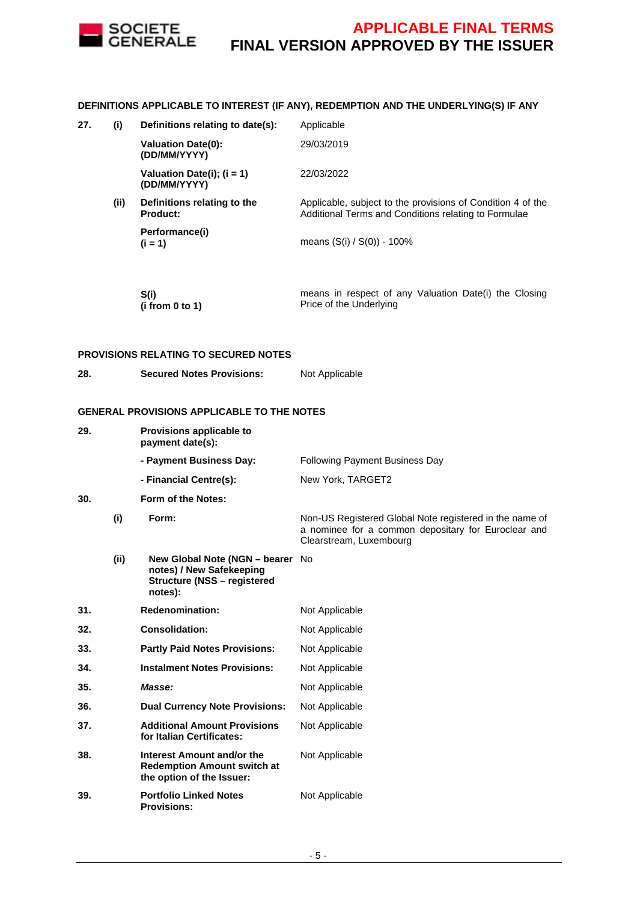**DEFINITIONS APPLICABLE TO INTEREST (IF ANY), REDEMPTION AND THE UNDERLYING(S) IF ANY**

| | | | |
|---|---|---|---|
| **27.** | **(i)** | **Definitions relating to date(s):** | Applicable |
| | | **Valuation Date(0): (DD/MM/YYYY)** | 29/03/2019 |
| | | **Valuation Date(i); (i = 1) (DD/MM/YYYY)** | 22/03/2022 |
| | **(ii)** | **Definitions relating to the Product:** | Applicable, subject to the provisions of Condition 4 of the Additional Terms and Conditions relating to Formulae |
| | | **Performance(i) (i = 1)** | means (S(i) / S(0)) - 100% |
| | | **S(i) (i from 0 to 1)** | means in respect of any Valuation Date(i) the Closing Price of the Underlying |

**PROVISIONS RELATING TO SECURED NOTES**

| | | | |
|---|---|---|---|
| **28.** | | **Secured Notes Provisions:** | Not Applicable |

**GENERAL PROVISIONS APPLICABLE TO THE NOTES**

| | | | |
|---|---|---|---|
| **29.** | | **Provisions applicable to payment date(s):** | |
| | | **- Payment Business Day:** | Following Payment Business Day |
| | | **- Financial Centre(s):** | New York, TARGET2 |
| **30.** | | **Form of the Notes:** | |
| | **(i)** | **Form:** | Non-US Registered Global Note registered in the name of a nominee for a common depositary for Euroclear and Clearstream, Luxembourg |
| | **(ii)** | **New Global Note (NGN – bearer notes) / New Safekeeping Structure (NSS – registered notes):** | No |
| **31.** | | **Redenomination:** | Not Applicable |
| **32.** | | **Consolidation:** | Not Applicable |
| **33.** | | **Partly Paid Notes Provisions:** | Not Applicable |
| **34.** | | **Instalment Notes Provisions:** | Not Applicable |
| **35.** | | ***Masse:*** | Not Applicable |
| **36.** | | **Dual Currency Note Provisions:** | Not Applicable |
| **37.** | | **Additional Amount Provisions for Italian Certificates:** | Not Applicable |
| **38.** | | **Interest Amount and/or the Redemption Amount switch at the option of the Issuer:** | Not Applicable |
| **39.** | | **Portfolio Linked Notes Provisions:** | Not Applicable |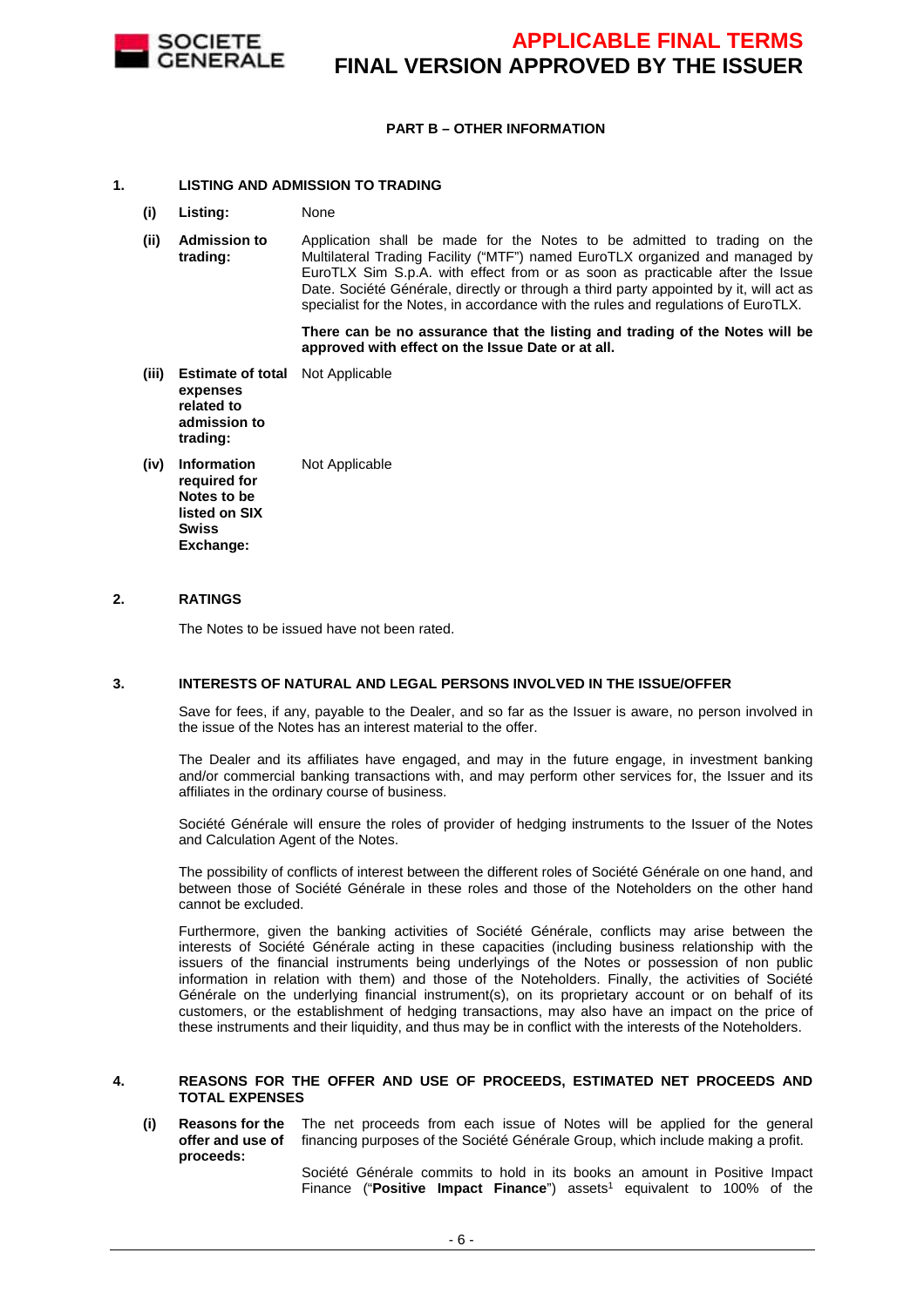**PART B – OTHER INFORMATION**

**1. LISTING AND ADMISSION TO TRADING**

**(i) Listing:** None

**(ii) Admission to trading:** Application shall be made for the Notes to be admitted to trading on the Multilateral Trading Facility ("MTF") named EuroTLX organized and managed by EuroTLX Sim S.p.A. with effect from or as soon as practicable after the Issue Date. Société Générale, directly or through a third party appointed by it, will act as specialist for the Notes, in accordance with the rules and regulations of EuroTLX.

**There can be no assurance that the listing and trading of the Notes will be approved with effect on the Issue Date or at all.**

**(iii) Estimate of total expenses related to admission to trading:** Not Applicable

**(iv) Information required for Notes to be listed on SIX Swiss Exchange:** Not Applicable

**2. RATINGS**

The Notes to be issued have not been rated.

**3. INTERESTS OF NATURAL AND LEGAL PERSONS INVOLVED IN THE ISSUE/OFFER**

Save for fees, if any, payable to the Dealer, and so far as the Issuer is aware, no person involved in the issue of the Notes has an interest material to the offer.

The Dealer and its affiliates have engaged, and may in the future engage, in investment banking and/or commercial banking transactions with, and may perform other services for, the Issuer and its affiliates in the ordinary course of business.

Société Générale will ensure the roles of provider of hedging instruments to the Issuer of the Notes and Calculation Agent of the Notes.

The possibility of conflicts of interest between the different roles of Société Générale on one hand, and between those of Société Générale in these roles and those of the Noteholders on the other hand cannot be excluded.

Furthermore, given the banking activities of Société Générale, conflicts may arise between the interests of Société Générale acting in these capacities (including business relationship with the issuers of the financial instruments being underlyings of the Notes or possession of non public information in relation with them) and those of the Noteholders. Finally, the activities of Société Générale on the underlying financial instrument(s), on its proprietary account or on behalf of its customers, or the establishment of hedging transactions, may also have an impact on the price of these instruments and their liquidity, and thus may be in conflict with the interests of the Noteholders.

**4. REASONS FOR THE OFFER AND USE OF PROCEEDS, ESTIMATED NET PROCEEDS AND TOTAL EXPENSES**

**(i) Reasons for the offer and use of proceeds:** The net proceeds from each issue of Notes will be applied for the general financing purposes of the Société Générale Group, which include making a profit.

Société Générale commits to hold in its books an amount in Positive Impact Finance ("**Positive Impact Finance**") assets[1] equivalent to 100% of the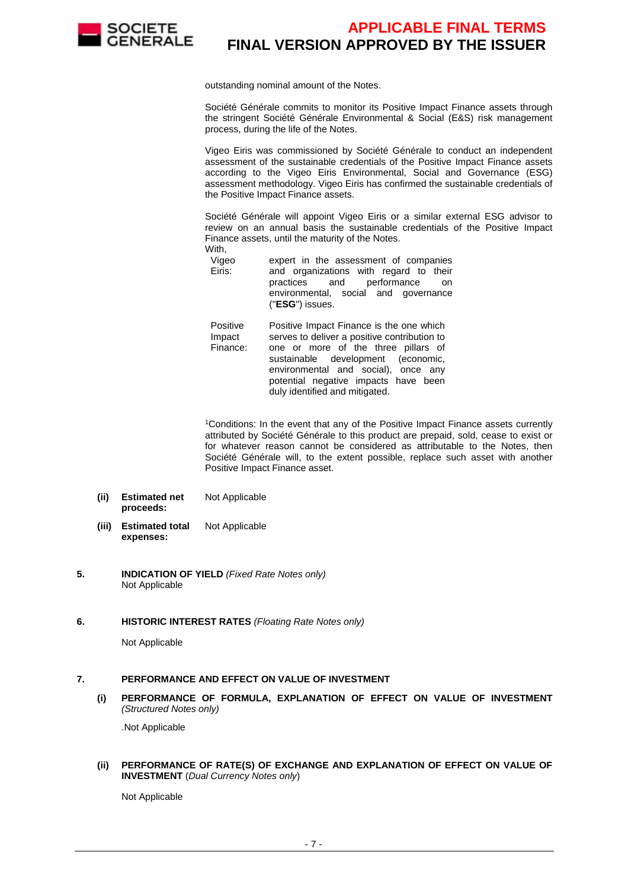outstanding nominal amount of the Notes.

Société Générale commits to monitor its Positive Impact Finance assets through the stringent Société Générale Environmental & Social (E&S) risk management process, during the life of the Notes.

Vigeo Eiris was commissioned by Société Générale to conduct an independent assessment of the sustainable credentials of the Positive Impact Finance assets according to the Vigeo Eiris Environmental, Social and Governance (ESG) assessment methodology. Vigeo Eiris has confirmed the sustainable credentials of the Positive Impact Finance assets.

Société Générale will appoint Vigeo Eiris or a similar external ESG advisor to review on an annual basis the sustainable credentials of the Positive Impact Finance assets, until the maturity of the Notes.

With,

| | |
|---|---|
| Vigeo Eiris: | expert in the assessment of companies and organizations with regard to their practices and performance on environmental, social and governance ("**ESG**") issues. |
| Positive Impact Finance: | Positive Impact Finance is the one which serves to deliver a positive contribution to one or more of the three pillars of sustainable development (economic, environmental and social), once any potential negative impacts have been duly identified and mitigated. |

[1]Conditions: In the event that any of the Positive Impact Finance assets currently attributed by Société Générale to this product are prepaid, sold, cease to exist or for whatever reason cannot be considered as attributable to the Notes, then Société Générale will, to the extent possible, replace such asset with another Positive Impact Finance asset.

**(ii) Estimated net proceeds:** Not Applicable

**(iii) Estimated total expenses:** Not Applicable

## 5. INDICATION OF YIELD *(Fixed Rate Notes only)*

Not Applicable

## 6. HISTORIC INTEREST RATES *(Floating Rate Notes only)*

Not Applicable

## 7. PERFORMANCE AND EFFECT ON VALUE OF INVESTMENT

### (i) PERFORMANCE OF FORMULA, EXPLANATION OF EFFECT ON VALUE OF INVESTMENT *(Structured Notes only)*

.Not Applicable

### (ii) PERFORMANCE OF RATE(S) OF EXCHANGE AND EXPLANATION OF EFFECT ON VALUE OF INVESTMENT (*Dual Currency Notes only*)

Not Applicable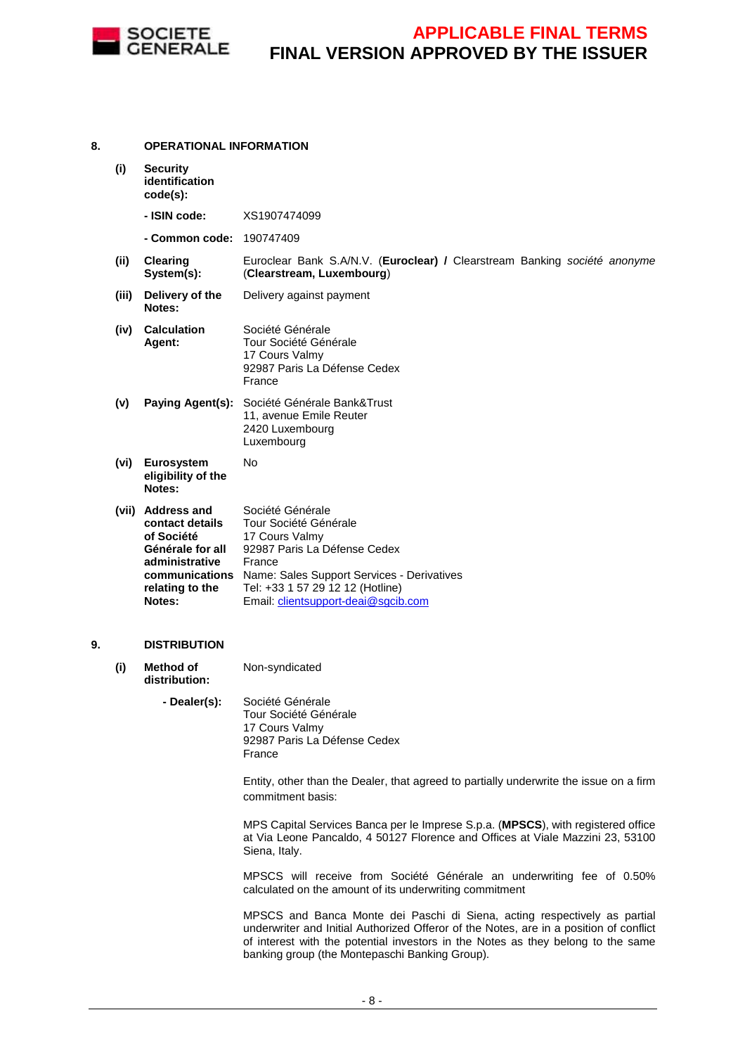## 8. OPERATIONAL INFORMATION

**(i) Security identification code(s):**

**- ISIN code:** XS1907474099

**- Common code:** 190747409

**(ii) Clearing System(s):** Euroclear Bank S.A/N.V. (**Euroclear**) / Clearstream Banking *société anonyme* (**Clearstream, Luxembourg**)

**(iii) Delivery of the Notes:** Delivery against payment

**(iv) Calculation Agent:** Société Générale
Tour Société Générale
17 Cours Valmy
92987 Paris La Défense Cedex
France

**(v) Paying Agent(s):** Société Générale Bank&Trust
11, avenue Emile Reuter
2420 Luxembourg
Luxembourg

**(vi) Eurosystem eligibility of the Notes:** No

**(vii) Address and contact details of Société Générale for all administrative communications relating to the Notes:** Société Générale
Tour Société Générale
17 Cours Valmy
92987 Paris La Défense Cedex
France
Name: Sales Support Services - Derivatives
Tel: +33 1 57 29 12 12 (Hotline)
Email: clientsupport-deai@sgcib.com

## 9. DISTRIBUTION

**(i) Method of distribution:** Non-syndicated

**- Dealer(s):** Société Générale
Tour Société Générale
17 Cours Valmy
92987 Paris La Défense Cedex
France

Entity, other than the Dealer, that agreed to partially underwrite the issue on a firm commitment basis:

MPS Capital Services Banca per le Imprese S.p.a. (**MPSCS**), with registered office at Via Leone Pancaldo, 4 50127 Florence and Offices at Viale Mazzini 23, 53100 Siena, Italy.

MPSCS will receive from Société Générale an underwriting fee of 0.50% calculated on the amount of its underwriting commitment

MPSCS and Banca Monte dei Paschi di Siena, acting respectively as partial underwriter and Initial Authorized Offeror of the Notes, are in a position of conflict of interest with the potential investors in the Notes as they belong to the same banking group (the Montepaschi Banking Group).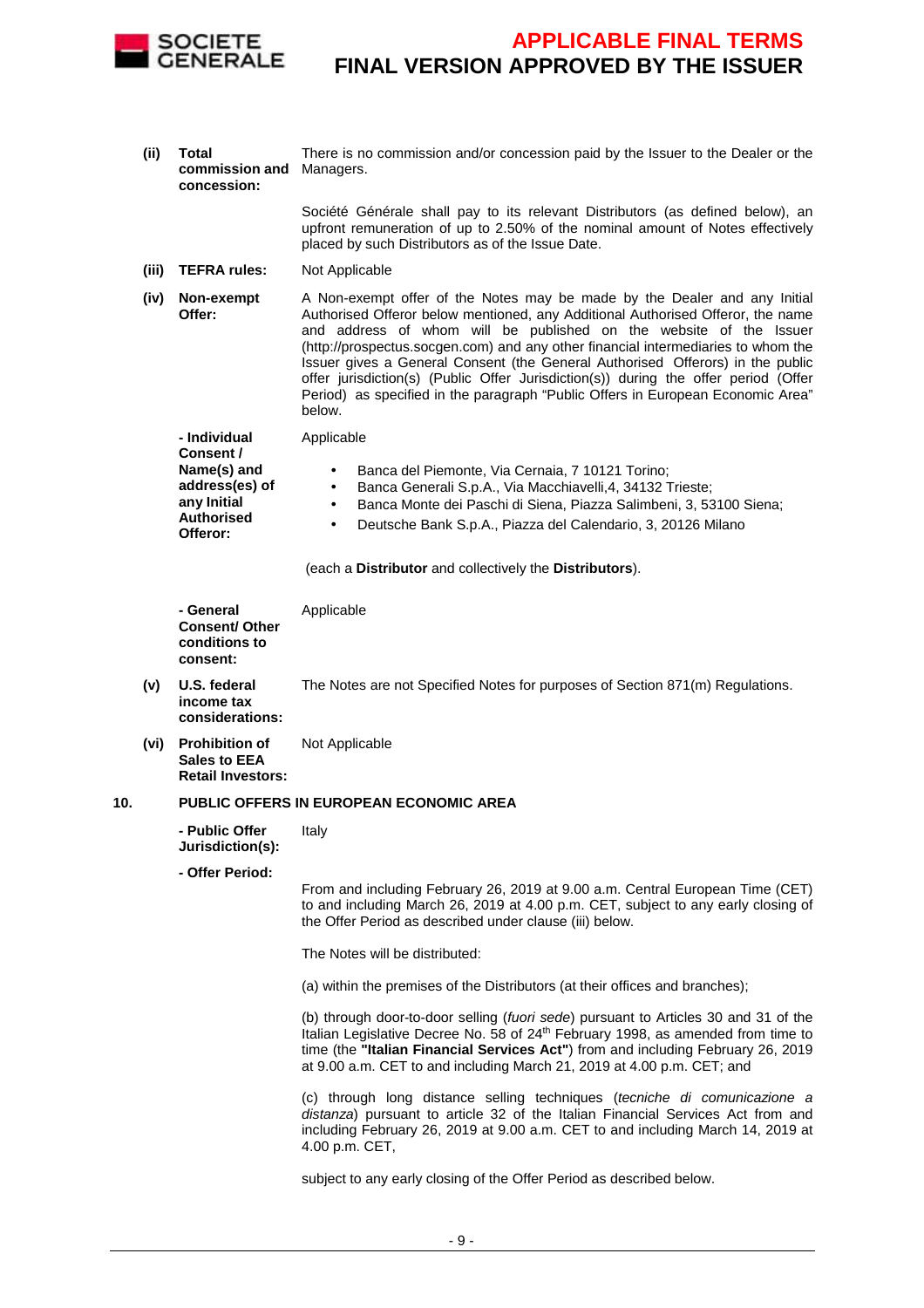**(ii) Total commission and concession:** There is no commission and/or concession paid by the Issuer to the Dealer or the Managers.

Société Générale shall pay to its relevant Distributors (as defined below), an upfront remuneration of up to 2.50% of the nominal amount of Notes effectively placed by such Distributors as of the Issue Date.

**(iii) TEFRA rules:** Not Applicable

**(iv) Non-exempt Offer:** A Non-exempt offer of the Notes may be made by the Dealer and any Initial Authorised Offeror below mentioned, any Additional Authorised Offeror, the name and address of whom will be published on the website of the Issuer (http://prospectus.socgen.com) and any other financial intermediaries to whom the Issuer gives a General Consent (the General Authorised Offerors) in the public offer jurisdiction(s) (Public Offer Jurisdiction(s)) during the offer period (Offer Period) as specified in the paragraph "Public Offers in European Economic Area" below.

**- Individual Consent / Name(s) and address(es) of any Initial Authorised Offeror:** Applicable

- Banca del Piemonte, Via Cernaia, 7 10121 Torino;
- Banca Generali S.p.A., Via Macchiavelli,4, 34132 Trieste;
- Banca Monte dei Paschi di Siena, Piazza Salimbeni, 3, 53100 Siena;
- Deutsche Bank S.p.A., Piazza del Calendario, 3, 20126 Milano

(each a **Distributor** and collectively the **Distributors**).

**- General Consent/ Other conditions to consent:** Applicable

**(v) U.S. federal income tax considerations:** The Notes are not Specified Notes for purposes of Section 871(m) Regulations.

**(vi) Prohibition of Sales to EEA Retail Investors:** Not Applicable

**10. PUBLIC OFFERS IN EUROPEAN ECONOMIC AREA**

**- Public Offer Jurisdiction(s):** Italy

**- Offer Period:**

From and including February 26, 2019 at 9.00 a.m. Central European Time (CET) to and including March 26, 2019 at 4.00 p.m. CET, subject to any early closing of the Offer Period as described under clause (iii) below.

The Notes will be distributed:

(a) within the premises of the Distributors (at their offices and branches);

(b) through door-to-door selling (*fuori sede*) pursuant to Articles 30 and 31 of the Italian Legislative Decree No. 58 of 24th February 1998, as amended from time to time (the **"Italian Financial Services Act"**) from and including February 26, 2019 at 9.00 a.m. CET to and including March 21, 2019 at 4.00 p.m. CET; and

(c) through long distance selling techniques (*tecniche di comunicazione a distanza*) pursuant to article 32 of the Italian Financial Services Act from and including February 26, 2019 at 9.00 a.m. CET to and including March 14, 2019 at 4.00 p.m. CET,

subject to any early closing of the Offer Period as described below.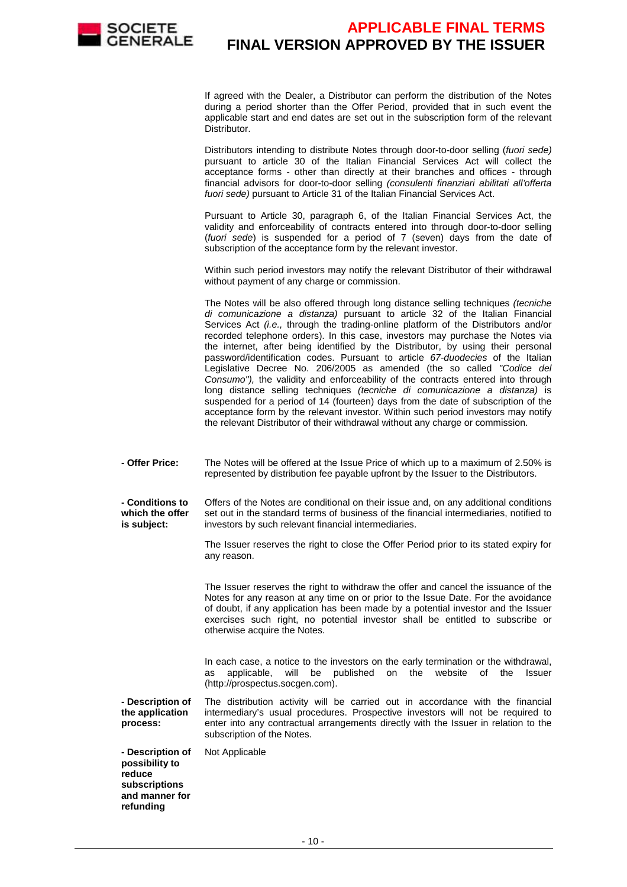If agreed with the Dealer, a Distributor can perform the distribution of the Notes during a period shorter than the Offer Period, provided that in such event the applicable start and end dates are set out in the subscription form of the relevant Distributor.

Distributors intending to distribute Notes through door-to-door selling (*fuori sede)* pursuant to article 30 of the Italian Financial Services Act will collect the acceptance forms - other than directly at their branches and offices - through financial advisors for door-to-door selling *(consulenti finanziari abilitati all'offerta fuori sede)* pursuant to Article 31 of the Italian Financial Services Act.

Pursuant to Article 30, paragraph 6, of the Italian Financial Services Act, the validity and enforceability of contracts entered into through door-to-door selling (*fuori sede*) is suspended for a period of 7 (seven) days from the date of subscription of the acceptance form by the relevant investor.

Within such period investors may notify the relevant Distributor of their withdrawal without payment of any charge or commission.

The Notes will be also offered through long distance selling techniques *(tecniche di comunicazione a distanza)* pursuant to article 32 of the Italian Financial Services Act *(i.e.,* through the trading-online platform of the Distributors and/or recorded telephone orders). In this case, investors may purchase the Notes via the internet, after being identified by the Distributor, by using their personal password/identification codes. Pursuant to article *67-duodecies* of the Italian Legislative Decree No. 206/2005 as amended (the so called *"Codice del Consumo"),* the validity and enforceability of the contracts entered into through long distance selling techniques *(tecniche di comunicazione a distanza)* is suspended for a period of 14 (fourteen) days from the date of subscription of the acceptance form by the relevant investor. Within such period investors may notify the relevant Distributor of their withdrawal without any charge or commission.

| | |
|---|---|
| **- Offer Price:** | The Notes will be offered at the Issue Price of which up to a maximum of 2.50% is represented by distribution fee payable upfront by the Issuer to the Distributors. |
| **- Conditions to which the offer is subject:** | Offers of the Notes are conditional on their issue and, on any additional conditions set out in the standard terms of business of the financial intermediaries, notified to investors by such relevant financial intermediaries.<br><br>The Issuer reserves the right to close the Offer Period prior to its stated expiry for any reason.<br><br>The Issuer reserves the right to withdraw the offer and cancel the issuance of the Notes for any reason at any time on or prior to the Issue Date. For the avoidance of doubt, if any application has been made by a potential investor and the Issuer exercises such right, no potential investor shall be entitled to subscribe or otherwise acquire the Notes.<br><br>In each case, a notice to the investors on the early termination or the withdrawal, as applicable, will be published on the website of the Issuer (http://prospectus.socgen.com). |
| **- Description of the application process:** | The distribution activity will be carried out in accordance with the financial intermediary's usual procedures. Prospective investors will not be required to enter into any contractual arrangements directly with the Issuer in relation to the subscription of the Notes. |
| **- Description of possibility to reduce subscriptions and manner for refunding** | Not Applicable |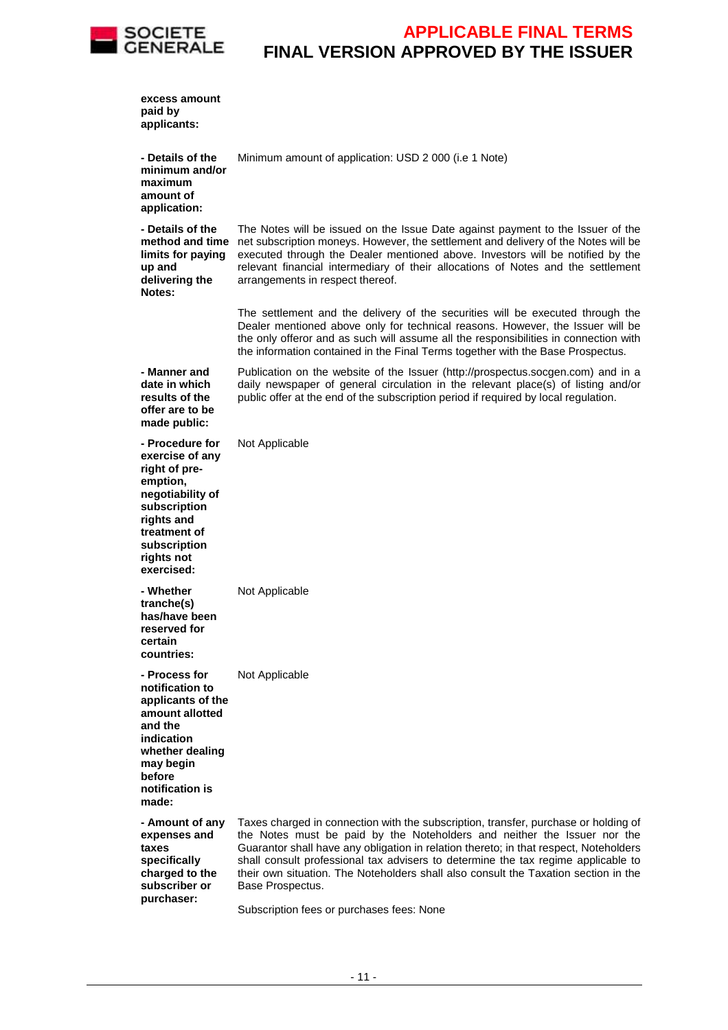| | |
|---|---|
| **excess amount paid by applicants:** | |
| **- Details of the minimum and/or maximum amount of application:** | Minimum amount of application: USD 2 000 (i.e 1 Note) |
| **- Details of the method and time limits for paying up and delivering the Notes:** | The Notes will be issued on the Issue Date against payment to the Issuer of the net subscription moneys. However, the settlement and delivery of the Notes will be executed through the Dealer mentioned above. Investors will be notified by the relevant financial intermediary of their allocations of Notes and the settlement arrangements in respect thereof.<br><br>The settlement and the delivery of the securities will be executed through the Dealer mentioned above only for technical reasons. However, the Issuer will be the only offeror and as such will assume all the responsibilities in connection with the information contained in the Final Terms together with the Base Prospectus. |
| **- Manner and date in which results of the offer are to be made public:** | Publication on the website of the Issuer (http://prospectus.socgen.com) and in a daily newspaper of general circulation in the relevant place(s) of listing and/or public offer at the end of the subscription period if required by local regulation. |
| **- Procedure for exercise of any right of pre-emption, negotiability of subscription rights and treatment of subscription rights not exercised:** | Not Applicable |
| **- Whether tranche(s) has/have been reserved for certain countries:** | Not Applicable |
| **- Process for notification to applicants of the amount allotted and the indication whether dealing may begin before notification is made:** | Not Applicable |
| **- Amount of any expenses and taxes specifically charged to the subscriber or purchaser:** | Taxes charged in connection with the subscription, transfer, purchase or holding of the Notes must be paid by the Noteholders and neither the Issuer nor the Guarantor shall have any obligation in relation thereto; in that respect, Noteholders shall consult professional tax advisers to determine the tax regime applicable to their own situation. The Noteholders shall also consult the Taxation section in the Base Prospectus.<br><br>Subscription fees or purchases fees: None |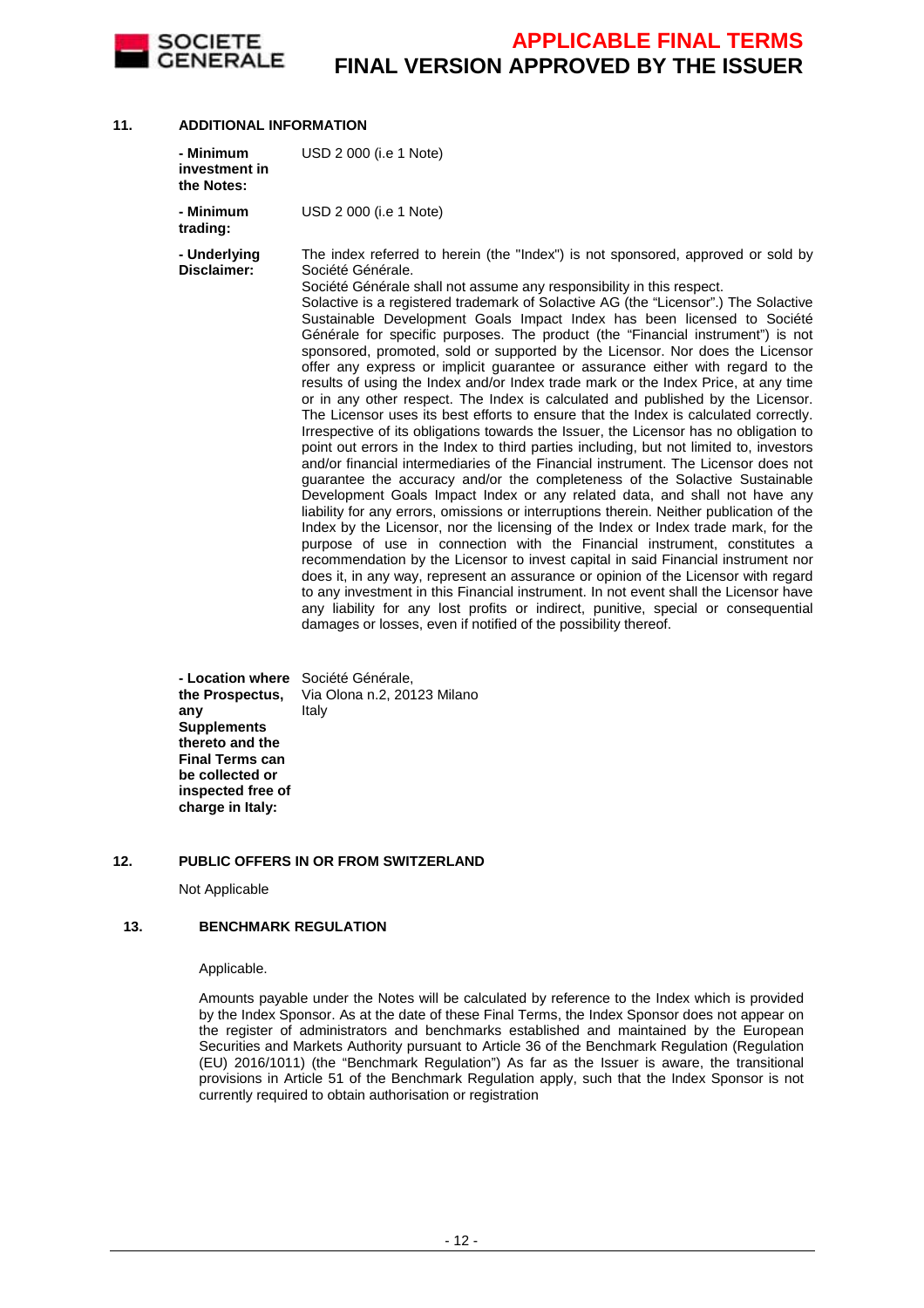## 11. ADDITIONAL INFORMATION

| | |
|---|---|
| **- Minimum investment in the Notes:** | USD 2 000 (i.e 1 Note) |
| **- Minimum trading:** | USD 2 000 (i.e 1 Note) |
| **- Underlying Disclaimer:** | The index referred to herein (the "Index") is not sponsored, approved or sold by Société Générale.<br>Société Générale shall not assume any responsibility in this respect.<br>Solactive is a registered trademark of Solactive AG (the "Licensor".) The Solactive Sustainable Development Goals Impact Index has been licensed to Société Générale for specific purposes. The product (the "Financial instrument") is not sponsored, promoted, sold or supported by the Licensor. Nor does the Licensor offer any express or implicit guarantee or assurance either with regard to the results of using the Index and/or Index trade mark or the Index Price, at any time or in any other respect. The Index is calculated and published by the Licensor. The Licensor uses its best efforts to ensure that the Index is calculated correctly. Irrespective of its obligations towards the Issuer, the Licensor has no obligation to point out errors in the Index to third parties including, but not limited to, investors and/or financial intermediaries of the Financial instrument. The Licensor does not guarantee the accuracy and/or the completeness of the Solactive Sustainable Development Goals Impact Index or any related data, and shall not have any liability for any errors, omissions or interruptions therein. Neither publication of the Index by the Licensor, nor the licensing of the Index or Index trade mark, for the purpose of use in connection with the Financial instrument, constitutes a recommendation by the Licensor to invest capital in said Financial instrument nor does it, in any way, represent an assurance or opinion of the Licensor with regard to any investment in this Financial instrument. In not event shall the Licensor have any liability for any lost profits or indirect, punitive, special or consequential damages or losses, even if notified of the possibility thereof. |
| **- Location where the Prospectus, any Supplements thereto and the Final Terms can be collected or inspected free of charge in Italy:** | Société Générale,<br>Via Olona n.2, 20123 Milano<br>Italy |

## 12. PUBLIC OFFERS IN OR FROM SWITZERLAND

Not Applicable

## 13. BENCHMARK REGULATION

Applicable.

Amounts payable under the Notes will be calculated by reference to the Index which is provided by the Index Sponsor. As at the date of these Final Terms, the Index Sponsor does not appear on the register of administrators and benchmarks established and maintained by the European Securities and Markets Authority pursuant to Article 36 of the Benchmark Regulation (Regulation (EU) 2016/1011) (the "Benchmark Regulation") As far as the Issuer is aware, the transitional provisions in Article 51 of the Benchmark Regulation apply, such that the Index Sponsor is not currently required to obtain authorisation or registration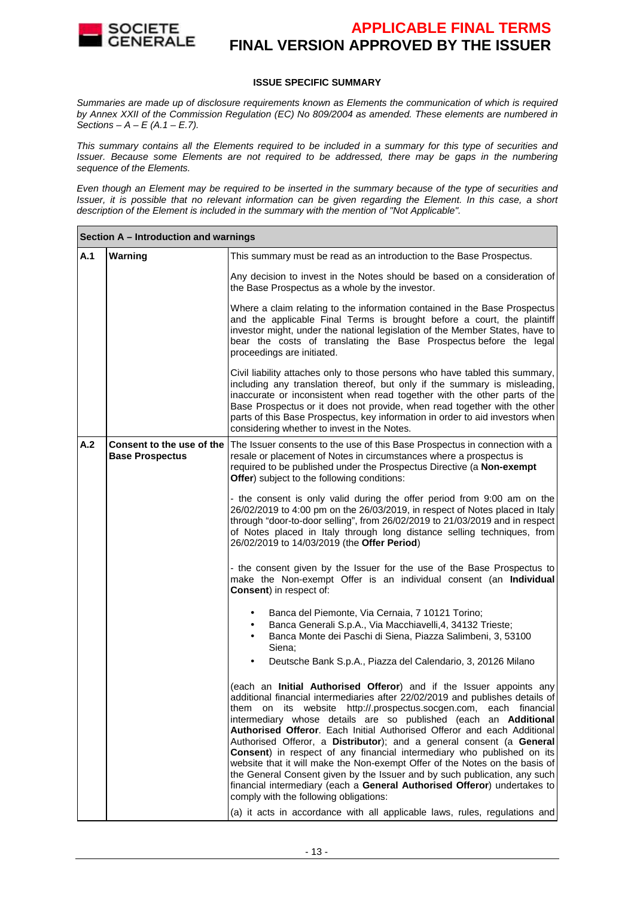#### ISSUE SPECIFIC SUMMARY

*Summaries are made up of disclosure requirements known as Elements the communication of which is required by Annex XXII of the Commission Regulation (EC) No 809/2004 as amended. These elements are numbered in Sections – A – E (A.1 – E.7).*

*This summary contains all the Elements required to be included in a summary for this type of securities and Issuer. Because some Elements are not required to be addressed, there may be gaps in the numbering sequence of the Elements.*

*Even though an Element may be required to be inserted in the summary because of the type of securities and Issuer, it is possible that no relevant information can be given regarding the Element. In this case, a short description of the Element is included in the summary with the mention of "Not Applicable".*

| **Section A – Introduction and warnings** | | |
|---|---|---|
| **A.1** | **Warning** | This summary must be read as an introduction to the Base Prospectus.<br><br>Any decision to invest in the Notes should be based on a consideration of the Base Prospectus as a whole by the investor.<br><br>Where a claim relating to the information contained in the Base Prospectus and the applicable Final Terms is brought before a court, the plaintiff investor might, under the national legislation of the Member States, have to bear the costs of translating the Base Prospectus before the legal proceedings are initiated.<br><br>Civil liability attaches only to those persons who have tabled this summary, including any translation thereof, but only if the summary is misleading, inaccurate or inconsistent when read together with the other parts of the Base Prospectus or it does not provide, when read together with the other parts of this Base Prospectus, key information in order to aid investors when considering whether to invest in the Notes. |
| **A.2** | **Consent to the use of the Base Prospectus** | The Issuer consents to the use of this Base Prospectus in connection with a resale or placement of Notes in circumstances where a prospectus is required to be published under the Prospectus Directive (a **Non-exempt Offer**) subject to the following conditions:<br><br>- the consent is only valid during the offer period from 9:00 am on the 26/02/2019 to 4:00 pm on the 26/03/2019, in respect of Notes placed in Italy through "door-to-door selling", from 26/02/2019 to 21/03/2019 and in respect of Notes placed in Italy through long distance selling techniques, from 26/02/2019 to 14/03/2019 (the **Offer Period**)<br><br>- the consent given by the Issuer for the use of the Base Prospectus to make the Non-exempt Offer is an individual consent (an **Individual Consent**) in respect of:<br><br>• Banca del Piemonte, Via Cernaia, 7 10121 Torino;<br>• Banca Generali S.p.A., Via Macchiavelli,4, 34132 Trieste;<br>• Banca Monte dei Paschi di Siena, Piazza Salimbeni, 3, 53100 Siena;<br>• Deutsche Bank S.p.A., Piazza del Calendario, 3, 20126 Milano<br><br>(each an **Initial Authorised Offeror**) and if the Issuer appoints any additional financial intermediaries after 22/02/2019 and publishes details of them on its website http://.prospectus.socgen.com, each financial intermediary whose details are so published (each an **Additional Authorised Offeror**. Each Initial Authorised Offeror and each Additional Authorised Offeror, a **Distributor**); and a general consent (a **General Consent**) in respect of any financial intermediary who published on its website that it will make the Non-exempt Offer of the Notes on the basis of the General Consent given by the Issuer and by such publication, any such financial intermediary (each a **General Authorised Offeror**) undertakes to comply with the following obligations:<br><br>(a) it acts in accordance with all applicable laws, rules, regulations and |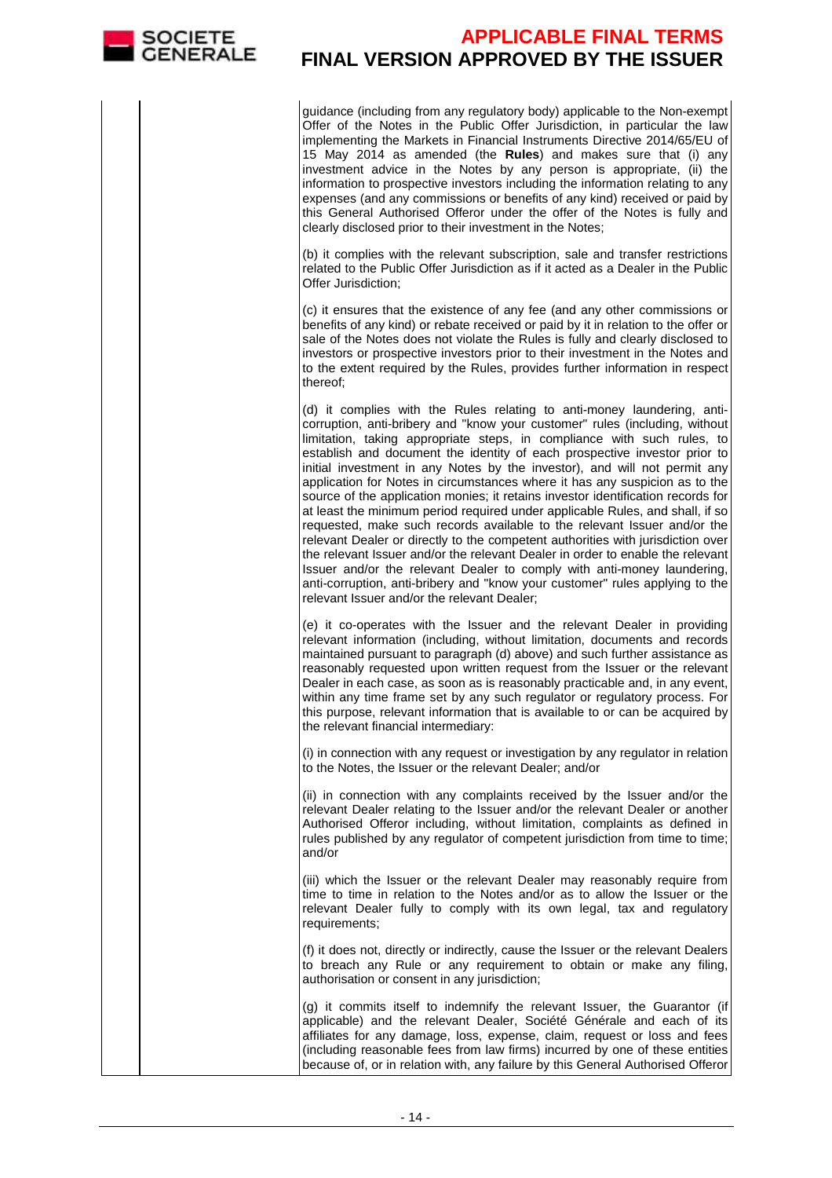guidance (including from any regulatory body) applicable to the Non-exempt Offer of the Notes in the Public Offer Jurisdiction, in particular the law implementing the Markets in Financial Instruments Directive 2014/65/EU of 15 May 2014 as amended (the **Rules**) and makes sure that (i) any investment advice in the Notes by any person is appropriate, (ii) the information to prospective investors including the information relating to any expenses (and any commissions or benefits of any kind) received or paid by this General Authorised Offeror under the offer of the Notes is fully and clearly disclosed prior to their investment in the Notes;

(b) it complies with the relevant subscription, sale and transfer restrictions related to the Public Offer Jurisdiction as if it acted as a Dealer in the Public Offer Jurisdiction;

(c) it ensures that the existence of any fee (and any other commissions or benefits of any kind) or rebate received or paid by it in relation to the offer or sale of the Notes does not violate the Rules is fully and clearly disclosed to investors or prospective investors prior to their investment in the Notes and to the extent required by the Rules, provides further information in respect thereof;

(d) it complies with the Rules relating to anti-money laundering, anti-corruption, anti-bribery and "know your customer" rules (including, without limitation, taking appropriate steps, in compliance with such rules, to establish and document the identity of each prospective investor prior to initial investment in any Notes by the investor), and will not permit any application for Notes in circumstances where it has any suspicion as to the source of the application monies; it retains investor identification records for at least the minimum period required under applicable Rules, and shall, if so requested, make such records available to the relevant Issuer and/or the relevant Dealer or directly to the competent authorities with jurisdiction over the relevant Issuer and/or the relevant Dealer in order to enable the relevant Issuer and/or the relevant Dealer to comply with anti-money laundering, anti-corruption, anti-bribery and "know your customer" rules applying to the relevant Issuer and/or the relevant Dealer;

(e) it co-operates with the Issuer and the relevant Dealer in providing relevant information (including, without limitation, documents and records maintained pursuant to paragraph (d) above) and such further assistance as reasonably requested upon written request from the Issuer or the relevant Dealer in each case, as soon as is reasonably practicable and, in any event, within any time frame set by any such regulator or regulatory process. For this purpose, relevant information that is available to or can be acquired by the relevant financial intermediary:

(i) in connection with any request or investigation by any regulator in relation to the Notes, the Issuer or the relevant Dealer; and/or

(ii) in connection with any complaints received by the Issuer and/or the relevant Dealer relating to the Issuer and/or the relevant Dealer or another Authorised Offeror including, without limitation, complaints as defined in rules published by any regulator of competent jurisdiction from time to time; and/or

(iii) which the Issuer or the relevant Dealer may reasonably require from time to time in relation to the Notes and/or as to allow the Issuer or the relevant Dealer fully to comply with its own legal, tax and regulatory requirements;

(f) it does not, directly or indirectly, cause the Issuer or the relevant Dealers to breach any Rule or any requirement to obtain or make any filing, authorisation or consent in any jurisdiction;

(g) it commits itself to indemnify the relevant Issuer, the Guarantor (if applicable) and the relevant Dealer, Société Générale and each of its affiliates for any damage, loss, expense, claim, request or loss and fees (including reasonable fees from law firms) incurred by one of these entities because of, or in relation with, any failure by this General Authorised Offeror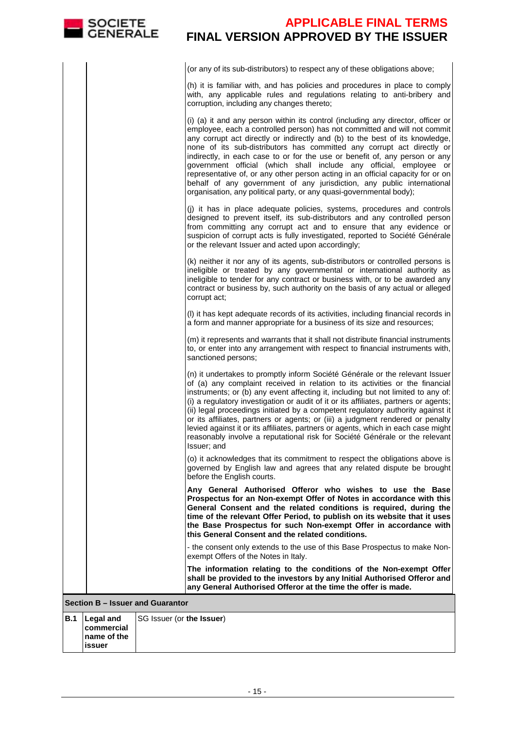| | | |
|---|---|---|
| | | (or any of its sub-distributors) to respect any of these obligations above;<br><br>(h) it is familiar with, and has policies and procedures in place to comply with, any applicable rules and regulations relating to anti-bribery and corruption, including any changes thereto;<br><br>(i) (a) it and any person within its control (including any director, officer or employee, each a controlled person) has not committed and will not commit any corrupt act directly or indirectly and (b) to the best of its knowledge, none of its sub-distributors has committed any corrupt act directly or indirectly, in each case to or for the use or benefit of, any person or any government official (which shall include any official, employee or representative of, or any other person acting in an official capacity for or on behalf of any government of any jurisdiction, any public international organisation, any political party, or any quasi-governmental body);<br><br>(j) it has in place adequate policies, systems, procedures and controls designed to prevent itself, its sub-distributors and any controlled person from committing any corrupt act and to ensure that any evidence or suspicion of corrupt acts is fully investigated, reported to Société Générale or the relevant Issuer and acted upon accordingly;<br><br>(k) neither it nor any of its agents, sub-distributors or controlled persons is ineligible or treated by any governmental or international authority as ineligible to tender for any contract or business with, or to be awarded any contract or business by, such authority on the basis of any actual or alleged corrupt act;<br><br>(l) it has kept adequate records of its activities, including financial records in a form and manner appropriate for a business of its size and resources;<br><br>(m) it represents and warrants that it shall not distribute financial instruments to, or enter into any arrangement with respect to financial instruments with, sanctioned persons;<br><br>(n) it undertakes to promptly inform Société Générale or the relevant Issuer of (a) any complaint received in relation to its activities or the financial instruments; or (b) any event affecting it, including but not limited to any of: (i) a regulatory investigation or audit of it or its affiliates, partners or agents; (ii) legal proceedings initiated by a competent regulatory authority against it or its affiliates, partners or agents; or (iii) a judgment rendered or penalty levied against it or its affiliates, partners or agents, which in each case might reasonably involve a reputational risk for Société Générale or the relevant Issuer; and<br><br>(o) it acknowledges that its commitment to respect the obligations above is governed by English law and agrees that any related dispute be brought before the English courts.<br><br>**Any General Authorised Offeror who wishes to use the Base Prospectus for an Non-exempt Offer of Notes in accordance with this General Consent and the related conditions is required, during the time of the relevant Offer Period, to publish on its website that it uses the Base Prospectus for such Non-exempt Offer in accordance with this General Consent and the related conditions.**<br><br>- the consent only extends to the use of this Base Prospectus to make Non-exempt Offers of the Notes in Italy.<br><br>**The information relating to the conditions of the Non-exempt Offer shall be provided to the investors by any Initial Authorised Offeror and any General Authorised Offeror at the time the offer is made.** |
| **Section B – Issuer and Guarantor** | | |
| **B.1** | **Legal and commercial name of the issuer** | SG Issuer (or **the Issuer**) |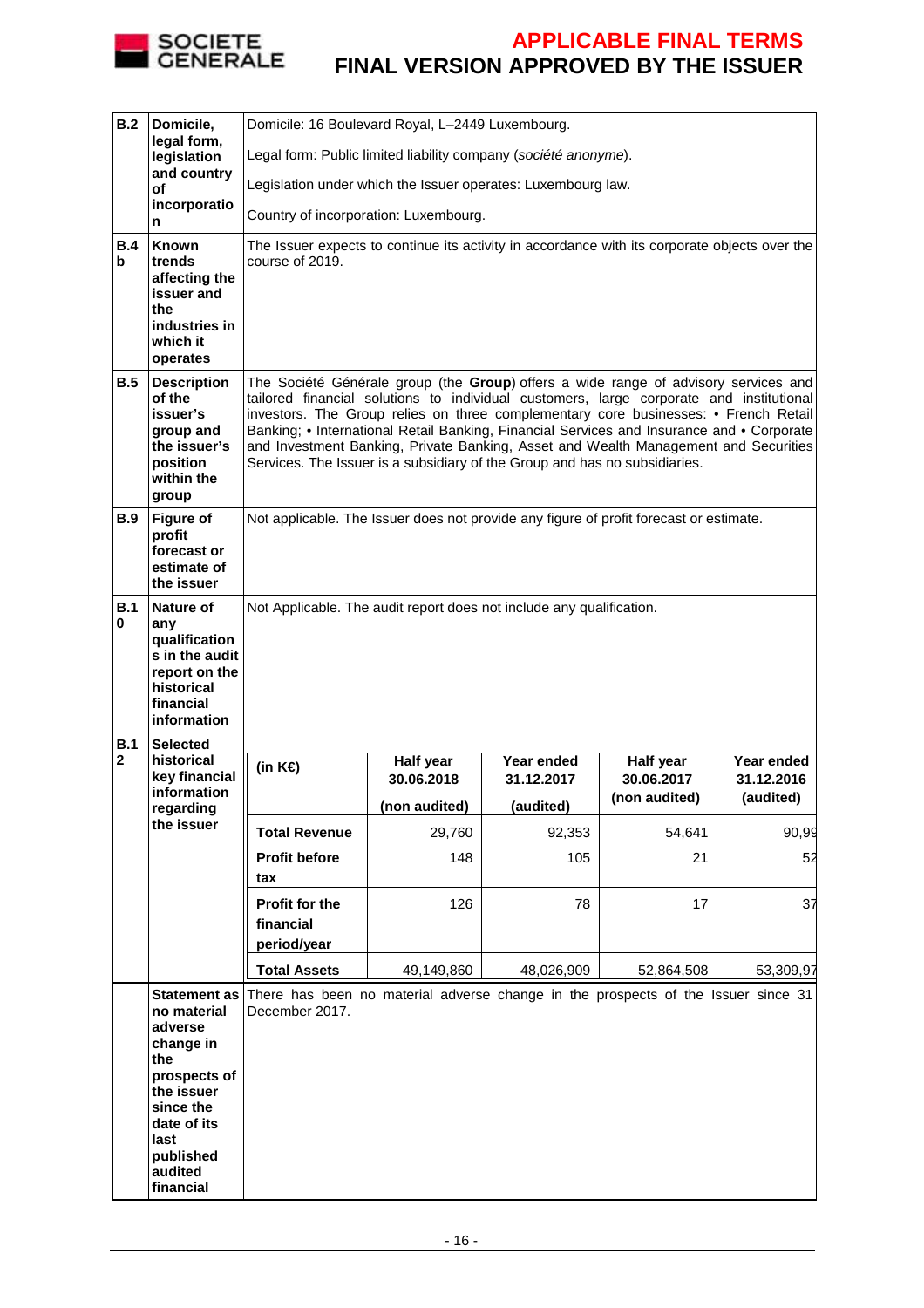| | | |
|---|---|---|
| **B.2** | **Domicile, legal form, legislation and country of incorporation** | Domicile: 16 Boulevard Royal, L–2449 Luxembourg.<br><br>Legal form: Public limited liability company (*société anonyme*).<br><br>Legislation under which the Issuer operates: Luxembourg law.<br><br>Country of incorporation: Luxembourg. |
| **B.4b** | **Known trends affecting the issuer and the industries in which it operates** | The Issuer expects to continue its activity in accordance with its corporate objects over the course of 2019. |
| **B.5** | **Description of the issuer's group and the issuer's position within the group** | The Société Générale group (the **Group**) offers a wide range of advisory services and tailored financial solutions to individual customers, large corporate and institutional investors. The Group relies on three complementary core businesses: • French Retail Banking; • International Retail Banking, Financial Services and Insurance and • Corporate and Investment Banking, Private Banking, Asset and Wealth Management and Securities Services. The Issuer is a subsidiary of the Group and has no subsidiaries. |
| **B.9** | **Figure of profit forecast or estimate of the issuer** | Not applicable. The Issuer does not provide any figure of profit forecast or estimate. |
| **B.10** | **Nature of any qualifications in the audit report on the historical financial information** | Not Applicable. The audit report does not include any qualification. |
| **B.12** | **Selected historical key financial information regarding the issuer** | *(see table below)* |
| | **Statement as no material adverse change in the prospects of the issuer since the date of its last published audited financial** | There has been no material adverse change in the prospects of the Issuer since 31 December 2017. |

| (in K€) | Half year 30.06.2018 (non audited) | Year ended 31.12.2017 (audited) | Half year 30.06.2017 (non audited) | Year ended 31.12.2016 (audited) |
|---|---|---|---|---|
| **Total Revenue** | 29,760 | 92,353 | 54,641 | 90,99 |
| **Profit before tax** | 148 | 105 | 21 | 52 |
| **Profit for the financial period/year** | 126 | 78 | 17 | 37 |
| **Total Assets** | 49,149,860 | 48,026,909 | 52,864,508 | 53,309,97 |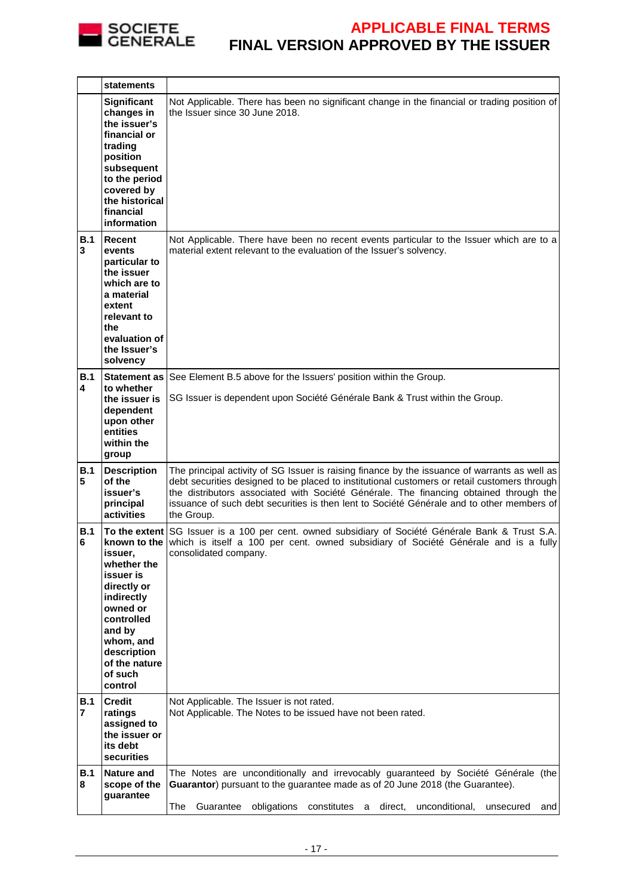| | statements | |
|---|---|---|
| | **Significant changes in the issuer's financial or trading position subsequent to the period covered by the historical financial information** | Not Applicable. There has been no significant change in the financial or trading position of the Issuer since 30 June 2018. |
| **B.13** | **Recent events particular to the issuer which are to a material extent relevant to the evaluation of the Issuer's solvency** | Not Applicable. There have been no recent events particular to the Issuer which are to a material extent relevant to the evaluation of the Issuer's solvency. |
| **B.14** | **Statement as to whether the issuer is dependent upon other entities within the group** | See Element B.5 above for the Issuers' position within the Group.<br><br>SG Issuer is dependent upon Société Générale Bank & Trust within the Group. |
| **B.15** | **Description of the issuer's principal activities** | The principal activity of SG Issuer is raising finance by the issuance of warrants as well as debt securities designed to be placed to institutional customers or retail customers through the distributors associated with Société Générale. The financing obtained through the issuance of such debt securities is then lent to Société Générale and to other members of the Group. |
| **B.16** | **To the extent known to the issuer, whether the issuer is directly or indirectly owned or controlled and by whom, and description of the nature of such control** | SG Issuer is a 100 per cent. owned subsidiary of Société Générale Bank & Trust S.A. which is itself a 100 per cent. owned subsidiary of Société Générale and is a fully consolidated company. |
| **B.17** | **Credit ratings assigned to the issuer or its debt securities** | Not Applicable. The Issuer is not rated.<br>Not Applicable. The Notes to be issued have not been rated. |
| **B.18** | **Nature and scope of the guarantee** | The Notes are unconditionally and irrevocably guaranteed by Société Générale (the **Guarantor**) pursuant to the guarantee made as of 20 June 2018 (the Guarantee).<br><br>The Guarantee obligations constitutes a direct, unconditional, unsecured and |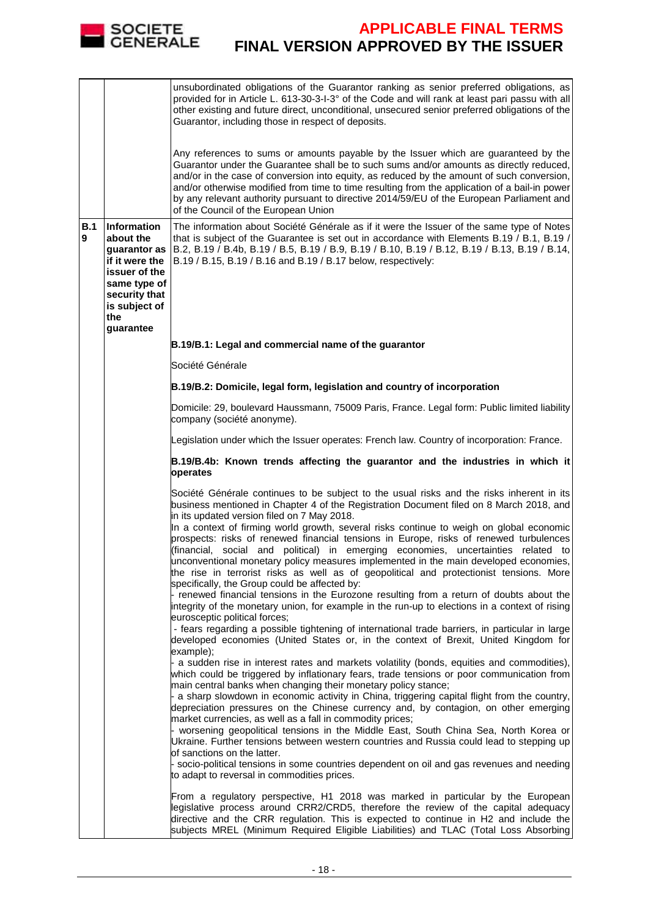| | | |
|---|---|---|
| | | unsubordinated obligations of the Guarantor ranking as senior preferred obligations, as provided for in Article L. 613-30-3-I-3° of the Code and will rank at least pari passu with all other existing and future direct, unconditional, unsecured senior preferred obligations of the Guarantor, including those in respect of deposits.<br><br>Any references to sums or amounts payable by the Issuer which are guaranteed by the Guarantor under the Guarantee shall be to such sums and/or amounts as directly reduced, and/or in the case of conversion into equity, as reduced by the amount of such conversion, and/or otherwise modified from time to time resulting from the application of a bail-in power by any relevant authority pursuant to directive 2014/59/EU of the European Parliament and of the Council of the European Union |
| **B.19** | **Information about the guarantor as if it were the issuer of the same type of security that is subject of the guarantee** | The information about Société Générale as if it were the Issuer of the same type of Notes that is subject of the Guarantee is set out in accordance with Elements B.19 / B.1, B.19 / B.2, B.19 / B.4b, B.19 / B.5, B.19 / B.9, B.19 / B.10, B.19 / B.12, B.19 / B.13, B.19 / B.14, B.19 / B.15, B.19 / B.16 and B.19 / B.17 below, respectively:<br><br>**B.19/B.1: Legal and commercial name of the guarantor**<br><br>Société Générale<br><br>**B.19/B.2: Domicile, legal form, legislation and country of incorporation**<br><br>Domicile: 29, boulevard Haussmann, 75009 Paris, France. Legal form: Public limited liability company (société anonyme).<br><br>Legislation under which the Issuer operates: French law. Country of incorporation: France.<br><br>**B.19/B.4b: Known trends affecting the guarantor and the industries in which it operates**<br><br>Société Générale continues to be subject to the usual risks and the risks inherent in its business mentioned in Chapter 4 of the Registration Document filed on 8 March 2018, and in its updated version filed on 7 May 2018.<br>In a context of firming world growth, several risks continue to weigh on global economic prospects: risks of renewed financial tensions in Europe, risks of renewed turbulences (financial, social and political) in emerging economies, uncertainties related to unconventional monetary policy measures implemented in the main developed economies, the rise in terrorist risks as well as of geopolitical and protectionist tensions. More specifically, the Group could be affected by:<br>- renewed financial tensions in the Eurozone resulting from a return of doubts about the integrity of the monetary union, for example in the run-up to elections in a context of rising eurosceptic political forces;<br>- fears regarding a possible tightening of international trade barriers, in particular in large developed economies (United States or, in the context of Brexit, United Kingdom for example);<br>- a sudden rise in interest rates and markets volatility (bonds, equities and commodities), which could be triggered by inflationary fears, trade tensions or poor communication from main central banks when changing their monetary policy stance;<br>- a sharp slowdown in economic activity in China, triggering capital flight from the country, depreciation pressures on the Chinese currency and, by contagion, on other emerging market currencies, as well as a fall in commodity prices;<br>- worsening geopolitical tensions in the Middle East, South China Sea, North Korea or Ukraine. Further tensions between western countries and Russia could lead to stepping up of sanctions on the latter.<br>- socio-political tensions in some countries dependent on oil and gas revenues and needing to adapt to reversal in commodities prices.<br><br>From a regulatory perspective, H1 2018 was marked in particular by the European legislative process around CRR2/CRD5, therefore the review of the capital adequacy directive and the CRR regulation. This is expected to continue in H2 and include the subjects MREL (Minimum Required Eligible Liabilities) and TLAC (Total Loss Absorbing |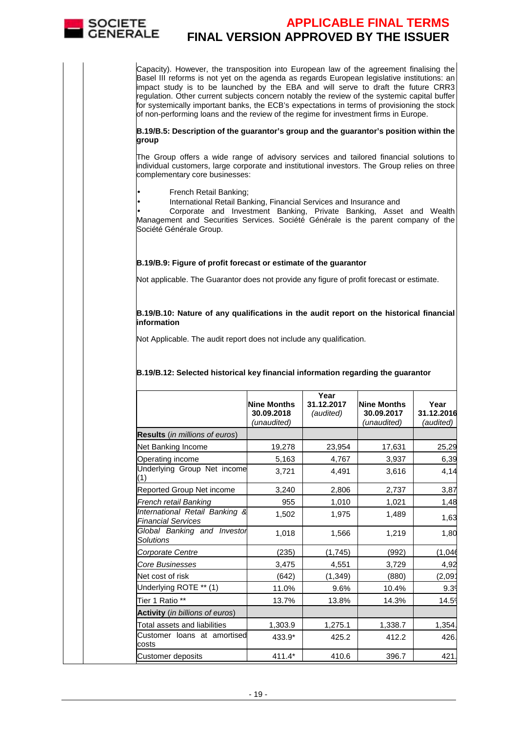Capacity). However, the transposition into European law of the agreement finalising the Basel III reforms is not yet on the agenda as regards European legislative institutions: an impact study is to be launched by the EBA and will serve to draft the future CRR3 regulation. Other current subjects concern notably the review of the systemic capital buffer for systemically important banks, the ECB's expectations in terms of provisioning the stock of non-performing loans and the review of the regime for investment firms in Europe.

**B.19/B.5: Description of the guarantor's group and the guarantor's position within the group**

The Group offers a wide range of advisory services and tailored financial solutions to individual customers, large corporate and institutional investors. The Group relies on three complementary core businesses:

- French Retail Banking;
- International Retail Banking, Financial Services and Insurance and
- Corporate and Investment Banking, Private Banking, Asset and Wealth Management and Securities Services. Société Générale is the parent company of the Société Générale Group.

**B.19/B.9: Figure of profit forecast or estimate of the guarantor**

Not applicable. The Guarantor does not provide any figure of profit forecast or estimate.

**B.19/B.10: Nature of any qualifications in the audit report on the historical financial information**

Not Applicable. The audit report does not include any qualification.

**B.19/B.12: Selected historical key financial information regarding the guarantor**

| | Nine Months 30.09.2018 *(unaudited)* | Year 31.12.2017 *(audited)* | Nine Months 30.09.2017 *(unaudited)* | Year 31.12.2016 *(audited)* |
|---|---|---|---|---|
| **Results** *(in millions of euros)* | | | | |
| Net Banking Income | 19,278 | 23,954 | 17,631 | 25,29 |
| Operating income | 5,163 | 4,767 | 3,937 | 6,39 |
| Underlying Group Net income (1) | 3,721 | 4,491 | 3,616 | 4,14 |
| Reported Group Net income | 3,240 | 2,806 | 2,737 | 3,87 |
| *French retail Banking* | 955 | 1,010 | 1,021 | 1,48 |
| *International Retail Banking & Financial Services* | 1,502 | 1,975 | 1,489 | 1,63 |
| *Global Banking and Investor Solutions* | 1,018 | 1,566 | 1,219 | 1,80 |
| *Corporate Centre* | (235) | (1,745) | (992) | (1,046 |
| *Core Businesses* | 3,475 | 4,551 | 3,729 | 4,92 |
| Net cost of risk | (642) | (1,349) | (880) | (2,091 |
| Underlying ROTE ** (1) | 11.0% | 9.6% | 10.4% | 9.3 |
| Tier 1 Ratio ** | 13.7% | 13.8% | 14.3% | 14.5 |
| **Activity** *(in billions of euros)* | | | | |
| Total assets and liabilities | 1,303.9 | 1,275.1 | 1,338.7 | 1,354. |
| Customer loans at amortised costs | 433.9* | 425.2 | 412.2 | 426. |
| Customer deposits | 411.4* | 410.6 | 396.7 | 421. |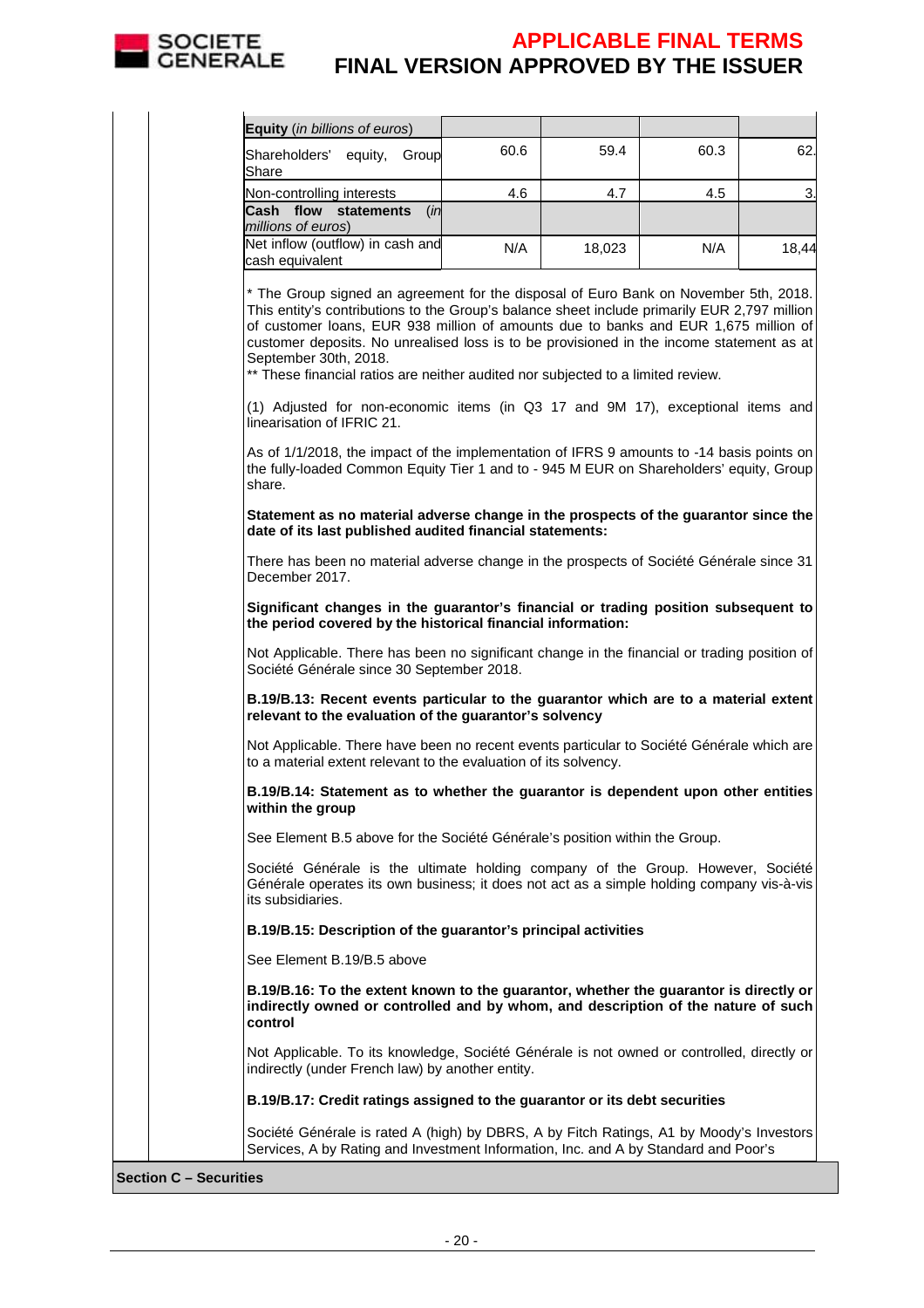| **Equity** (*in billions of euros*) | | | | |
|---|---|---|---|---|
| Shareholders' equity, Group Share | 60.6 | 59.4 | 60.3 | 62. |
| Non-controlling interests | 4.6 | 4.7 | 4.5 | 3. |
| **Cash flow statements** (*in millions of euros*) | | | | |
| Net inflow (outflow) in cash and cash equivalent | N/A | 18,023 | N/A | 18,44 |

* The Group signed an agreement for the disposal of Euro Bank on November 5th, 2018. This entity's contributions to the Group's balance sheet include primarily EUR 2,797 million of customer loans, EUR 938 million of amounts due to banks and EUR 1,675 million of customer deposits. No unrealised loss is to be provisioned in the income statement as at September 30th, 2018.

** These financial ratios are neither audited nor subjected to a limited review.

(1) Adjusted for non-economic items (in Q3 17 and 9M 17), exceptional items and linearisation of IFRIC 21.

As of 1/1/2018, the impact of the implementation of IFRS 9 amounts to -14 basis points on the fully-loaded Common Equity Tier 1 and to - 945 M EUR on Shareholders' equity, Group share.

**Statement as no material adverse change in the prospects of the guarantor since the date of its last published audited financial statements:**

There has been no material adverse change in the prospects of Société Générale since 31 December 2017.

**Significant changes in the guarantor's financial or trading position subsequent to the period covered by the historical financial information:**

Not Applicable. There has been no significant change in the financial or trading position of Société Générale since 30 September 2018.

**B.19/B.13: Recent events particular to the guarantor which are to a material extent relevant to the evaluation of the guarantor's solvency**

Not Applicable. There have been no recent events particular to Société Générale which are to a material extent relevant to the evaluation of its solvency.

**B.19/B.14: Statement as to whether the guarantor is dependent upon other entities within the group**

See Element B.5 above for the Société Générale's position within the Group.

Société Générale is the ultimate holding company of the Group. However, Société Générale operates its own business; it does not act as a simple holding company vis-à-vis its subsidiaries.

**B.19/B.15: Description of the guarantor's principal activities**

See Element B.19/B.5 above

**B.19/B.16: To the extent known to the guarantor, whether the guarantor is directly or indirectly owned or controlled and by whom, and description of the nature of such control**

Not Applicable. To its knowledge, Société Générale is not owned or controlled, directly or indirectly (under French law) by another entity.

**B.19/B.17: Credit ratings assigned to the guarantor or its debt securities**

Société Générale is rated A (high) by DBRS, A by Fitch Ratings, A1 by Moody's Investors Services, A by Rating and Investment Information, Inc. and A by Standard and Poor's

**Section C – Securities**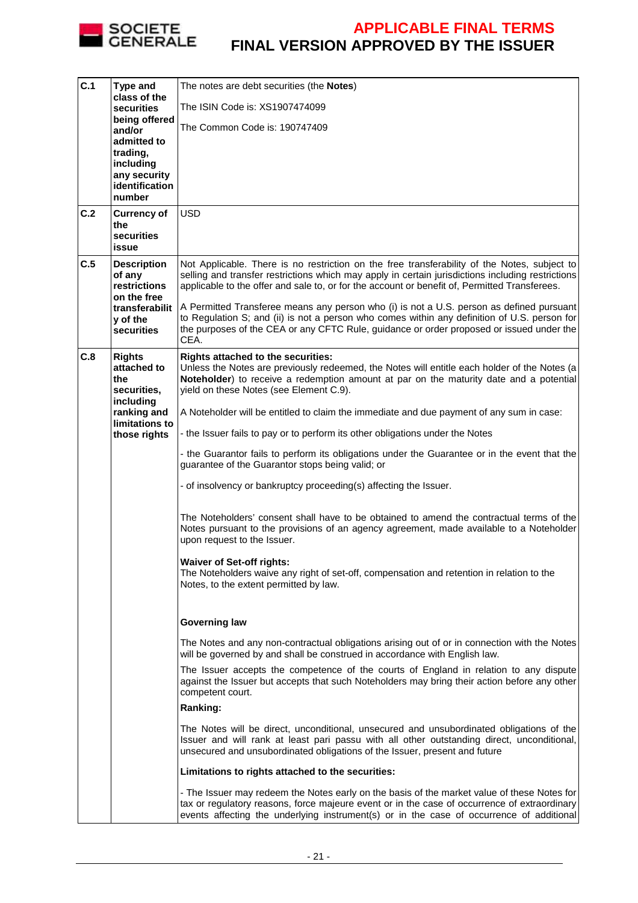| | | |
|---|---|---|
| **C.1** | **Type and class of the securities being offered and/or admitted to trading, including any security identification number** | The notes are debt securities (the **Notes**)<br><br>The ISIN Code is: XS1907474099<br><br>The Common Code is: 190747409 |
| **C.2** | **Currency of the securities issue** | USD |
| **C.5** | **Description of any restrictions on the free transferability of the securities** | Not Applicable. There is no restriction on the free transferability of the Notes, subject to selling and transfer restrictions which may apply in certain jurisdictions including restrictions applicable to the offer and sale to, or for the account or benefit of, Permitted Transferees.<br><br>A Permitted Transferee means any person who (i) is not a U.S. person as defined pursuant to Regulation S; and (ii) is not a person who comes within any definition of U.S. person for the purposes of the CEA or any CFTC Rule, guidance or order proposed or issued under the CEA. |
| **C.8** | **Rights attached to the securities, including ranking and limitations to those rights** | **Rights attached to the securities:**<br>Unless the Notes are previously redeemed, the Notes will entitle each holder of the Notes (a **Noteholder**) to receive a redemption amount at par on the maturity date and a potential yield on these Notes (see Element C.9).<br><br>A Noteholder will be entitled to claim the immediate and due payment of any sum in case:<br><br>- the Issuer fails to pay or to perform its other obligations under the Notes<br><br>- the Guarantor fails to perform its obligations under the Guarantee or in the event that the guarantee of the Guarantor stops being valid; or<br><br>- of insolvency or bankruptcy proceeding(s) affecting the Issuer.<br><br>The Noteholders' consent shall have to be obtained to amend the contractual terms of the Notes pursuant to the provisions of an agency agreement, made available to a Noteholder upon request to the Issuer.<br><br>**Waiver of Set-off rights:**<br>The Noteholders waive any right of set-off, compensation and retention in relation to the Notes, to the extent permitted by law.<br><br>**Governing law**<br><br>The Notes and any non-contractual obligations arising out of or in connection with the Notes will be governed by and shall be construed in accordance with English law.<br><br>The Issuer accepts the competence of the courts of England in relation to any dispute against the Issuer but accepts that such Noteholders may bring their action before any other competent court.<br><br>**Ranking:**<br><br>The Notes will be direct, unconditional, unsecured and unsubordinated obligations of the Issuer and will rank at least pari passu with all other outstanding direct, unconditional, unsecured and unsubordinated obligations of the Issuer, present and future<br><br>**Limitations to rights attached to the securities:**<br><br>- The Issuer may redeem the Notes early on the basis of the market value of these Notes for tax or regulatory reasons, force majeure event or in the case of occurrence of extraordinary events affecting the underlying instrument(s) or in the case of occurrence of additional |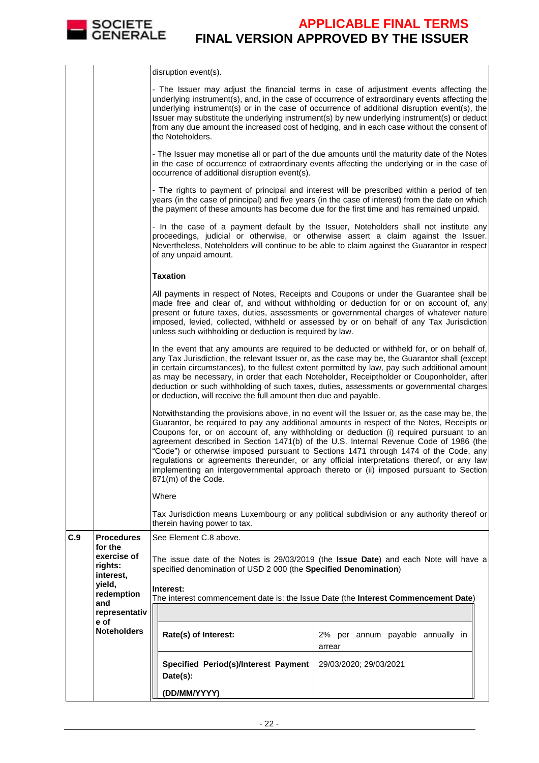| | | |
|---|---|---|
| | | disruption event(s).<br><br>- The Issuer may adjust the financial terms in case of adjustment events affecting the underlying instrument(s), and, in the case of occurrence of extraordinary events affecting the underlying instrument(s) or in the case of occurrence of additional disruption event(s), the Issuer may substitute the underlying instrument(s) by new underlying instrument(s) or deduct from any due amount the increased cost of hedging, and in each case without the consent of the Noteholders.<br><br>- The Issuer may monetise all or part of the due amounts until the maturity date of the Notes in the case of occurrence of extraordinary events affecting the underlying or in the case of occurrence of additional disruption event(s).<br><br>- The rights to payment of principal and interest will be prescribed within a period of ten years (in the case of principal) and five years (in the case of interest) from the date on which the payment of these amounts has become due for the first time and has remained unpaid.<br><br>- In the case of a payment default by the Issuer, Noteholders shall not institute any proceedings, judicial or otherwise, or otherwise assert a claim against the Issuer. Nevertheless, Noteholders will continue to be able to claim against the Guarantor in respect of any unpaid amount.<br><br>**Taxation**<br><br>All payments in respect of Notes, Receipts and Coupons or under the Guarantee shall be made free and clear of, and without withholding or deduction for or on account of, any present or future taxes, duties, assessments or governmental charges of whatever nature imposed, levied, collected, withheld or assessed by or on behalf of any Tax Jurisdiction unless such withholding or deduction is required by law.<br><br>In the event that any amounts are required to be deducted or withheld for, or on behalf of, any Tax Jurisdiction, the relevant Issuer or, as the case may be, the Guarantor shall (except in certain circumstances), to the fullest extent permitted by law, pay such additional amount as may be necessary, in order that each Noteholder, Receiptholder or Couponholder, after deduction or such withholding of such taxes, duties, assessments or governmental charges or deduction, will receive the full amount then due and payable.<br><br>Notwithstanding the provisions above, in no event will the Issuer or, as the case may be, the Guarantor, be required to pay any additional amounts in respect of the Notes, Receipts or Coupons for, or on account of, any withholding or deduction (i) required pursuant to an agreement described in Section 1471(b) of the U.S. Internal Revenue Code of 1986 (the "Code") or otherwise imposed pursuant to Sections 1471 through 1474 of the Code, any regulations or agreements thereunder, or any official interpretations thereof, or any law implementing an intergovernmental approach thereto or (ii) imposed pursuant to Section 871(m) of the Code.<br><br>Where<br><br>Tax Jurisdiction means Luxembourg or any political subdivision or any authority thereof or therein having power to tax. |
| C.9 | **Procedures for the exercise of rights: interest, yield, redemption and representative of Noteholders** | See Element C.8 above.<br><br>The issue date of the Notes is 29/03/2019 (the **Issue Date**) and each Note will have a specified denomination of USD 2 000 (the **Specified Denomination**)<br><br>**Interest:**<br>The interest commencement date is: the Issue Date (the **Interest Commencement Date**)<br><br>**Rate(s) of Interest:** 2% per annum payable annually in arrear<br><br>**Specified Period(s)/Interest Payment Date(s): (DD/MM/YYYY)** 29/03/2020; 29/03/2021 |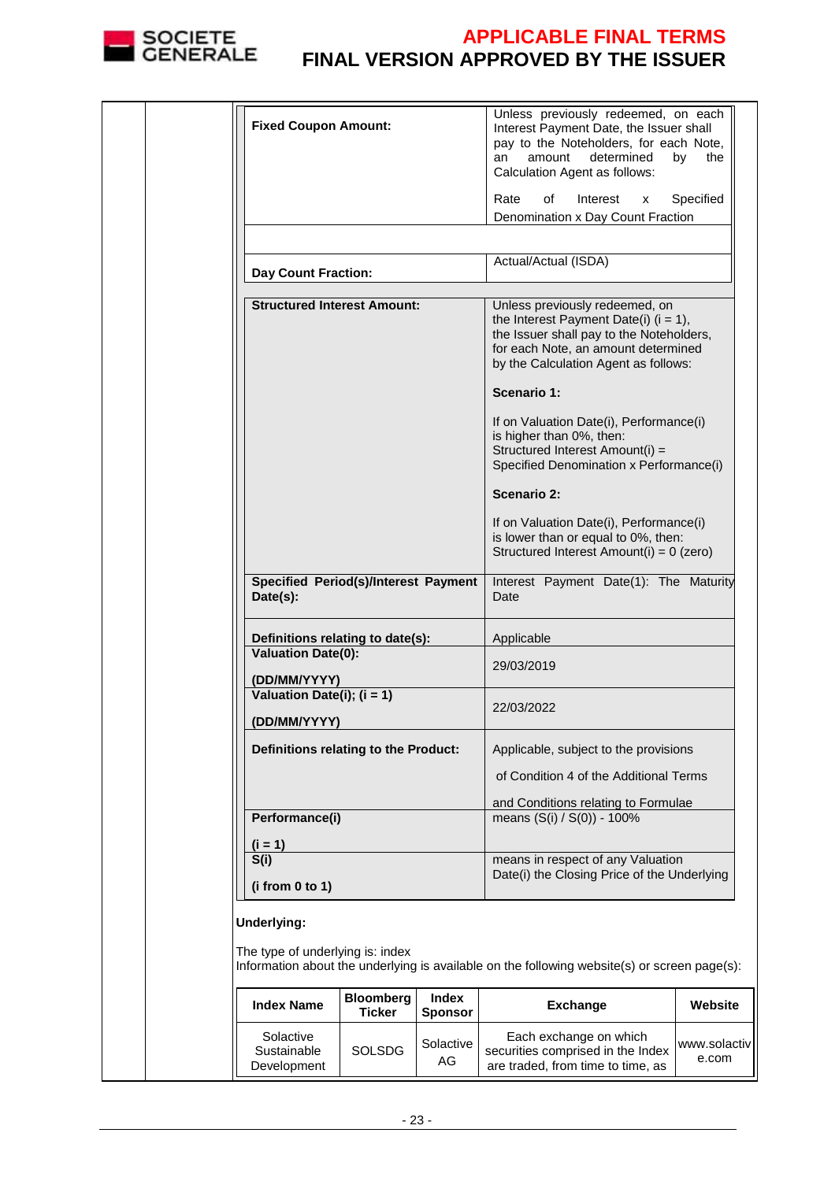| | |
|---|---|
| **Fixed Coupon Amount:** | Unless previously redeemed, on each Interest Payment Date, the Issuer shall pay to the Noteholders, for each Note, an amount determined by the Calculation Agent as follows:<br><br>Rate of Interest x Specified Denomination x Day Count Fraction |
| | |
| **Day Count Fraction:** | Actual/Actual (ISDA) |

| | |
|---|---|
| **Structured Interest Amount:** | Unless previously redeemed, on the Interest Payment Date(i) (i = 1), the Issuer shall pay to the Noteholders, for each Note, an amount determined by the Calculation Agent as follows:<br><br>**Scenario 1:**<br><br>If on Valuation Date(i), Performance(i) is higher than 0%, then:<br>Structured Interest Amount(i) = Specified Denomination x Performance(i)<br><br>**Scenario 2:**<br><br>If on Valuation Date(i), Performance(i) is lower than or equal to 0%, then:<br>Structured Interest Amount(i) = 0 (zero) |
| **Specified Period(s)/Interest Payment Date(s):** | Interest Payment Date(1): The Maturity Date |
| **Definitions relating to date(s):** | Applicable |
| **Valuation Date(0):**<br><br>**(DD/MM/YYYY)** | 29/03/2019 |
| **Valuation Date(i); (i = 1)**<br><br>**(DD/MM/YYYY)** | 22/03/2022 |
| **Definitions relating to the Product:** | Applicable, subject to the provisions of Condition 4 of the Additional Terms and Conditions relating to Formulae |
| **Performance(i)**<br><br>**(i = 1)** | means (S(i) / S(0)) - 100% |
| **S(i)**<br><br>**(i from 0 to 1)** | means in respect of any Valuation Date(i) the Closing Price of the Underlying |

**Underlying:**

The type of underlying is: index
Information about the underlying is available on the following website(s) or screen page(s):

| Index Name | Bloomberg Ticker | Index Sponsor | Exchange | Website |
|---|---|---|---|---|
| Solactive Sustainable Development | SOLSDG | Solactive AG | Each exchange on which securities comprised in the Index are traded, from time to time, as | www.solactive.com |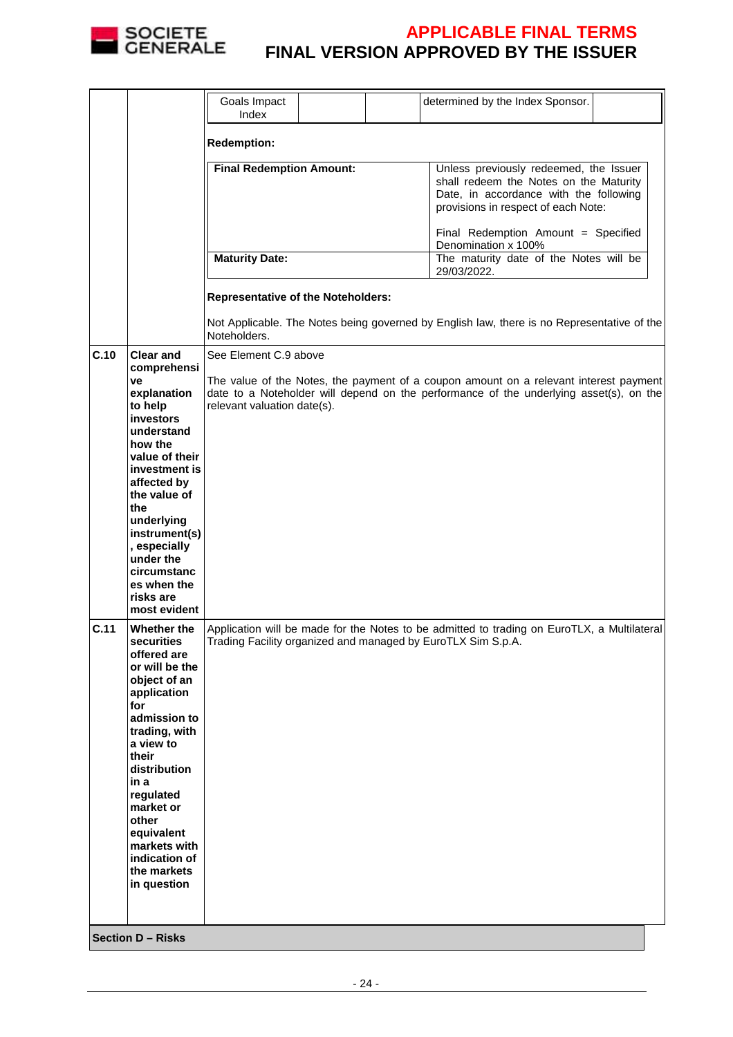| | | Goals Impact Index | | | determined by the Index Sponsor. | |
|---|---|---|---|---|---|---|

**Redemption:**

| | |
|---|---|
| **Final Redemption Amount:** | Unless previously redeemed, the Issuer shall redeem the Notes on the Maturity Date, in accordance with the following provisions in respect of each Note:<br><br>Final Redemption Amount = Specified Denomination x 100% |
| **Maturity Date:** | The maturity date of the Notes will be 29/03/2022. |

**Representative of the Noteholders:**

Not Applicable. The Notes being governed by English law, there is no Representative of the Noteholders.

| | | |
|---|---|---|
| **C.10** | **Clear and comprehensive explanation to help investors understand how the value of their investment is affected by the value of the underlying instrument(s), especially under the circumstances when the risks are most evident** | See Element C.9 above<br><br>The value of the Notes, the payment of a coupon amount on a relevant interest payment date to a Noteholder will depend on the performance of the underlying asset(s), on the relevant valuation date(s). |
| **C.11** | **Whether the securities offered are or will be the object of an application for admission to trading, with a view to their distribution in a regulated market or other equivalent markets with indication of the markets in question** | Application will be made for the Notes to be admitted to trading on EuroTLX, a Multilateral Trading Facility organized and managed by EuroTLX Sim S.p.A. |

**Section D – Risks**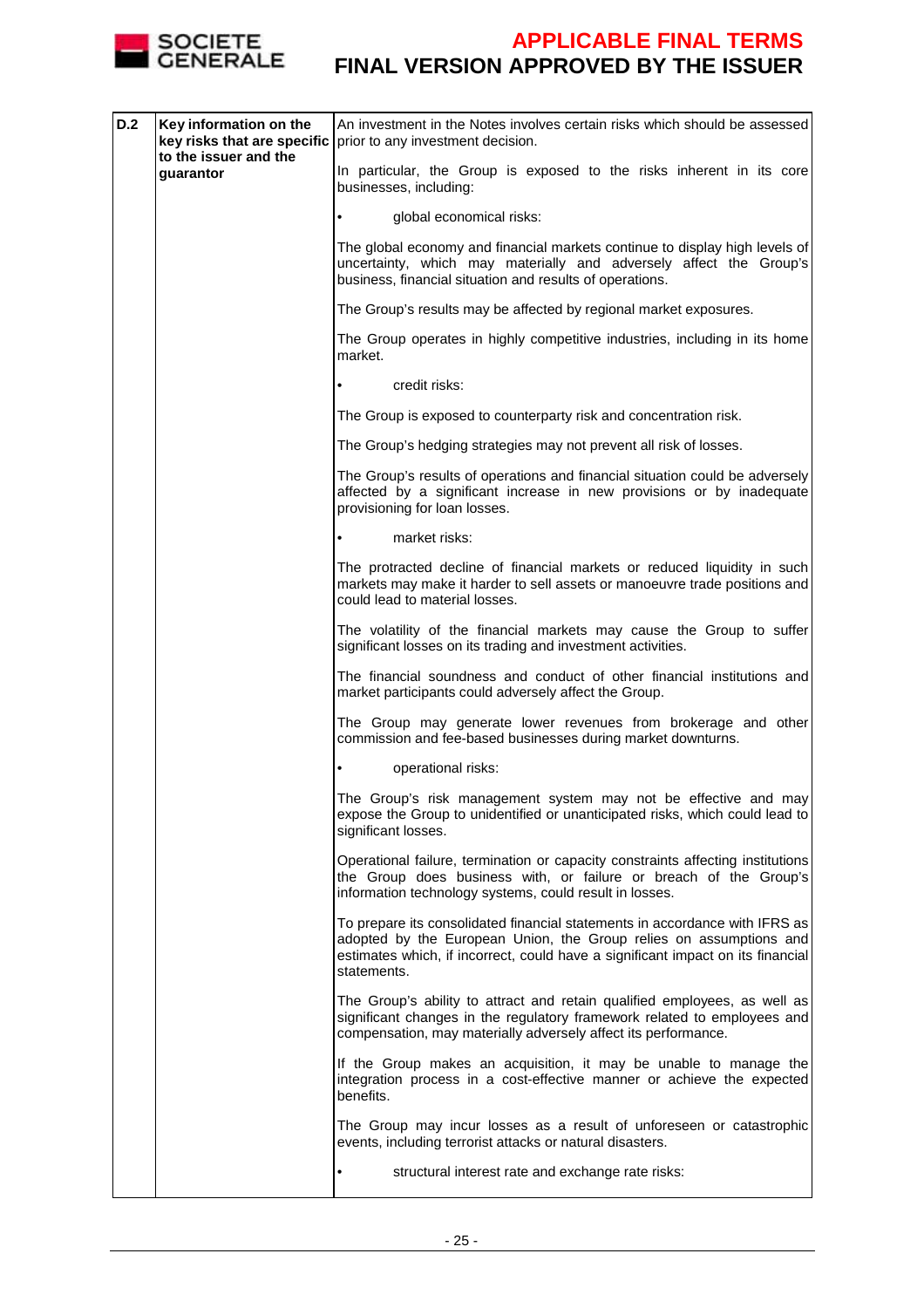| D.2 | Key information on the key risks that are specific to the issuer and the guarantor | An investment in the Notes involves certain risks which should be assessed prior to any investment decision.<br><br>In particular, the Group is exposed to the risks inherent in its core businesses, including:<br><br>• global economical risks:<br><br>The global economy and financial markets continue to display high levels of uncertainty, which may materially and adversely affect the Group's business, financial situation and results of operations.<br><br>The Group's results may be affected by regional market exposures.<br><br>The Group operates in highly competitive industries, including in its home market.<br><br>• credit risks:<br><br>The Group is exposed to counterparty risk and concentration risk.<br><br>The Group's hedging strategies may not prevent all risk of losses.<br><br>The Group's results of operations and financial situation could be adversely affected by a significant increase in new provisions or by inadequate provisioning for loan losses.<br><br>• market risks:<br><br>The protracted decline of financial markets or reduced liquidity in such markets may make it harder to sell assets or manoeuvre trade positions and could lead to material losses.<br><br>The volatility of the financial markets may cause the Group to suffer significant losses on its trading and investment activities.<br><br>The financial soundness and conduct of other financial institutions and market participants could adversely affect the Group.<br><br>The Group may generate lower revenues from brokerage and other commission and fee-based businesses during market downturns.<br><br>• operational risks:<br><br>The Group's risk management system may not be effective and may expose the Group to unidentified or unanticipated risks, which could lead to significant losses.<br><br>Operational failure, termination or capacity constraints affecting institutions the Group does business with, or failure or breach of the Group's information technology systems, could result in losses.<br><br>To prepare its consolidated financial statements in accordance with IFRS as adopted by the European Union, the Group relies on assumptions and estimates which, if incorrect, could have a significant impact on its financial statements.<br><br>The Group's ability to attract and retain qualified employees, as well as significant changes in the regulatory framework related to employees and compensation, may materially adversely affect its performance.<br><br>If the Group makes an acquisition, it may be unable to manage the integration process in a cost-effective manner or achieve the expected benefits.<br><br>The Group may incur losses as a result of unforeseen or catastrophic events, including terrorist attacks or natural disasters.<br><br>• structural interest rate and exchange rate risks: |
|---|---|---|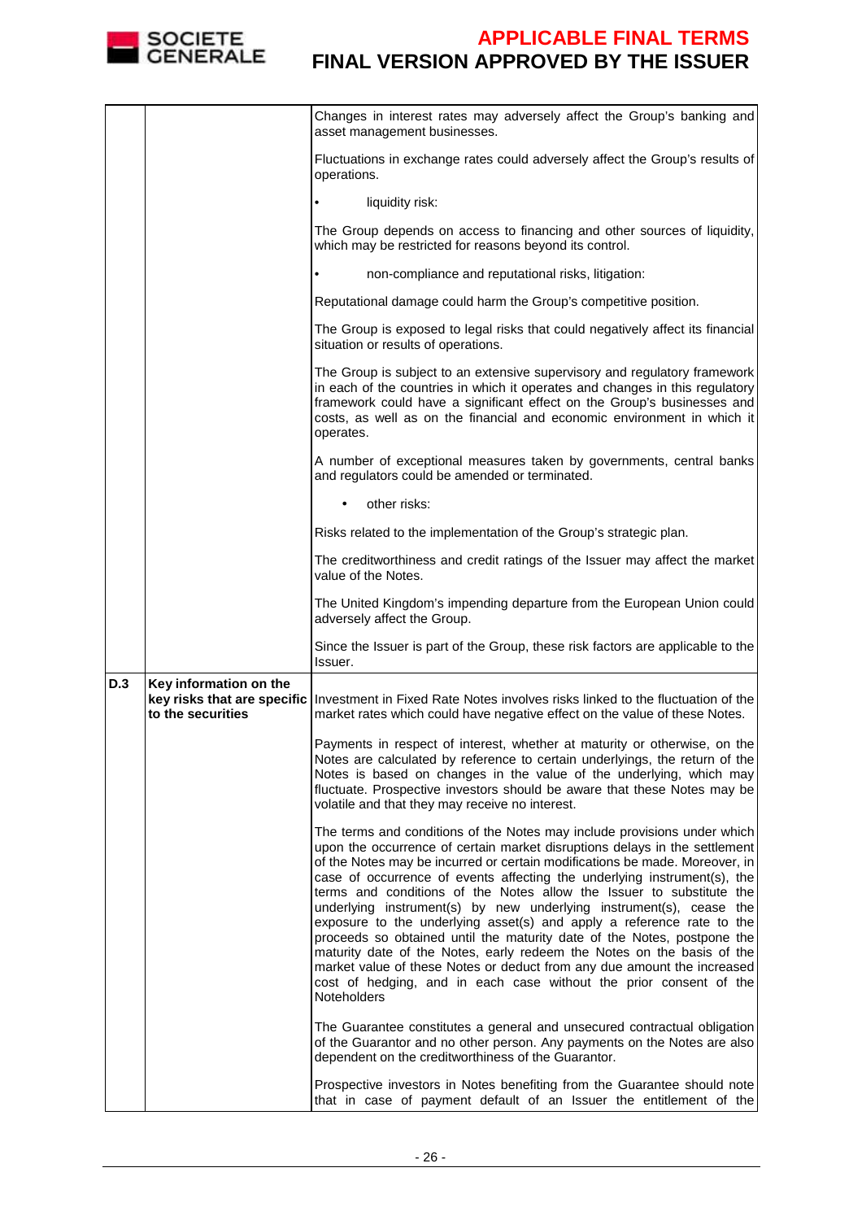| | | |
|---|---|---|
| | | Changes in interest rates may adversely affect the Group's banking and asset management businesses.<br><br>Fluctuations in exchange rates could adversely affect the Group's results of operations.<br><br>• liquidity risk:<br><br>The Group depends on access to financing and other sources of liquidity, which may be restricted for reasons beyond its control.<br><br>• non-compliance and reputational risks, litigation:<br><br>Reputational damage could harm the Group's competitive position.<br><br>The Group is exposed to legal risks that could negatively affect its financial situation or results of operations.<br><br>The Group is subject to an extensive supervisory and regulatory framework in each of the countries in which it operates and changes in this regulatory framework could have a significant effect on the Group's businesses and costs, as well as on the financial and economic environment in which it operates.<br><br>A number of exceptional measures taken by governments, central banks and regulators could be amended or terminated.<br><br>• other risks:<br><br>Risks related to the implementation of the Group's strategic plan.<br><br>The creditworthiness and credit ratings of the Issuer may affect the market value of the Notes.<br><br>The United Kingdom's impending departure from the European Union could adversely affect the Group.<br><br>Since the Issuer is part of the Group, these risk factors are applicable to the Issuer. |
| **D.3** | **Key information on the key risks that are specific to the securities** | Investment in Fixed Rate Notes involves risks linked to the fluctuation of the market rates which could have negative effect on the value of these Notes.<br><br>Payments in respect of interest, whether at maturity or otherwise, on the Notes are calculated by reference to certain underlyings, the return of the Notes is based on changes in the value of the underlying, which may fluctuate. Prospective investors should be aware that these Notes may be volatile and that they may receive no interest.<br><br>The terms and conditions of the Notes may include provisions under which upon the occurrence of certain market disruptions delays in the settlement of the Notes may be incurred or certain modifications be made. Moreover, in case of occurrence of events affecting the underlying instrument(s), the terms and conditions of the Notes allow the Issuer to substitute the underlying instrument(s) by new underlying instrument(s), cease the exposure to the underlying asset(s) and apply a reference rate to the proceeds so obtained until the maturity date of the Notes, postpone the maturity date of the Notes, early redeem the Notes on the basis of the market value of these Notes or deduct from any due amount the increased cost of hedging, and in each case without the prior consent of the Noteholders<br><br>The Guarantee constitutes a general and unsecured contractual obligation of the Guarantor and no other person. Any payments on the Notes are also dependent on the creditworthiness of the Guarantor.<br><br>Prospective investors in Notes benefiting from the Guarantee should note that in case of payment default of an Issuer the entitlement of the |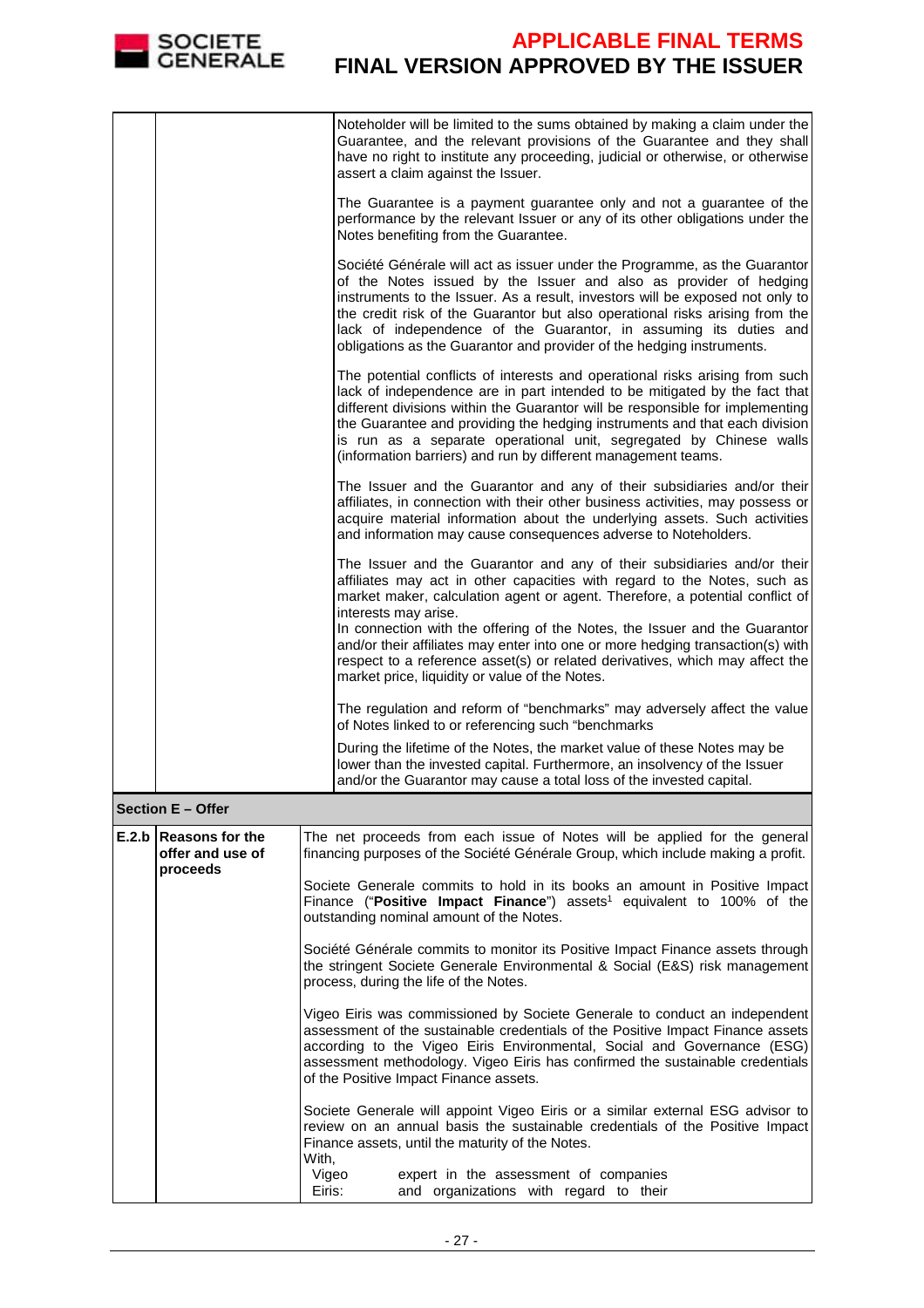| | | |
|---|---|---|
| | | Noteholder will be limited to the sums obtained by making a claim under the Guarantee, and the relevant provisions of the Guarantee and they shall have no right to institute any proceeding, judicial or otherwise, or otherwise assert a claim against the Issuer.<br><br>The Guarantee is a payment guarantee only and not a guarantee of the performance by the relevant Issuer or any of its other obligations under the Notes benefiting from the Guarantee.<br><br>Société Générale will act as issuer under the Programme, as the Guarantor of the Notes issued by the Issuer and also as provider of hedging instruments to the Issuer. As a result, investors will be exposed not only to the credit risk of the Guarantor but also operational risks arising from the lack of independence of the Guarantor, in assuming its duties and obligations as the Guarantor and provider of the hedging instruments.<br><br>The potential conflicts of interests and operational risks arising from such lack of independence are in part intended to be mitigated by the fact that different divisions within the Guarantor will be responsible for implementing the Guarantee and providing the hedging instruments and that each division is run as a separate operational unit, segregated by Chinese walls (information barriers) and run by different management teams.<br><br>The Issuer and the Guarantor and any of their subsidiaries and/or their affiliates, in connection with their other business activities, may possess or acquire material information about the underlying assets. Such activities and information may cause consequences adverse to Noteholders.<br><br>The Issuer and the Guarantor and any of their subsidiaries and/or their affiliates may act in other capacities with regard to the Notes, such as market maker, calculation agent or agent. Therefore, a potential conflict of interests may arise.<br>In connection with the offering of the Notes, the Issuer and the Guarantor and/or their affiliates may enter into one or more hedging transaction(s) with respect to a reference asset(s) or related derivatives, which may affect the market price, liquidity or value of the Notes.<br><br>The regulation and reform of "benchmarks" may adversely affect the value of Notes linked to or referencing such "benchmarks<br><br>During the lifetime of the Notes, the market value of these Notes may be lower than the invested capital. Furthermore, an insolvency of the Issuer and/or the Guarantor may cause a total loss of the invested capital. |
| **Section E – Offer** | | |
| **E.2.b** | **Reasons for the offer and use of proceeds** | The net proceeds from each issue of Notes will be applied for the general financing purposes of the Société Générale Group, which include making a profit.<br><br>Societe Generale commits to hold in its books an amount in Positive Impact Finance ("**Positive Impact Finance**") assets[1] equivalent to 100% of the outstanding nominal amount of the Notes.<br><br>Société Générale commits to monitor its Positive Impact Finance assets through the stringent Societe Generale Environmental & Social (E&S) risk management process, during the life of the Notes.<br><br>Vigeo Eiris was commissioned by Societe Generale to conduct an independent assessment of the sustainable credentials of the Positive Impact Finance assets according to the Vigeo Eiris Environmental, Social and Governance (ESG) assessment methodology. Vigeo Eiris has confirmed the sustainable credentials of the Positive Impact Finance assets.<br><br>Societe Generale will appoint Vigeo Eiris or a similar external ESG advisor to review on an annual basis the sustainable credentials of the Positive Impact Finance assets, until the maturity of the Notes.<br>With,<br>Vigeo Eiris: expert in the assessment of companies and organizations with regard to their |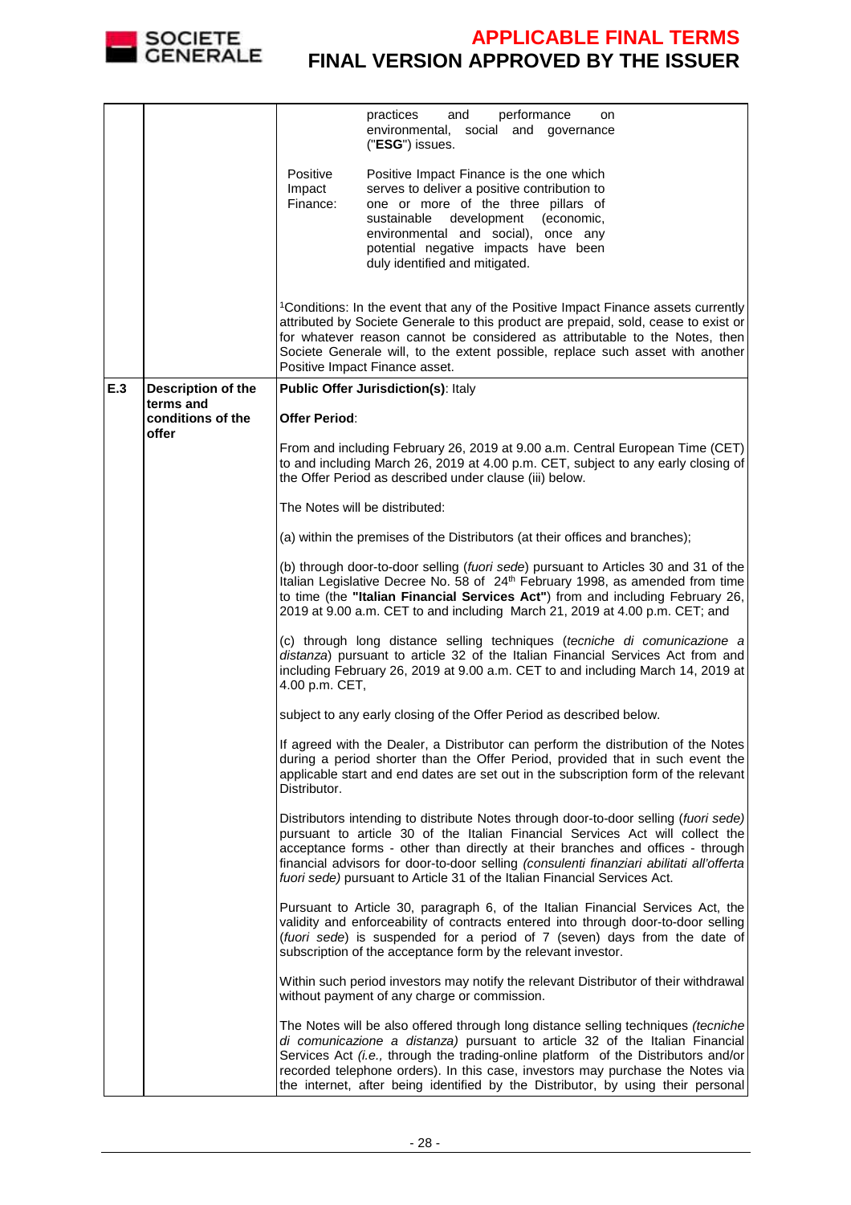| | | |
|---|---|---|
| | | practices and performance on environmental, social and governance ("**ESG**") issues.<br><br>Positive Impact Finance: Positive Impact Finance is the one which serves to deliver a positive contribution to one or more of the three pillars of sustainable development (economic, environmental and social), once any potential negative impacts have been duly identified and mitigated.<br><br>[1]Conditions: In the event that any of the Positive Impact Finance assets currently attributed by Societe Generale to this product are prepaid, sold, cease to exist or for whatever reason cannot be considered as attributable to the Notes, then Societe Generale will, to the extent possible, replace such asset with another Positive Impact Finance asset. |
| **E.3** | **Description of the terms and conditions of the offer** | **Public Offer Jurisdiction(s)**: Italy<br><br>**Offer Period**:<br><br>From and including February 26, 2019 at 9.00 a.m. Central European Time (CET) to and including March 26, 2019 at 4.00 p.m. CET, subject to any early closing of the Offer Period as described under clause (iii) below.<br><br>The Notes will be distributed:<br><br>(a) within the premises of the Distributors (at their offices and branches);<br><br>(b) through door-to-door selling (*fuori sede*) pursuant to Articles 30 and 31 of the Italian Legislative Decree No. 58 of 24th February 1998, as amended from time to time (the **"Italian Financial Services Act"**) from and including February 26, 2019 at 9.00 a.m. CET to and including March 21, 2019 at 4.00 p.m. CET; and<br><br>(c) through long distance selling techniques (*tecniche di comunicazione a distanza*) pursuant to article 32 of the Italian Financial Services Act from and including February 26, 2019 at 9.00 a.m. CET to and including March 14, 2019 at 4.00 p.m. CET,<br><br>subject to any early closing of the Offer Period as described below.<br><br>If agreed with the Dealer, a Distributor can perform the distribution of the Notes during a period shorter than the Offer Period, provided that in such event the applicable start and end dates are set out in the subscription form of the relevant Distributor.<br><br>Distributors intending to distribute Notes through door-to-door selling (*fuori sede)* pursuant to article 30 of the Italian Financial Services Act will collect the acceptance forms - other than directly at their branches and offices - through financial advisors for door-to-door selling *(consulenti finanziari abilitati all'offerta fuori sede)* pursuant to Article 31 of the Italian Financial Services Act.<br><br>Pursuant to Article 30, paragraph 6, of the Italian Financial Services Act, the validity and enforceability of contracts entered into through door-to-door selling (*fuori sede*) is suspended for a period of 7 (seven) days from the date of subscription of the acceptance form by the relevant investor.<br><br>Within such period investors may notify the relevant Distributor of their withdrawal without payment of any charge or commission.<br><br>The Notes will be also offered through long distance selling techniques *(tecniche di comunicazione a distanza)* pursuant to article 32 of the Italian Financial Services Act *(i.e.,* through the trading-online platform of the Distributors and/or recorded telephone orders). In this case, investors may purchase the Notes via the internet, after being identified by the Distributor, by using their personal |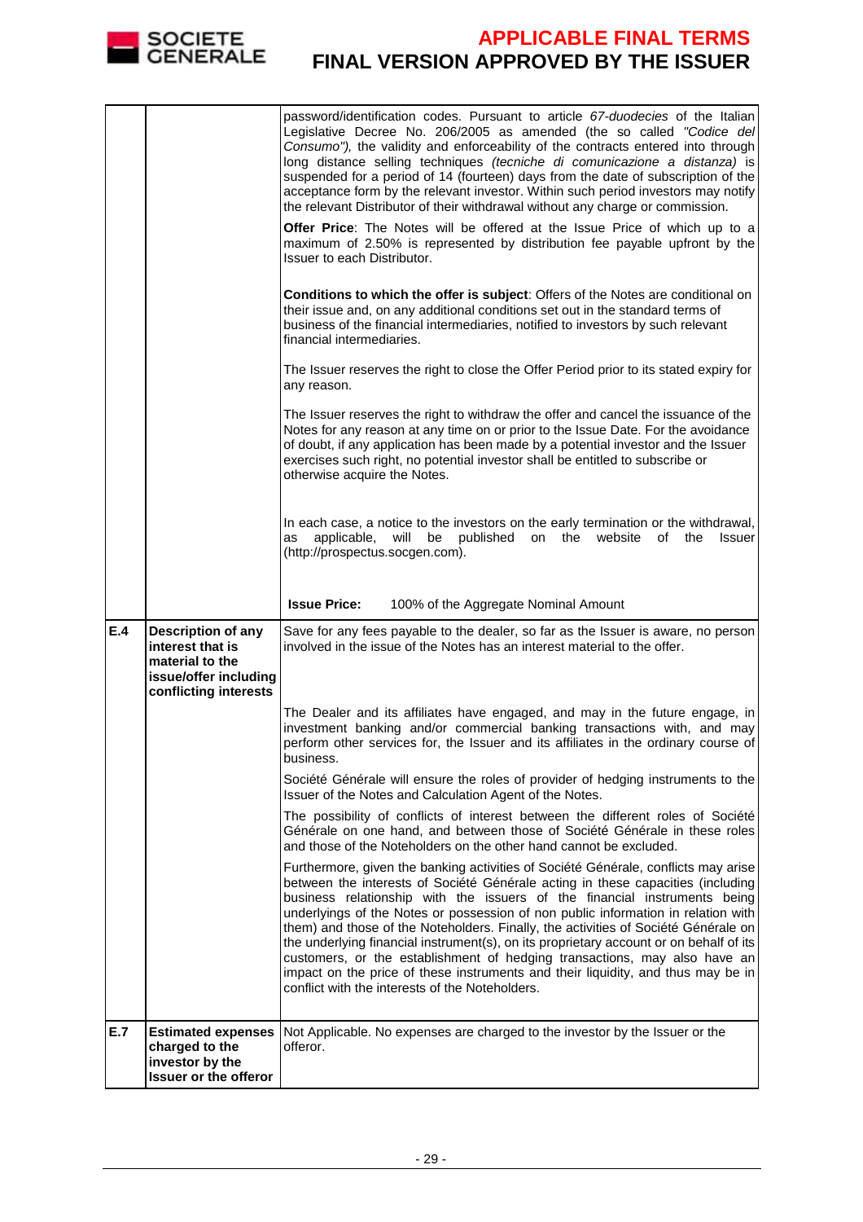| | | |
|---|---|---|
| | | password/identification codes. Pursuant to article *67-duodecies* of the Italian Legislative Decree No. 206/2005 as amended (the so called *"Codice del Consumo")*, the validity and enforceability of the contracts entered into through long distance selling techniques *(tecniche di comunicazione a distanza)* is suspended for a period of 14 (fourteen) days from the date of subscription of the acceptance form by the relevant investor. Within such period investors may notify the relevant Distributor of their withdrawal without any charge or commission.<br><br>**Offer Price**: The Notes will be offered at the Issue Price of which up to a maximum of 2.50% is represented by distribution fee payable upfront by the Issuer to each Distributor.<br><br>**Conditions to which the offer is subject**: Offers of the Notes are conditional on their issue and, on any additional conditions set out in the standard terms of business of the financial intermediaries, notified to investors by such relevant financial intermediaries.<br><br>The Issuer reserves the right to close the Offer Period prior to its stated expiry for any reason.<br><br>The Issuer reserves the right to withdraw the offer and cancel the issuance of the Notes for any reason at any time on or prior to the Issue Date. For the avoidance of doubt, if any application has been made by a potential investor and the Issuer exercises such right, no potential investor shall be entitled to subscribe or otherwise acquire the Notes.<br><br>In each case, a notice to the investors on the early termination or the withdrawal, as applicable, will be published on the website of the Issuer (http://prospectus.socgen.com).<br><br>**Issue Price:** 100% of the Aggregate Nominal Amount |
| **E.4** | **Description of any interest that is material to the issue/offer including conflicting interests** | Save for any fees payable to the dealer, so far as the Issuer is aware, no person involved in the issue of the Notes has an interest material to the offer.<br><br>The Dealer and its affiliates have engaged, and may in the future engage, in investment banking and/or commercial banking transactions with, and may perform other services for, the Issuer and its affiliates in the ordinary course of business.<br><br>Société Générale will ensure the roles of provider of hedging instruments to the Issuer of the Notes and Calculation Agent of the Notes.<br><br>The possibility of conflicts of interest between the different roles of Société Générale on one hand, and between those of Société Générale in these roles and those of the Noteholders on the other hand cannot be excluded.<br><br>Furthermore, given the banking activities of Société Générale, conflicts may arise between the interests of Société Générale acting in these capacities (including business relationship with the issuers of the financial instruments being underlyings of the Notes or possession of non public information in relation with them) and those of the Noteholders. Finally, the activities of Société Générale on the underlying financial instrument(s), on its proprietary account or on behalf of its customers, or the establishment of hedging transactions, may also have an impact on the price of these instruments and their liquidity, and thus may be in conflict with the interests of the Noteholders. |
| **E.7** | **Estimated expenses charged to the investor by the Issuer or the offeror** | Not Applicable. No expenses are charged to the investor by the Issuer or the offeror. |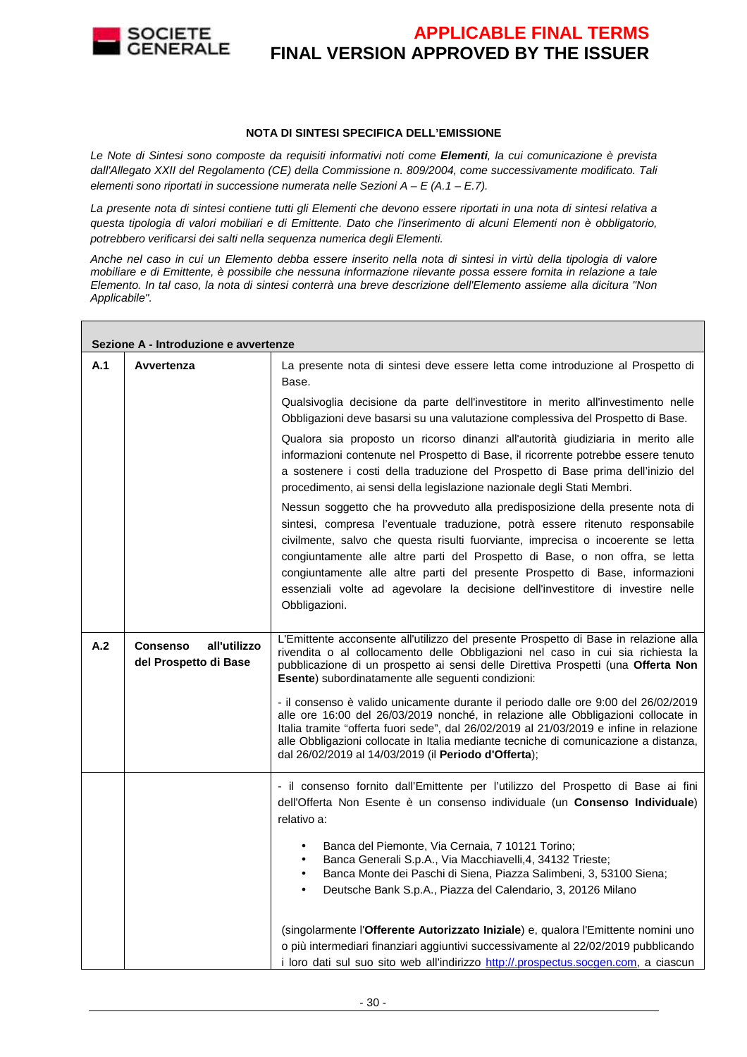**APPLICABLE FINAL TERMS**
**FINAL VERSION APPROVED BY THE ISSUER**

**NOTA DI SINTESI SPECIFICA DELL'EMISSIONE**

*Le Note di Sintesi sono composte da requisiti informativi noti come **Elementi**, la cui comunicazione è prevista dall'Allegato XXII del Regolamento (CE) della Commissione n. 809/2004, come successivamente modificato. Tali elementi sono riportati in successione numerata nelle Sezioni A – E (A.1 – E.7).*

*La presente nota di sintesi contiene tutti gli Elementi che devono essere riportati in una nota di sintesi relativa a questa tipologia di valori mobiliari e di Emittente. Dato che l'inserimento di alcuni Elementi non è obbligatorio, potrebbero verificarsi dei salti nella sequenza numerica degli Elementi.*

*Anche nel caso in cui un Elemento debba essere inserito nella nota di sintesi in virtù della tipologia di valore mobiliare e di Emittente, è possibile che nessuna informazione rilevante possa essere fornita in relazione a tale Elemento. In tal caso, la nota di sintesi conterrà una breve descrizione dell'Elemento assieme alla dicitura "Non Applicabile".*

| **Sezione A - Introduzione e avvertenze** | | |
|---|---|---|
| **A.1** | **Avvertenza** | La presente nota di sintesi deve essere letta come introduzione al Prospetto di Base.<br><br>Qualsivoglia decisione da parte dell'investitore in merito all'investimento nelle Obbligazioni deve basarsi su una valutazione complessiva del Prospetto di Base.<br><br>Qualora sia proposto un ricorso dinanzi all'autorità giudiziaria in merito alle informazioni contenute nel Prospetto di Base, il ricorrente potrebbe essere tenuto a sostenere i costi della traduzione del Prospetto di Base prima dell'inizio del procedimento, ai sensi della legislazione nazionale degli Stati Membri.<br><br>Nessun soggetto che ha provveduto alla predisposizione della presente nota di sintesi, compresa l'eventuale traduzione, potrà essere ritenuto responsabile civilmente, salvo che questa risulti fuorviante, imprecisa o incoerente se letta congiuntamente alle altre parti del Prospetto di Base, o non offra, se letta congiuntamente alle altre parti del presente Prospetto di Base, informazioni essenziali volte ad agevolare la decisione dell'investitore di investire nelle Obbligazioni. |
| **A.2** | **Consenso all'utilizzo del Prospetto di Base** | L'Emittente acconsente all'utilizzo del presente Prospetto di Base in relazione alla rivendita o al collocamento delle Obbligazioni nel caso in cui sia richiesta la pubblicazione di un prospetto ai sensi delle Direttiva Prospetti (una **Offerta Non Esente**) subordinatamente alle seguenti condizioni:<br><br>- il consenso è valido unicamente durante il periodo dalle ore 9:00 del 26/02/2019 alle ore 16:00 del 26/03/2019 nonché, in relazione alle Obbligazioni collocate in Italia tramite "offerta fuori sede", dal 26/02/2019 al 21/03/2019 e infine in relazione alle Obbligazioni collocate in Italia mediante tecniche di comunicazione a distanza, dal 26/02/2019 al 14/03/2019 (il **Periodo d'Offerta**); |
| | | - il consenso fornito dall'Emittente per l'utilizzo del Prospetto di Base ai fini dell'Offerta Non Esente è un consenso individuale (un **Consenso Individuale**) relativo a:<br><br>• Banca del Piemonte, Via Cernaia, 7 10121 Torino;<br>• Banca Generali S.p.A., Via Macchiavelli,4, 34132 Trieste;<br>• Banca Monte dei Paschi di Siena, Piazza Salimbeni, 3, 53100 Siena;<br>• Deutsche Bank S.p.A., Piazza del Calendario, 3, 20126 Milano<br><br>(singolarmente l'**Offerente Autorizzato Iniziale**) e, qualora l'Emittente nomini uno o più intermediari finanziari aggiuntivi successivamente al 22/02/2019 pubblicando i loro dati sul suo sito web all'indirizzo http://.prospectus.socgen.com, a ciascun |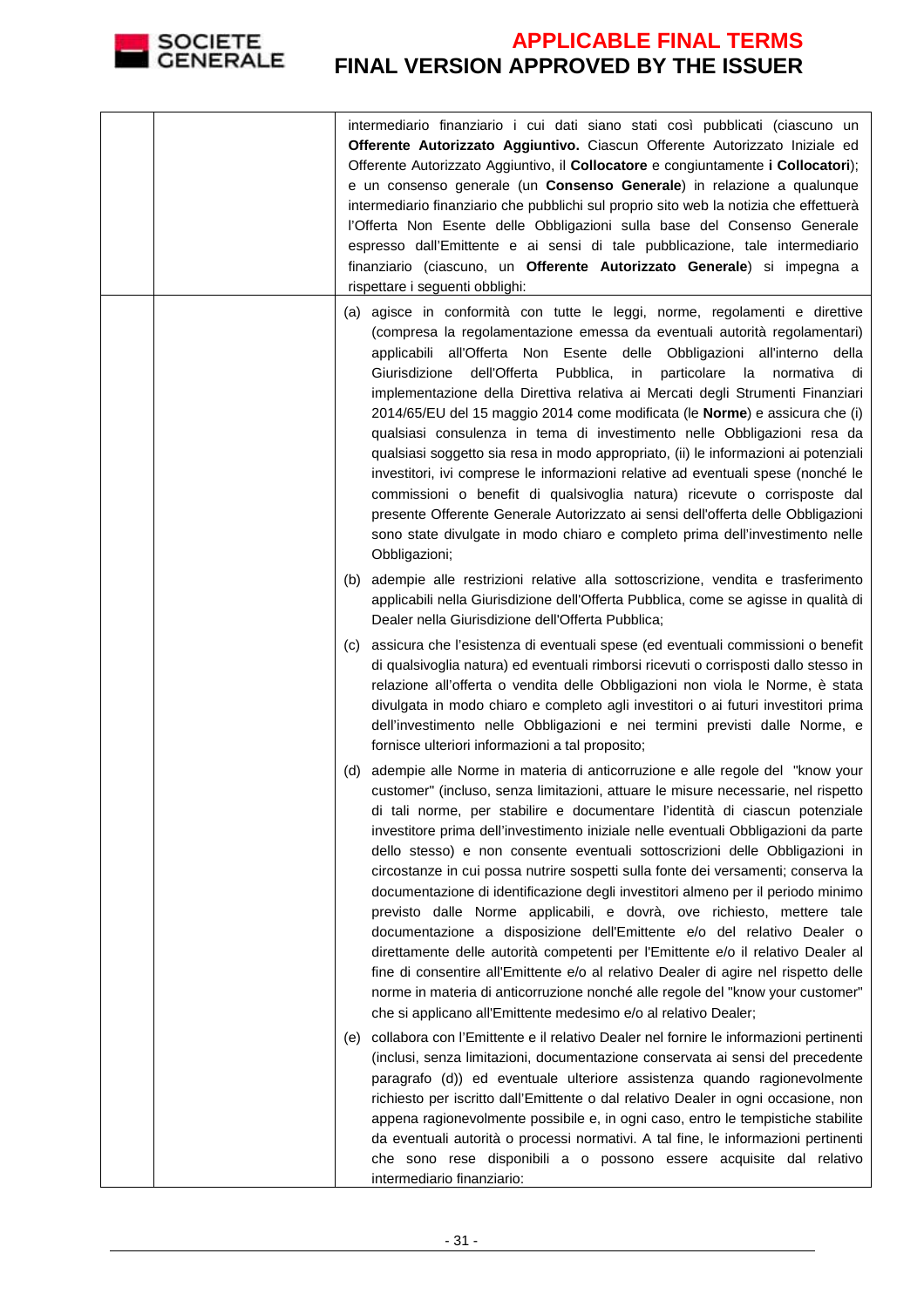| | | |
|---|---|---|
| | | intermediario finanziario i cui dati siano stati così pubblicati (ciascuno un **Offerente Autorizzato Aggiuntivo.** Ciascun Offerente Autorizzato Iniziale ed Offerente Autorizzato Aggiuntivo, il **Collocatore** e congiuntamente **i Collocatori**); e un consenso generale (un **Consenso Generale**) in relazione a qualunque intermediario finanziario che pubblichi sul proprio sito web la notizia che effettuerà l'Offerta Non Esente delle Obbligazioni sulla base del Consenso Generale espresso dall'Emittente e ai sensi di tale pubblicazione, tale intermediario finanziario (ciascuno, un **Offerente Autorizzato Generale**) si impegna a rispettare i seguenti obblighi: |
| | | (a) agisce in conformità con tutte le leggi, norme, regolamenti e direttive (compresa la regolamentazione emessa da eventuali autorità regolamentari) applicabili all'Offerta Non Esente delle Obbligazioni all'interno della Giurisdizione dell'Offerta Pubblica, in particolare la normativa di implementazione della Direttiva relativa ai Mercati degli Strumenti Finanziari 2014/65/EU del 15 maggio 2014 come modificata (le **Norme**) e assicura che (i) qualsiasi consulenza in tema di investimento nelle Obbligazioni resa da qualsiasi soggetto sia resa in modo appropriato, (ii) le informazioni ai potenziali investitori, ivi comprese le informazioni relative ad eventuali spese (nonché le commissioni o benefit di qualsivoglia natura) ricevute o corrisposte dal presente Offerente Generale Autorizzato ai sensi dell'offerta delle Obbligazioni sono state divulgate in modo chiaro e completo prima dell'investimento nelle Obbligazioni;<br><br>(b) adempie alle restrizioni relative alla sottoscrizione, vendita e trasferimento applicabili nella Giurisdizione dell'Offerta Pubblica, come se agisse in qualità di Dealer nella Giurisdizione dell'Offerta Pubblica;<br><br>(c) assicura che l'esistenza di eventuali spese (ed eventuali commissioni o benefit di qualsivoglia natura) ed eventuali rimborsi ricevuti o corrisposti dallo stesso in relazione all'offerta o vendita delle Obbligazioni non viola le Norme, è stata divulgata in modo chiaro e completo agli investitori o ai futuri investitori prima dell'investimento nelle Obbligazioni e nei termini previsti dalle Norme, e fornisce ulteriori informazioni a tal proposito;<br><br>(d) adempie alle Norme in materia di anticorruzione e alle regole del "know your customer" (incluso, senza limitazioni, attuare le misure necessarie, nel rispetto di tali norme, per stabilire e documentare l'identità di ciascun potenziale investitore prima dell'investimento iniziale nelle eventuali Obbligazioni da parte dello stesso) e non consente eventuali sottoscrizioni delle Obbligazioni in circostanze in cui possa nutrire sospetti sulla fonte dei versamenti; conserva la documentazione di identificazione degli investitori almeno per il periodo minimo previsto dalle Norme applicabili, e dovrà, ove richiesto, mettere tale documentazione a disposizione dell'Emittente e/o del relativo Dealer o direttamente delle autorità competenti per l'Emittente e/o il relativo Dealer al fine di consentire all'Emittente e/o al relativo Dealer di agire nel rispetto delle norme in materia di anticorruzione nonché alle regole del "know your customer" che si applicano all'Emittente medesimo e/o al relativo Dealer;<br><br>(e) collabora con l'Emittente e il relativo Dealer nel fornire le informazioni pertinenti (inclusi, senza limitazioni, documentazione conservata ai sensi del precedente paragrafo (d)) ed eventuale ulteriore assistenza quando ragionevolmente richiesto per iscritto dall'Emittente o dal relativo Dealer in ogni occasione, non appena ragionevolmente possibile e, in ogni caso, entro le tempistiche stabilite da eventuali autorità o processi normativi. A tal fine, le informazioni pertinenti che sono rese disponibili a o possono essere acquisite dal relativo intermediario finanziario: |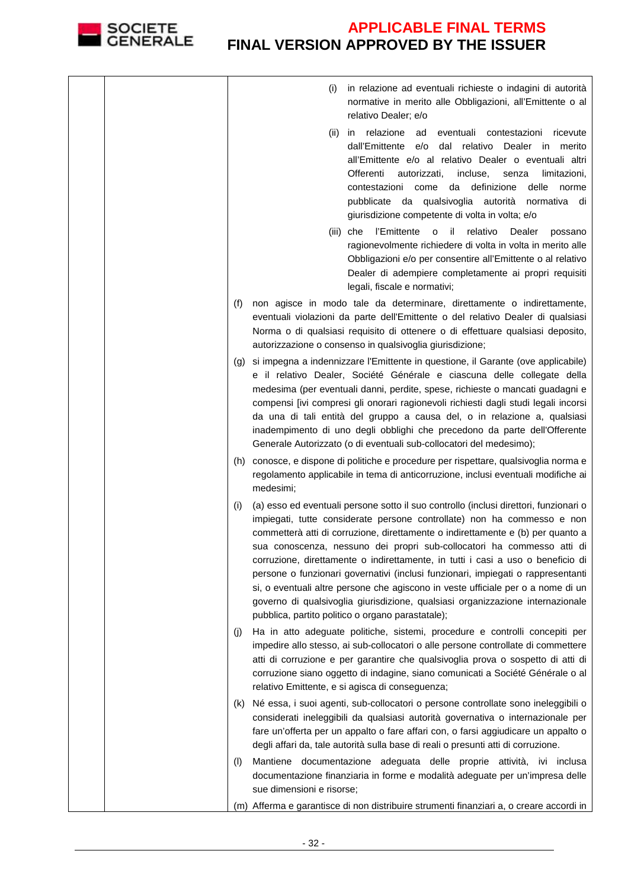| | | (i) in relazione ad eventuali richieste o indagini di autorità normative in merito alle Obbligazioni, all'Emittente o al relativo Dealer; e/o<br><br>(ii) in relazione ad eventuali contestazioni ricevute dall'Emittente e/o dal relativo Dealer in merito all'Emittente e/o al relativo Dealer o eventuali altri Offerenti autorizzati, incluse, senza limitazioni, contestazioni come da definizione delle norme pubblicate da qualsivoglia autorità normativa di giurisdizione competente di volta in volta; e/o<br><br>(iii) che l'Emittente o il relativo Dealer possano ragionevolmente richiedere di volta in volta in merito alle Obbligazioni e/o per consentire all'Emittente o al relativo Dealer di adempiere completamente ai propri requisiti legali, fiscale e normativi;<br><br>(f) non agisce in modo tale da determinare, direttamente o indirettamente, eventuali violazioni da parte dell'Emittente o del relativo Dealer di qualsiasi Norma o di qualsiasi requisito di ottenere o di effettuare qualsiasi deposito, autorizzazione o consenso in qualsivoglia giurisdizione;<br><br>(g) si impegna a indennizzare l'Emittente in questione, il Garante (ove applicabile) e il relativo Dealer, Société Générale e ciascuna delle collegate della medesima (per eventuali danni, perdite, spese, richieste o mancati guadagni e compensi [ivi compresi gli onorari ragionevoli richiesti dagli studi legali incorsi da una di tali entità del gruppo a causa del, o in relazione a, qualsiasi inadempimento di uno degli obblighi che precedono da parte dell'Offerente Generale Autorizzato (o di eventuali sub-collocatori del medesimo);<br><br>(h) conosce, e dispone di politiche e procedure per rispettare, qualsivoglia norma e regolamento applicabile in tema di anticorruzione, inclusi eventuali modifiche ai medesimi;<br><br>(i) (a) esso ed eventuali persone sotto il suo controllo (inclusi direttori, funzionari o impiegati, tutte considerate persone controllate) non ha commesso e non commetterà atti di corruzione, direttamente o indirettamente e (b) per quanto a sua conoscenza, nessuno dei propri sub-collocatori ha commesso atti di corruzione, direttamente o indirettamente, in tutti i casi a uso o beneficio di persone o funzionari governativi (inclusi funzionari, impiegati o rappresentanti si, o eventuali altre persone che agiscono in veste ufficiale per o a nome di un governo di qualsivoglia giurisdizione, qualsiasi organizzazione internazionale pubblica, partito politico o organo parastatale);<br><br>(j) Ha in atto adeguate politiche, sistemi, procedure e controlli concepiti per impedire allo stesso, ai sub-collocatori o alle persone controllate di commettere atti di corruzione e per garantire che qualsivoglia prova o sospetto di atti di corruzione siano oggetto di indagine, siano comunicati a Société Générale o al relativo Emittente, e si agisca di conseguenza;<br><br>(k) Né essa, i suoi agenti, sub-collocatori o persone controllate sono ineleggibili o considerati ineleggibili da qualsiasi autorità governativa o internazionale per fare un'offerta per un appalto o fare affari con, o farsi aggiudicare un appalto o degli affari da, tale autorità sulla base di reali o presunti atti di corruzione.<br><br>(l) Mantiene documentazione adeguata delle proprie attività, ivi inclusa documentazione finanziaria in forme e modalità adeguate per un'impresa delle sue dimensioni e risorse;<br><br>(m) Afferma e garantisce di non distribuire strumenti finanziari a, o creare accordi in |
|---|---|---|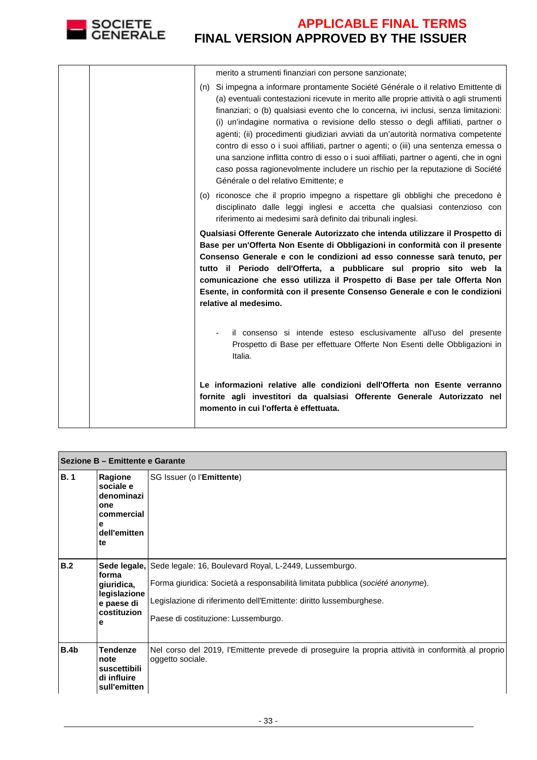| | | merito a strumenti finanziari con persone sanzionate;<br><br>(n) Si impegna a informare prontamente Société Générale o il relativo Emittente di (a) eventuali contestazioni ricevute in merito alle proprie attività o agli strumenti finanziari; o (b) qualsiasi evento che lo concerna, ivi inclusi, senza limitazioni: (i) un'indagine normativa o revisione dello stesso o degli affiliati, partner o agenti; (ii) procedimenti giudiziari avviati da un'autorità normativa competente contro di esso o i suoi affiliati, partner o agenti; o (iii) una sentenza emessa o una sanzione inflitta contro di esso o i suoi affiliati, partner o agenti, che in ogni caso possa ragionevolmente includere un rischio per la reputazione di Société Générale o del relativo Emittente; e<br><br>(o) riconosce che il proprio impegno a rispettare gli obblighi che precedono è disciplinato dalle leggi inglesi e accetta che qualsiasi contenzioso con riferimento ai medesimi sarà definito dai tribunali inglesi.<br><br>**Qualsiasi Offerente Generale Autorizzato che intenda utilizzare il Prospetto di Base per un'Offerta Non Esente di Obbligazioni in conformità con il presente Consenso Generale e con le condizioni ad esso connesse sarà tenuto, per tutto il Periodo dell'Offerta, a pubblicare sul proprio sito web la comunicazione che esso utilizza il Prospetto di Base per tale Offerta Non Esente, in conformità con il presente Consenso Generale e con le condizioni relative al medesimo.**<br><br>- il consenso si intende esteso esclusivamente all'uso del presente Prospetto di Base per effettuare Offerte Non Esenti delle Obbligazioni in Italia.<br><br>**Le informazioni relative alle condizioni dell'Offerta non Esente verranno fornite agli investitori da qualsiasi Offerente Generale Autorizzato nel momento in cui l'offerta è effettuata.** |
|---|---|---|

| **Sezione B – Emittente e Garante** | | |
|---|---|---|
| **B. 1** | **Ragione sociale e denominazione commerciale dell'emittente** | SG Issuer (o l'**Emittente**) |
| **B.2** | **Sede legale, forma giuridica, legislazione e paese di costituzione** | Sede legale: 16, Boulevard Royal, L-2449, Lussemburgo.<br><br>Forma giuridica: Società a responsabilità limitata pubblica (*société anonyme*).<br><br>Legislazione di riferimento dell'Emittente: diritto lussemburghese.<br><br>Paese di costituzione: Lussemburgo. |
| **B.4b** | **Tendenze note suscettibili di influire sull'emitten** | Nel corso del 2019, l'Emittente prevede di proseguire la propria attività in conformità al proprio oggetto sociale. |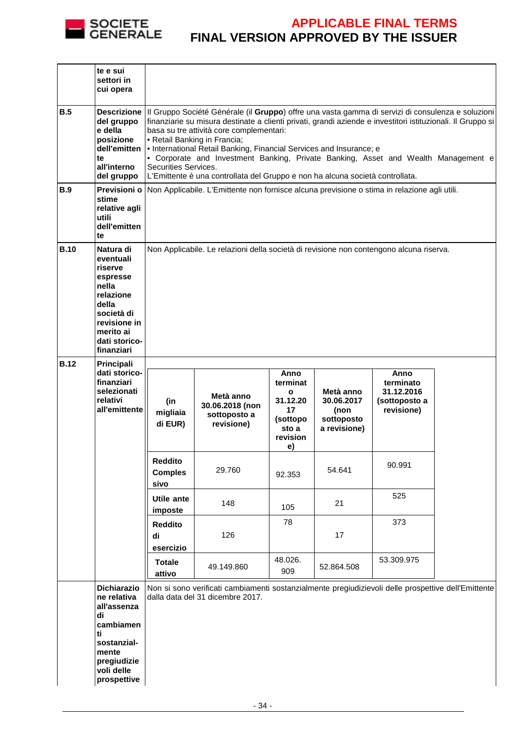| | | |
|---|---|---|
| | **te e sui settori in cui opera** | |
| **B.5** | **Descrizione del gruppo e della posizione dell'emittente all'interno del gruppo** | Il Gruppo Société Générale (il **Gruppo**) offre una vasta gamma di servizi di consulenza e soluzioni finanziarie su misura destinate a clienti privati, grandi aziende e investitori istituzionali. Il Gruppo si basa su tre attività core complementari:<br>• Retail Banking in Francia;<br>• International Retail Banking, Financial Services and Insurance; e<br>• Corporate and Investment Banking, Private Banking, Asset and Wealth Management e Securities Services.<br>L'Emittente è una controllata del Gruppo e non ha alcuna società controllata. |
| **B.9** | **Previsioni o stime relative agli utili dell'emittente** | Non Applicabile. L'Emittente non fornisce alcuna previsione o stima in relazione agli utili. |
| **B.10** | **Natura di eventuali riserve espresse nella relazione della società di revisione in merito ai dati storico-finanziari** | Non Applicabile. Le relazioni della società di revisione non contengono alcuna riserva. |
| **B.12** | **Principali dati storico-finanziari selezionati relativi all'emittente** | (vedi tabella sotto) |
| | **Dichiarazione relativa all'assenza di cambiamenti sostanzial-mente pregiudizievoli delle prospettive** | Non si sono verificati cambiamenti sostanzialmente pregiudizievoli delle prospettive dell'Emittente dalla data del 31 dicembre 2017. |

| **(in migliaia di EUR)** | **Metà anno 30.06.2018 (non sottoposto a revisione)** | **Anno terminato 31.12.2017 (sottoposto a revisione)** | **Metà anno 30.06.2017 (non sottoposto a revisione)** | **Anno terminato 31.12.2016 (sottoposto a revisione)** |
|---|---|---|---|---|
| **Reddito Complessivo** | 29.760 | 92.353 | 54.641 | 90.991 |
| **Utile ante imposte** | 148 | 105 | 21 | 525 |
| **Reddito di esercizio** | 126 | 78 | 17 | 373 |
| **Totale attivo** | 49.149.860 | 48.026.909 | 52.864.508 | 53.309.975 |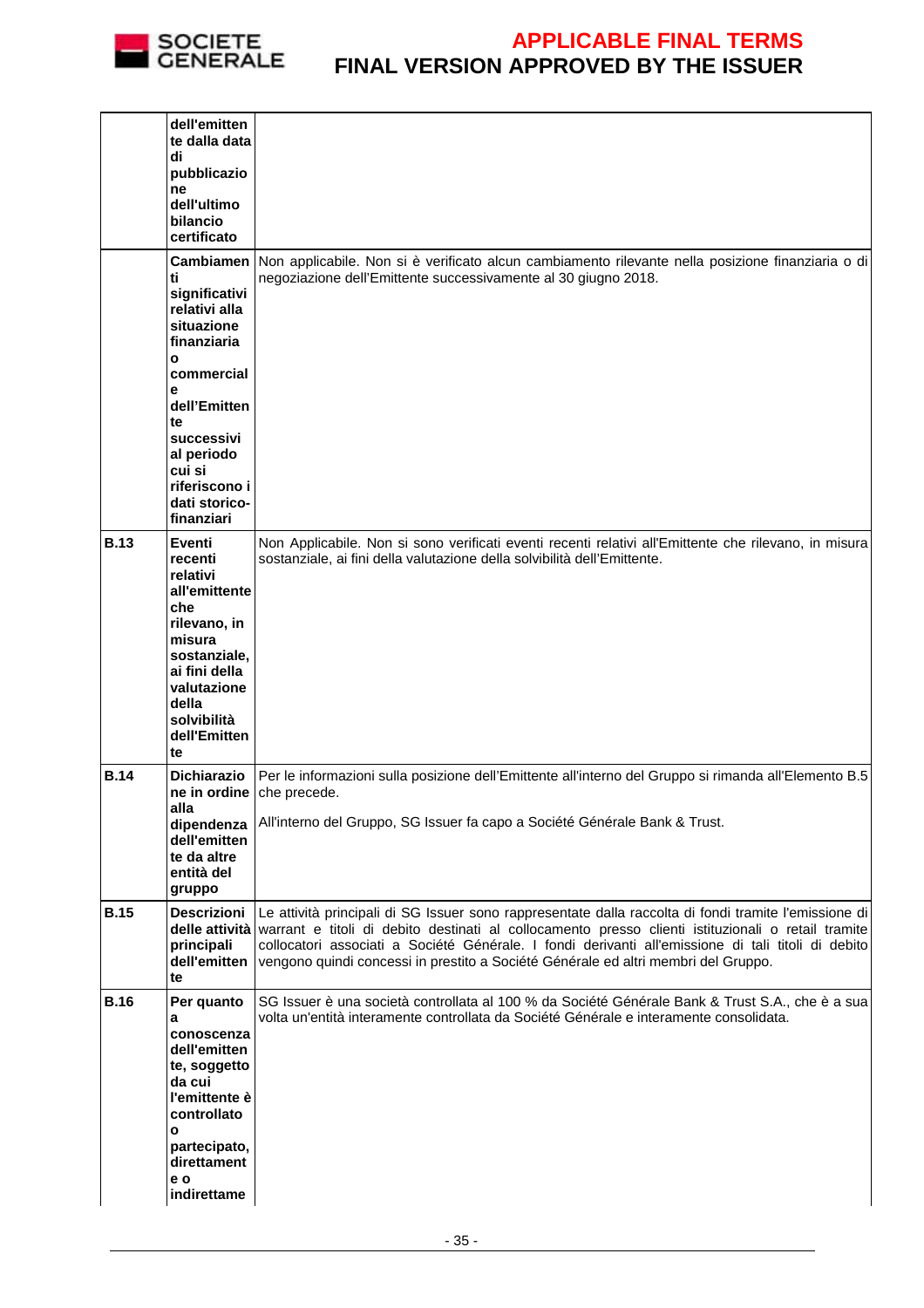| | | |
|---|---|---|
| | **dell'emittente dalla data di pubblicazione dell'ultimo bilancio certificato** | |
| | **Cambiamenti significativi relativi alla situazione finanziaria o commerciale dell'Emittente successivi al periodo cui si riferiscono i dati storico-finanziari** | Non applicabile. Non si è verificato alcun cambiamento rilevante nella posizione finanziaria o di negoziazione dell'Emittente successivamente al 30 giugno 2018. |
| **B.13** | **Eventi recenti relativi all'emittente che rilevano, in misura sostanziale, ai fini della valutazione della solvibilità dell'Emittente** | Non Applicabile. Non si sono verificati eventi recenti relativi all'Emittente che rilevano, in misura sostanziale, ai fini della valutazione della solvibilità dell'Emittente. |
| **B.14** | **Dichiarazione in ordine alla dipendenza dell'emittente da altre entità del gruppo** | Per le informazioni sulla posizione dell'Emittente all'interno del Gruppo si rimanda all'Elemento B.5 che precede.<br><br>All'interno del Gruppo, SG Issuer fa capo a Société Générale Bank & Trust. |
| **B.15** | **Descrizioni delle attività principali dell'emittente** | Le attività principali di SG Issuer sono rappresentate dalla raccolta di fondi tramite l'emissione di warrant e titoli di debito destinati al collocamento presso clienti istituzionali o retail tramite collocatori associati a Société Générale. I fondi derivanti all'emissione di tali titoli di debito vengono quindi concessi in prestito a Société Générale ed altri membri del Gruppo. |
| **B.16** | **Per quanto a conoscenza dell'emittente, soggetto da cui l'emittente è controllato o partecipato, direttamente o indirettame** | SG Issuer è una società controllata al 100 % da Société Générale Bank & Trust S.A., che è a sua volta un'entità interamente controllata da Société Générale e interamente consolidata. |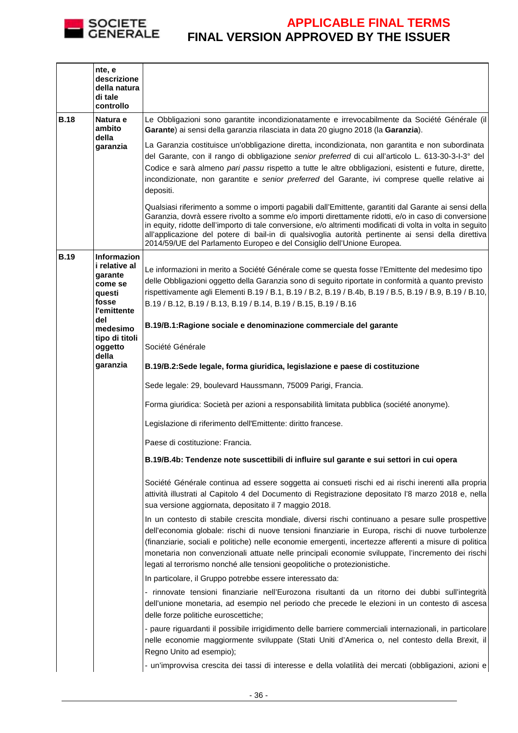| | | |
|---|---|---|
| | **nte, e descrizione della natura di tale controllo** | |
| **B.18** | **Natura e ambito della garanzia** | Le Obbligazioni sono garantite incondizionatamente e irrevocabilmente da Société Générale (il **Garante**) ai sensi della garanzia rilasciata in data 20 giugno 2018 (la **Garanzia**).<br><br>La Garanzia costituisce un'obbligazione diretta, incondizionata, non garantita e non subordinata del Garante, con il rango di obbligazione *senior preferred* di cui all'articolo L. 613-30-3-I-3° del Codice e sarà almeno *pari passu* rispetto a tutte le altre obbligazioni, esistenti e future, dirette, incondizionate, non garantite e *senior preferred* del Garante, ivi comprese quelle relative ai depositi.<br><br>Qualsiasi riferimento a somme o importi pagabili dall'Emittente, garantiti dal Garante ai sensi della Garanzia, dovrà essere rivolto a somme e/o importi direttamente ridotti, e/o in caso di conversione in equity, ridotte dell'importo di tale conversione, e/o altrimenti modificati di volta in volta in seguito all'applicazione del potere di bail-in di qualsivoglia autorità pertinente ai sensi della direttiva 2014/59/UE del Parlamento Europeo e del Consiglio dell'Unione Europea. |
| **B.19** | **Informazioni relative al garante come se questi fosse l'emittente del medesimo tipo di titoli oggetto della garanzia** | Le informazioni in merito a Société Générale come se questa fosse l'Emittente del medesimo tipo delle Obbligazioni oggetto della Garanzia sono di seguito riportate in conformità a quanto previsto rispettivamente agli Elementi B.19 / B.1, B.19 / B.2, B.19 / B.4b, B.19 / B.5, B.19 / B.9, B.19 / B.10, B.19 / B.12, B.19 / B.13, B.19 / B.14, B.19 / B.15, B.19 / B.16<br><br>**B.19/B.1:Ragione sociale e denominazione commerciale del garante**<br><br>Société Générale<br><br>**B.19/B.2:Sede legale, forma giuridica, legislazione e paese di costituzione**<br><br>Sede legale: 29, boulevard Haussmann, 75009 Parigi, Francia.<br><br>Forma giuridica: Società per azioni a responsabilità limitata pubblica (société anonyme).<br><br>Legislazione di riferimento dell'Emittente: diritto francese.<br><br>Paese di costituzione: Francia.<br><br>**B.19/B.4b: Tendenze note suscettibili di influire sul garante e sui settori in cui opera**<br><br>Société Générale continua ad essere soggetta ai consueti rischi ed ai rischi inerenti alla propria attività illustrati al Capitolo 4 del Documento di Registrazione depositato l'8 marzo 2018 e, nella sua versione aggiornata, depositato il 7 maggio 2018.<br><br>In un contesto di stabile crescita mondiale, diversi rischi continuano a pesare sulle prospettive dell'economia globale: rischi di nuove tensioni finanziarie in Europa, rischi di nuove turbolenze (finanziarie, sociali e politiche) nelle economie emergenti, incertezze afferenti a misure di politica monetaria non convenzionali attuate nelle principali economie sviluppate, l'incremento dei rischi legati al terrorismo nonché alle tensioni geopolitiche o protezionistiche.<br><br>In particolare, il Gruppo potrebbe essere interessato da:<br><br>- rinnovate tensioni finanziarie nell'Eurozona risultanti da un ritorno dei dubbi sull'integrità dell'unione monetaria, ad esempio nel periodo che precede le elezioni in un contesto di ascesa delle forze politiche euroscettiche;<br><br>- paure riguardanti il possibile irrigidimento delle barriere commerciali internazionali, in particolare nelle economie maggiormente sviluppate (Stati Uniti d'America o, nel contesto della Brexit, il Regno Unito ad esempio);<br><br>- un'improvvisa crescita dei tassi di interesse e della volatilità dei mercati (obbligazioni, azioni e |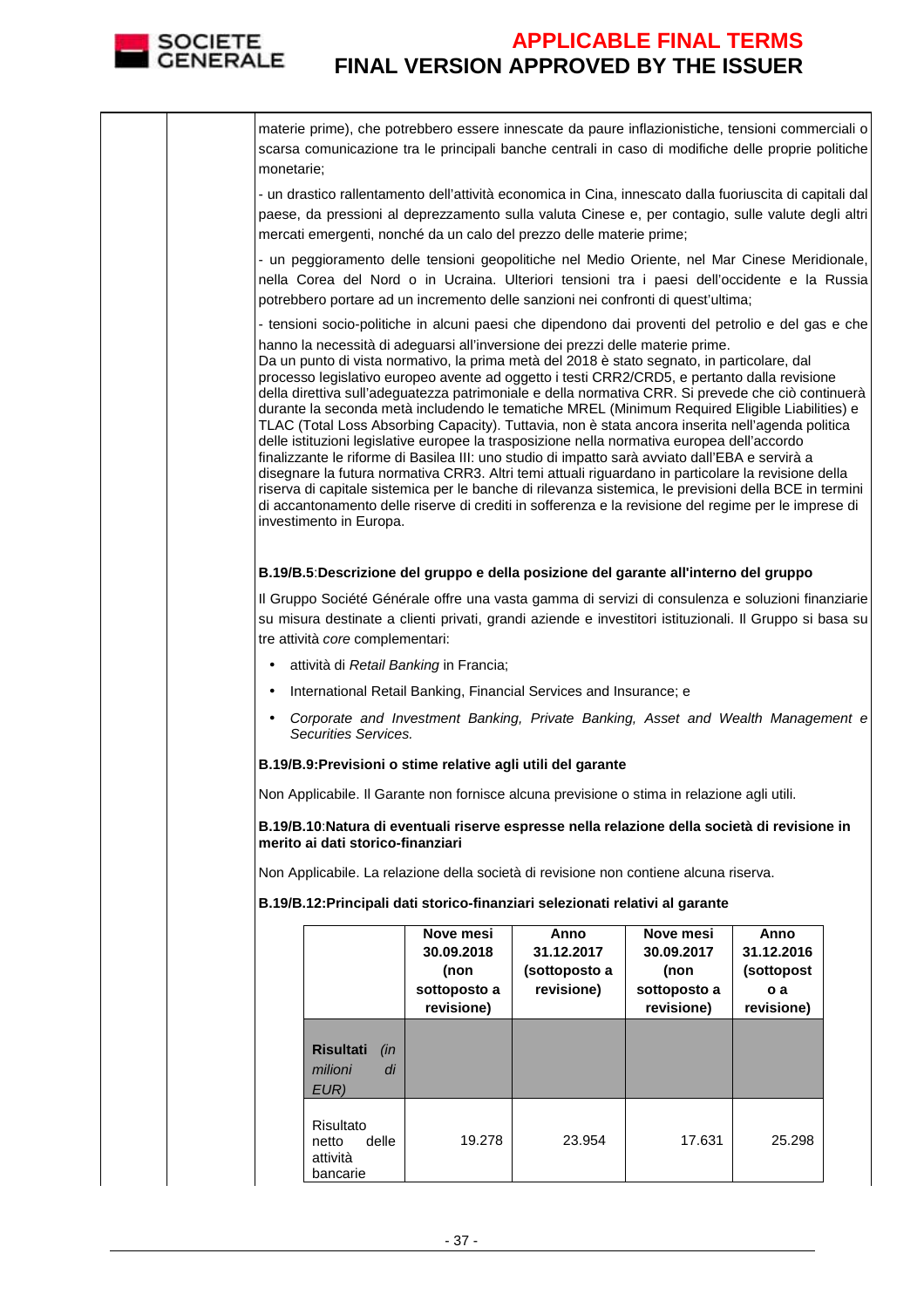materie prime), che potrebbero essere innescate da paure inflazionistiche, tensioni commerciali o scarsa comunicazione tra le principali banche centrali in caso di modifiche delle proprie politiche monetarie;

- un drastico rallentamento dell'attività economica in Cina, innescato dalla fuoriuscita di capitali dal paese, da pressioni al deprezzamento sulla valuta Cinese e, per contagio, sulle valute degli altri mercati emergenti, nonché da un calo del prezzo delle materie prime;

- un peggioramento delle tensioni geopolitiche nel Medio Oriente, nel Mar Cinese Meridionale, nella Corea del Nord o in Ucraina. Ulteriori tensioni tra i paesi dell'occidente e la Russia potrebbero portare ad un incremento delle sanzioni nei confronti di quest'ultima;

- tensioni socio-politiche in alcuni paesi che dipendono dai proventi del petrolio e del gas e che hanno la necessità di adeguarsi all'inversione dei prezzi delle materie prime.
Da un punto di vista normativo, la prima metà del 2018 è stato segnato, in particolare, dal processo legislativo europeo avente ad oggetto i testi CRR2/CRD5, e pertanto dalla revisione della direttiva sull'adeguatezza patrimoniale e della normativa CRR. Si prevede che ciò continuerà durante la seconda metà includendo le tematiche MREL (Minimum Required Eligible Liabilities) e TLAC (Total Loss Absorbing Capacity). Tuttavia, non è stata ancora inserita nell'agenda politica delle istituzioni legislative europee la trasposizione nella normativa europea dell'accordo finalizzante le riforme di Basilea III: uno studio di impatto sarà avviato dall'EBA e servirà a disegnare la futura normativa CRR3. Altri temi attuali riguardano in particolare la revisione della riserva di capitale sistemica per le banche di rilevanza sistemica, le previsioni della BCE in termini di accantonamento delle riserve di crediti in sofferenza e la revisione del regime per le imprese di investimento in Europa.

**B.19/B.5**:**Descrizione del gruppo e della posizione del garante all'interno del gruppo**

Il Gruppo Société Générale offre una vasta gamma di servizi di consulenza e soluzioni finanziarie su misura destinate a clienti privati, grandi aziende e investitori istituzionali. Il Gruppo si basa su tre attività *core* complementari:

- attività di *Retail Banking* in Francia;
- International Retail Banking, Financial Services and Insurance; e
- *Corporate and Investment Banking, Private Banking, Asset and Wealth Management e Securities Services.*

**B.19/B.9:Previsioni o stime relative agli utili del garante**

Non Applicabile. Il Garante non fornisce alcuna previsione o stima in relazione agli utili.

**B.19/B.10**:**Natura di eventuali riserve espresse nella relazione della società di revisione in merito ai dati storico-finanziari**

Non Applicabile. La relazione della società di revisione non contiene alcuna riserva.

**B.19/B.12:Principali dati storico-finanziari selezionati relativi al garante**

| | Nove mesi 30.09.2018 (non sottoposto a revisione) | Anno 31.12.2017 (sottoposto a revisione) | Nove mesi 30.09.2017 (non sottoposto a revisione) | Anno 31.12.2016 (sottoposto a revisione) |
|---|---|---|---|---|
| **Risultati** *(in milioni di EUR)* | | | | |
| Risultato netto delle attività bancarie | 19.278 | 23.954 | 17.631 | 25.298 |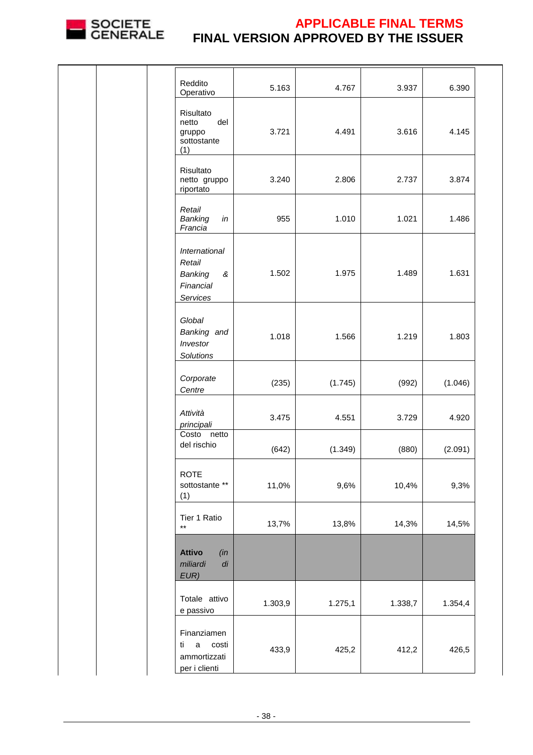| | | | | | |
|---|---|---|---|---|---|
| Reddito Operativo | 5.163 | 4.767 | 3.937 | 6.390 |
| Risultato netto del gruppo sottostante (1) | 3.721 | 4.491 | 3.616 | 4.145 |
| Risultato netto gruppo riportato | 3.240 | 2.806 | 2.737 | 3.874 |
| *Retail Banking in Francia* | 955 | 1.010 | 1.021 | 1.486 |
| *International Retail Banking & Financial Services* | 1.502 | 1.975 | 1.489 | 1.631 |
| *Global Banking and Investor Solutions* | 1.018 | 1.566 | 1.219 | 1.803 |
| *Corporate Centre* | (235) | (1.745) | (992) | (1.046) |
| *Attività principali* | 3.475 | 4.551 | 3.729 | 4.920 |
| Costo netto del rischio | (642) | (1.349) | (880) | (2.091) |
| ROTE sottostante ** (1) | 11,0% | 9,6% | 10,4% | 9,3% |
| Tier 1 Ratio ** | 13,7% | 13,8% | 14,3% | 14,5% |
| **Attivo** *(in miliardi di EUR)* | | | | |
| Totale attivo e passivo | 1.303,9 | 1.275,1 | 1.338,7 | 1.354,4 |
| Finanziamenti a costi ammortizzati per i clienti | 433,9 | 425,2 | 412,2 | 426,5 |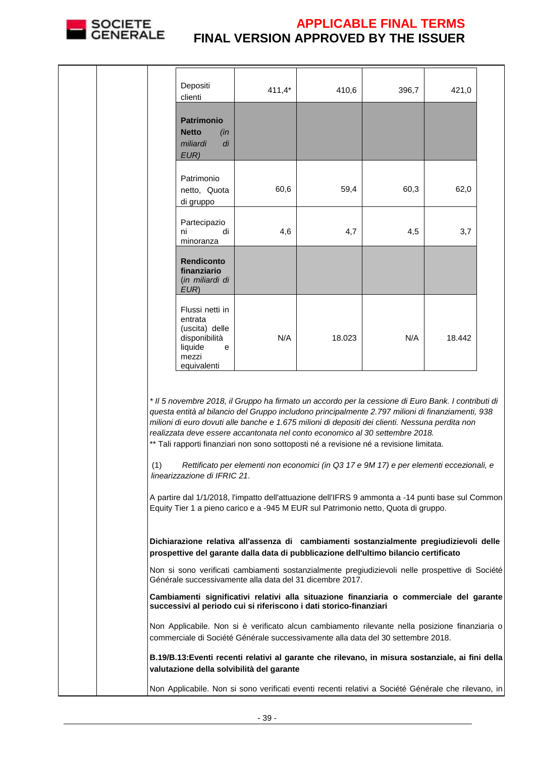| | | | | |
|---|---|---|---|---|
| Depositi clienti | 411,4* | 410,6 | 396,7 | 421,0 |
| **Patrimonio Netto** *(in miliardi di EUR)* | | | | |
| Patrimonio netto, Quota di gruppo | 60,6 | 59,4 | 60,3 | 62,0 |
| Partecipazioni di minoranza | 4,6 | 4,7 | 4,5 | 3,7 |
| **Rendiconto finanziario** (*in miliardi di EUR*) | | | | |
| Flussi netti in entrata (uscita) delle disponibilità liquide e mezzi equivalenti | N/A | 18.023 | N/A | 18.442 |

*\* Il 5 novembre 2018, il Gruppo ha firmato un accordo per la cessione di Euro Bank. I contributi di questa entità al bilancio del Gruppo includono principalmente 2.797 milioni di finanziamenti, 938 milioni di euro dovuti alle banche e 1.675 milioni di depositi dei clienti. Nessuna perdita non realizzata deve essere accantonata nel conto economico al 30 settembre 2018.*

\** Tali rapporti finanziari non sono sottoposti né a revisione né a revisione limitata.

(1) *Rettificato per elementi non economici (in Q3 17 e 9M 17) e per elementi eccezionali, e linearizzazione di IFRIC 21*.

A partire dal 1/1/2018, l'impatto dell'attuazione dell'IFRS 9 ammonta a -14 punti base sul Common Equity Tier 1 a pieno carico e a -945 M EUR sul Patrimonio netto, Quota di gruppo.

**Dichiarazione relativa all'assenza di cambiamenti sostanzialmente pregiudizievoli delle prospettive del garante dalla data di pubblicazione dell'ultimo bilancio certificato**

Non si sono verificati cambiamenti sostanzialmente pregiudizievoli nelle prospettive di Société Générale successivamente alla data del 31 dicembre 2017.

**Cambiamenti significativi relativi alla situazione finanziaria o commerciale del garante successivi al periodo cui si riferiscono i dati storico-finanziari**

Non Applicabile. Non si è verificato alcun cambiamento rilevante nella posizione finanziaria o commerciale di Société Générale successivamente alla data del 30 settembre 2018.

**B.19/B.13:Eventi recenti relativi al garante che rilevano, in misura sostanziale, ai fini della valutazione della solvibilità del garante**

Non Applicabile. Non si sono verificati eventi recenti relativi a Société Générale che rilevano, in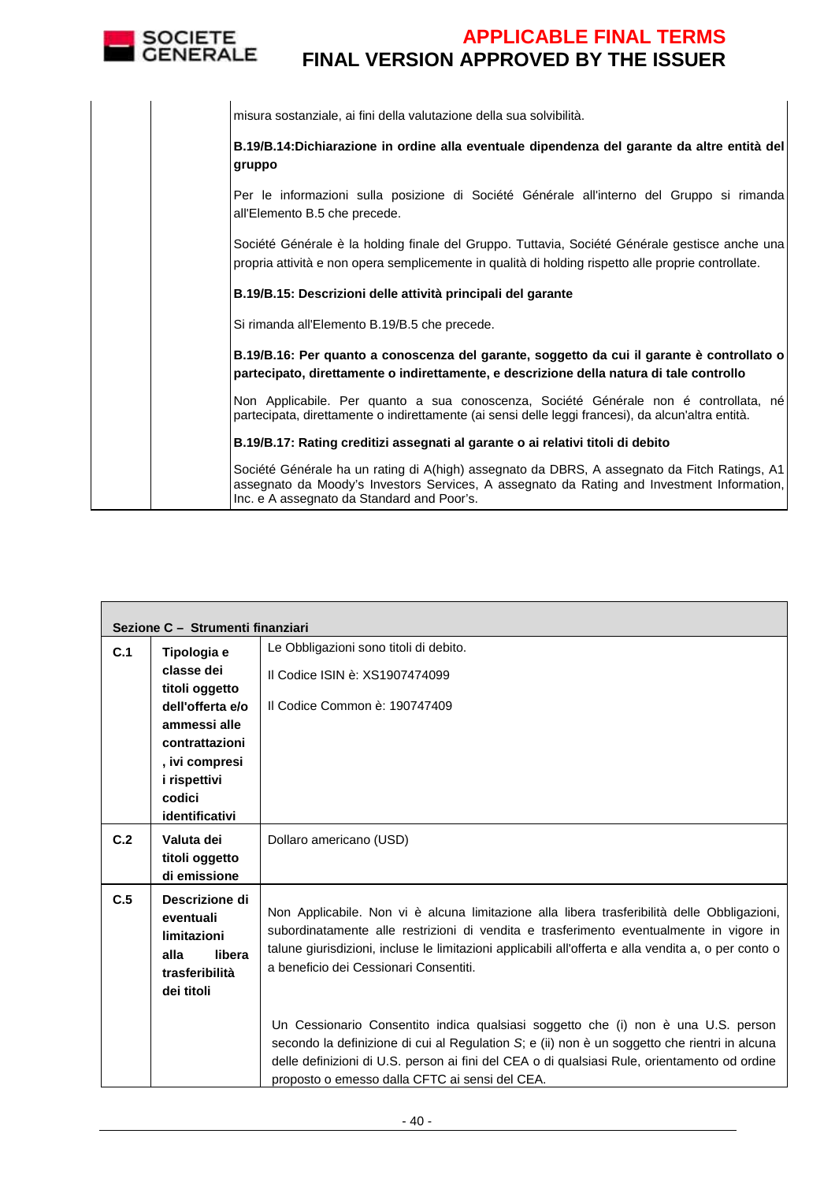| | | |
|---|---|---|
| | | misura sostanziale, ai fini della valutazione della sua solvibilità.<br><br>**B.19/B.14:Dichiarazione in ordine alla eventuale dipendenza del garante da altre entità del gruppo**<br><br>Per le informazioni sulla posizione di Société Générale all'interno del Gruppo si rimanda all'Elemento B.5 che precede.<br><br>Société Générale è la holding finale del Gruppo. Tuttavia, Société Générale gestisce anche una propria attività e non opera semplicemente in qualità di holding rispetto alle proprie controllate.<br><br>**B.19/B.15: Descrizioni delle attività principali del garante**<br><br>Si rimanda all'Elemento B.19/B.5 che precede.<br><br>**B.19/B.16: Per quanto a conoscenza del garante, soggetto da cui il garante è controllato o partecipato, direttamente o indirettamente, e descrizione della natura di tale controllo**<br><br>Non Applicabile. Per quanto a sua conoscenza, Société Générale non é controllata, né partecipata, direttamente o indirettamente (ai sensi delle leggi francesi), da alcun'altra entità.<br><br>**B.19/B.17: Rating creditizi assegnati al garante o ai relativi titoli di debito**<br><br>Société Générale ha un rating di A(high) assegnato da DBRS, A assegnato da Fitch Ratings, A1 assegnato da Moody's Investors Services, A assegnato da Rating and Investment Information, Inc. e A assegnato da Standard and Poor's. |

| **Sezione C – Strumenti finanziari** | | |
|---|---|---|
| **C.1** | **Tipologia e classe dei titoli oggetto dell'offerta e/o ammessi alle contrattazioni, ivi compresi i rispettivi codici identificativi** | Le Obbligazioni sono titoli di debito.<br><br>Il Codice ISIN è: XS1907474099<br><br>Il Codice Common è: 190747409 |
| **C.2** | **Valuta dei titoli oggetto di emissione** | Dollaro americano (USD) |
| **C.5** | **Descrizione di eventuali limitazioni alla libera trasferibilità dei titoli** | Non Applicabile. Non vi è alcuna limitazione alla libera trasferibilità delle Obbligazioni, subordinatamente alle restrizioni di vendita e trasferimento eventualmente in vigore in talune giurisdizioni, incluse le limitazioni applicabili all'offerta e alla vendita a, o per conto o a beneficio dei Cessionari Consentiti.<br><br>Un Cessionario Consentito indica qualsiasi soggetto che (i) non è una U.S. person secondo la definizione di cui al Regulation *S*; e (ii) non è un soggetto che rientri in alcuna delle definizioni di U.S. person ai fini del CEA o di qualsiasi Rule, orientamento od ordine proposto o emesso dalla CFTC ai sensi del CEA. |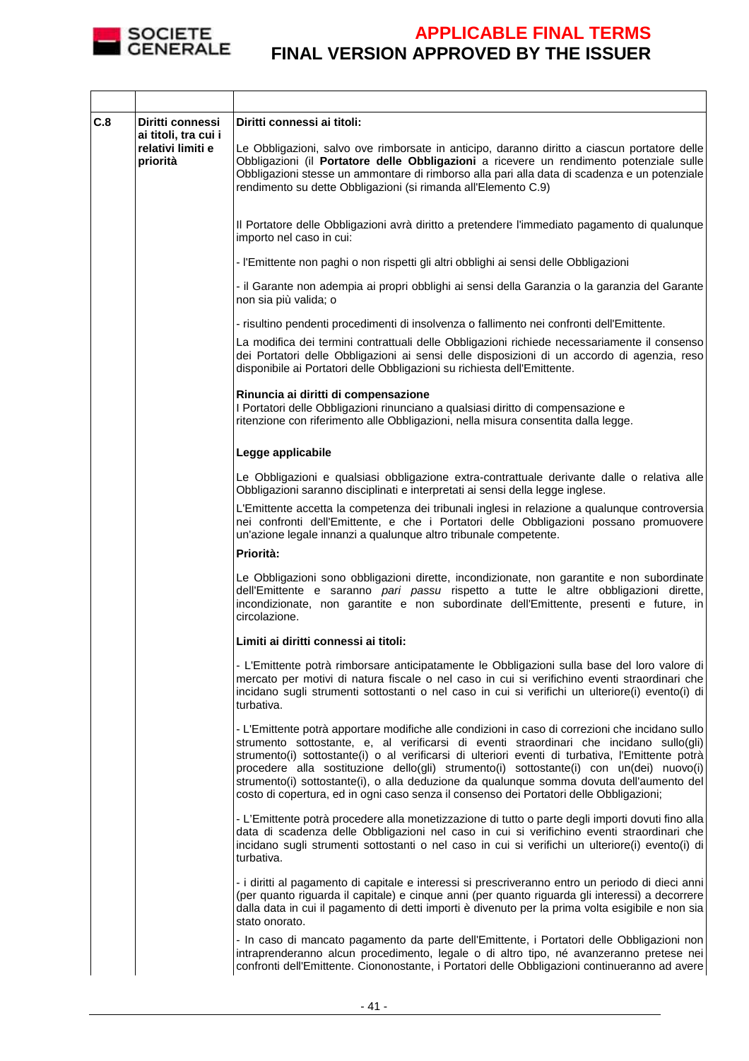| | | |
|---|---|---|
| **C.8** | **Diritti connessi ai titoli, tra cui i relativi limiti e priorità** | **Diritti connessi ai titoli:**<br><br>Le Obbligazioni, salvo ove rimborsate in anticipo, daranno diritto a ciascun portatore delle Obbligazioni (il **Portatore delle Obbligazioni** a ricevere un rendimento potenziale sulle Obbligazioni stesse un ammontare di rimborso alla pari alla data di scadenza e un potenziale rendimento su dette Obbligazioni (si rimanda all'Elemento C.9)<br><br>Il Portatore delle Obbligazioni avrà diritto a pretendere l'immediato pagamento di qualunque importo nel caso in cui:<br><br>- l'Emittente non paghi o non rispetti gli altri obblighi ai sensi delle Obbligazioni<br><br>- il Garante non adempia ai propri obblighi ai sensi della Garanzia o la garanzia del Garante non sia più valida; o<br><br>- risultino pendenti procedimenti di insolvenza o fallimento nei confronti dell'Emittente.<br><br>La modifica dei termini contrattuali delle Obbligazioni richiede necessariamente il consenso dei Portatori delle Obbligazioni ai sensi delle disposizioni di un accordo di agenzia, reso disponibile ai Portatori delle Obbligazioni su richiesta dell'Emittente.<br><br>**Rinuncia ai diritti di compensazione**<br>I Portatori delle Obbligazioni rinunciano a qualsiasi diritto di compensazione e ritenzione con riferimento alle Obbligazioni, nella misura consentita dalla legge.<br><br>**Legge applicabile**<br><br>Le Obbligazioni e qualsiasi obbligazione extra-contrattuale derivante dalle o relativa alle Obbligazioni saranno disciplinati e interpretati ai sensi della legge inglese.<br><br>L'Emittente accetta la competenza dei tribunali inglesi in relazione a qualunque controversia nei confronti dell'Emittente, e che i Portatori delle Obbligazioni possano promuovere un'azione legale innanzi a qualunque altro tribunale competente.<br><br>**Priorità:**<br><br>Le Obbligazioni sono obbligazioni dirette, incondizionate, non garantite e non subordinate dell'Emittente e saranno *pari passu* rispetto a tutte le altre obbligazioni dirette, incondizionate, non garantite e non subordinate dell'Emittente, presenti e future, in circolazione.<br><br>**Limiti ai diritti connessi ai titoli:**<br><br>- L'Emittente potrà rimborsare anticipatamente le Obbligazioni sulla base del loro valore di mercato per motivi di natura fiscale o nel caso in cui si verifichino eventi straordinari che incidano sugli strumenti sottostanti o nel caso in cui si verifichi un ulteriore(i) evento(i) di turbativa.<br><br>- L'Emittente potrà apportare modifiche alle condizioni in caso di correzioni che incidano sullo strumento sottostante, e, al verificarsi di eventi straordinari che incidano sullo(gli) strumento(i) sottostante(i) o al verificarsi di ulteriori eventi di turbativa, l'Emittente potrà procedere alla sostituzione dello(gli) strumento(i) sottostante(i) con un(dei) nuovo(i) strumento(i) sottostante(i), o alla deduzione da qualunque somma dovuta dell'aumento del costo di copertura, ed in ogni caso senza il consenso dei Portatori delle Obbligazioni;<br><br>- L'Emittente potrà procedere alla monetizzazione di tutto o parte degli importi dovuti fino alla data di scadenza delle Obbligazioni nel caso in cui si verifichino eventi straordinari che incidano sugli strumenti sottostanti o nel caso in cui si verifichi un ulteriore(i) evento(i) di turbativa.<br><br>- i diritti al pagamento di capitale e interessi si prescriveranno entro un periodo di dieci anni (per quanto riguarda il capitale) e cinque anni (per quanto riguarda gli interessi) a decorrere dalla data in cui il pagamento di detti importi è divenuto per la prima volta esigibile e non sia stato onorato.<br><br>- In caso di mancato pagamento da parte dell'Emittente, i Portatori delle Obbligazioni non intraprenderanno alcun procedimento, legale o di altro tipo, né avanzeranno pretese nei confronti dell'Emittente. Ciononostante, i Portatori delle Obbligazioni continueranno ad avere |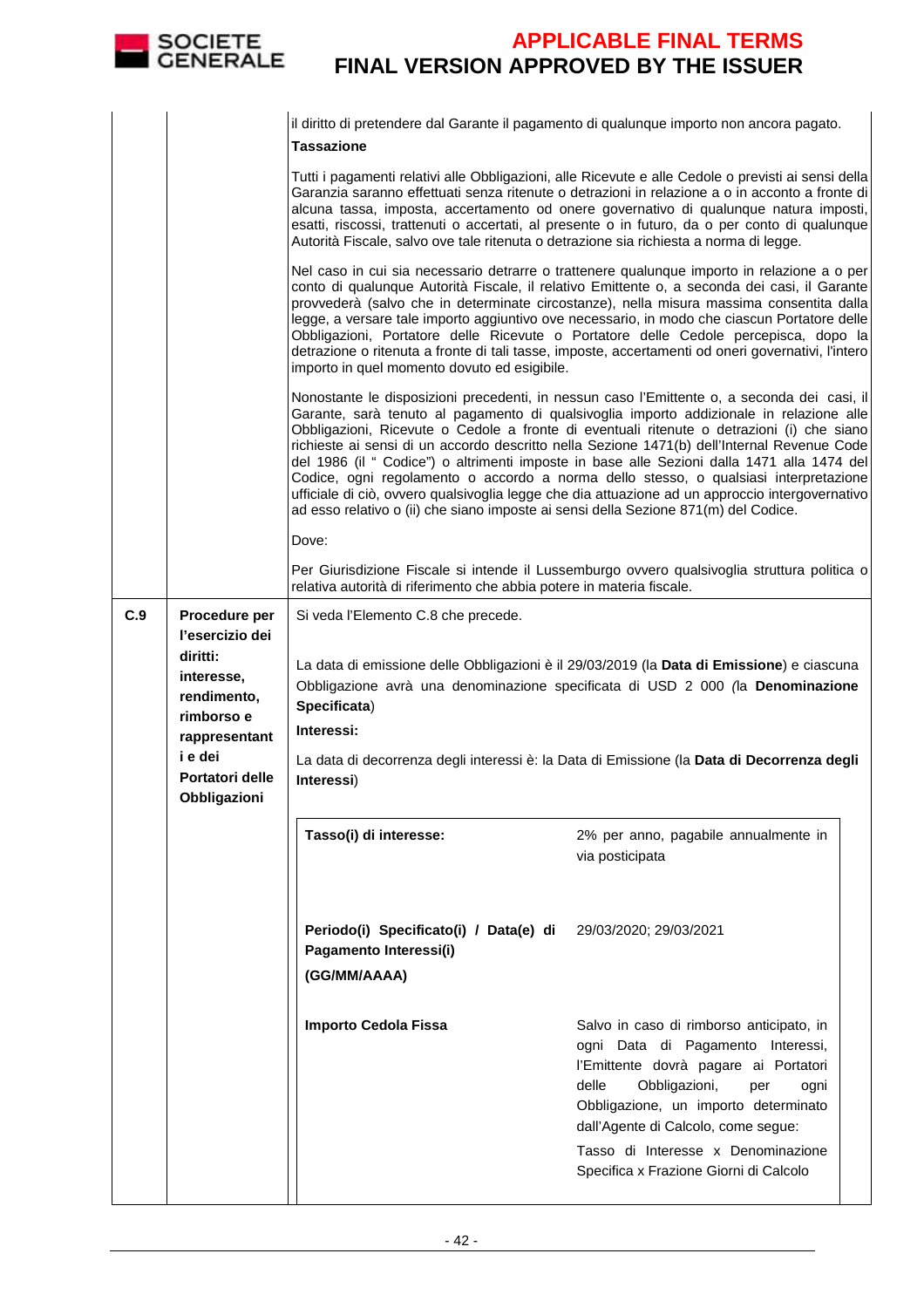| | | |
|---|---|---|
| | | il diritto di pretendere dal Garante il pagamento di qualunque importo non ancora pagato.<br>**Tassazione**<br>Tutti i pagamenti relativi alle Obbligazioni, alle Ricevute e alle Cedole o previsti ai sensi della Garanzia saranno effettuati senza ritenute o detrazioni in relazione a o in acconto a fronte di alcuna tassa, imposta, accertamento od onere governativo di qualunque natura imposti, esatti, riscossi, trattenuti o accertati, al presente o in futuro, da o per conto di qualunque Autorità Fiscale, salvo ove tale ritenuta o detrazione sia richiesta a norma di legge.<br>Nel caso in cui sia necessario detrarre o trattenere qualunque importo in relazione a o per conto di qualunque Autorità Fiscale, il relativo Emittente o, a seconda dei casi, il Garante provvederà (salvo che in determinate circostanze), nella misura massima consentita dalla legge, a versare tale importo aggiuntivo ove necessario, in modo che ciascun Portatore delle Obbligazioni, Portatore delle Ricevute o Portatore delle Cedole percepisca, dopo la detrazione o ritenuta a fronte di tali tasse, imposte, accertamenti od oneri governativi, l'intero importo in quel momento dovuto ed esigibile.<br>Nonostante le disposizioni precedenti, in nessun caso l'Emittente o, a seconda dei casi, il Garante, sarà tenuto al pagamento di qualsivoglia importo addizionale in relazione alle Obbligazioni, Ricevute o Cedole a fronte di eventuali ritenute o detrazioni (i) che siano richieste ai sensi di un accordo descritto nella Sezione 1471(b) dell'Internal Revenue Code del 1986 (il " Codice") o altrimenti imposte in base alle Sezioni dalla 1471 alla 1474 del Codice, ogni regolamento o accordo a norma dello stesso, o qualsiasi interpretazione ufficiale di ciò, ovvero qualsivoglia legge che dia attuazione ad un approccio intergovernativo ad esso relativo o (ii) che siano imposte ai sensi della Sezione 871(m) del Codice.<br>Dove:<br>Per Giurisdizione Fiscale si intende il Lussemburgo ovvero qualsivoglia struttura politica o relativa autorità di riferimento che abbia potere in materia fiscale. |
| **C.9** | **Procedure per l'esercizio dei diritti: interesse, rendimento, rimborso e rappresentanti e dei Portatori delle Obbligazioni** | Si veda l'Elemento C.8 che precede.<br><br>La data di emissione delle Obbligazioni è il 29/03/2019 (la **Data di Emissione**) e ciascuna Obbligazione avrà una denominazione specificata di USD 2 000 (la **Denominazione Specificata**)<br>**Interessi:**<br>La data di decorrenza degli interessi è: la Data di Emissione (la **Data di Decorrenza degli Interessi**)<br><br>**Tasso(i) di interesse:** 2% per anno, pagabile annualmente in via posticipata<br><br>**Periodo(i) Specificato(i) / Data(e) di Pagamento Interessi(i) (GG/MM/AAAA)**: 29/03/2020; 29/03/2021<br><br>**Importo Cedola Fissa**: Salvo in caso di rimborso anticipato, in ogni Data di Pagamento Interessi, l'Emittente dovrà pagare ai Portatori delle Obbligazioni, per ogni Obbligazione, un importo determinato dall'Agente di Calcolo, come segue:<br>Tasso di Interesse x Denominazione Specifica x Frazione Giorni di Calcolo |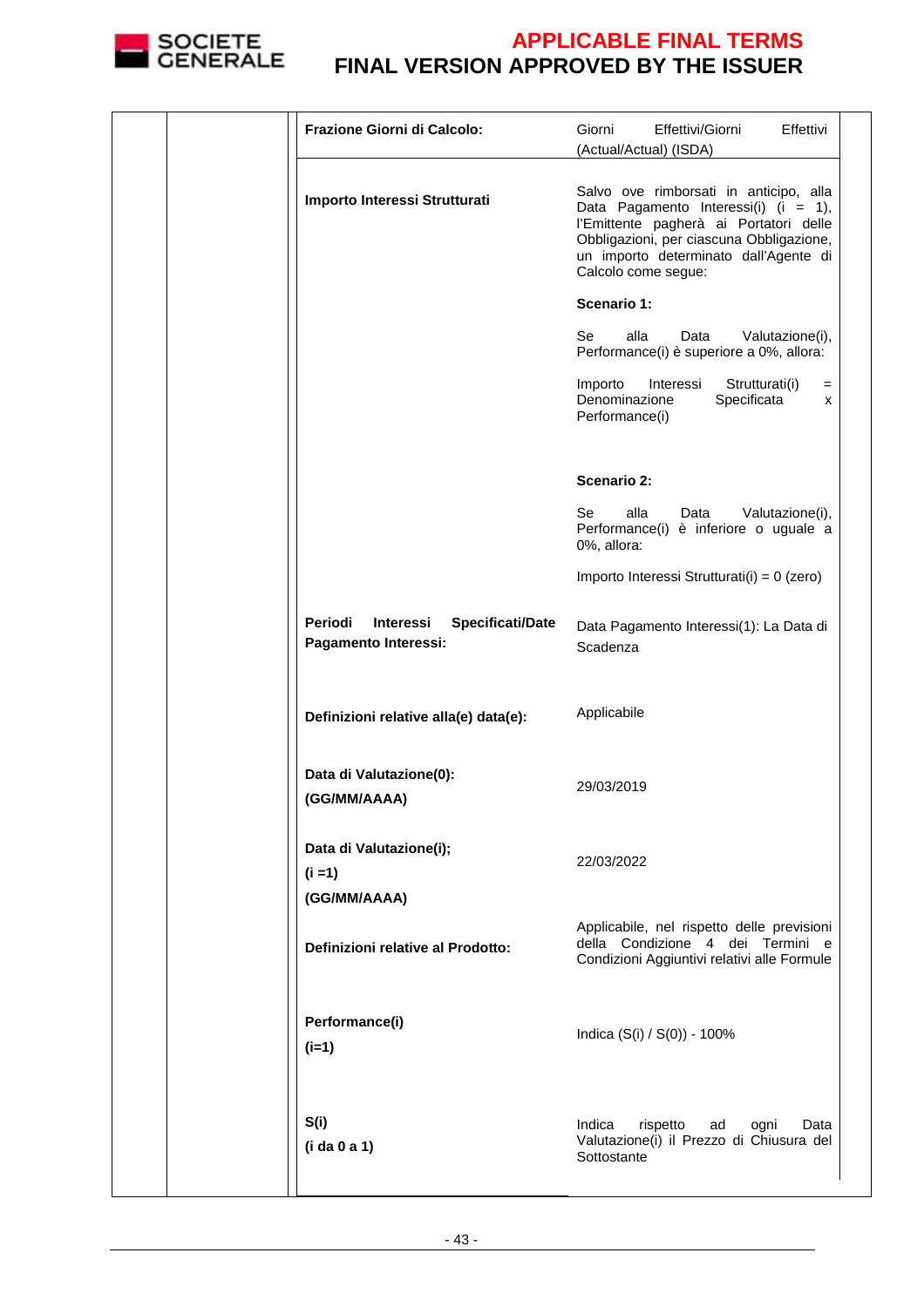| | | | |
|---|---|---|---|
| | | **Frazione Giorni di Calcolo:** | Giorni Effettivi/Giorni Effettivi (Actual/Actual) (ISDA) |
| | | **Importo Interessi Strutturati** | Salvo ove rimborsati in anticipo, alla Data Pagamento Interessi(i) (i = 1), l'Emittente pagherà ai Portatori delle Obbligazioni, per ciascuna Obbligazione, un importo determinato dall'Agente di Calcolo come segue:<br><br>**Scenario 1:**<br><br>Se alla Data Valutazione(i), Performance(i) è superiore a 0%, allora:<br><br>Importo Interessi Strutturati(i) = Denominazione Specificata x Performance(i)<br><br>**Scenario 2:**<br><br>Se alla Data Valutazione(i), Performance(i) è inferiore o uguale a 0%, allora:<br><br>Importo Interessi Strutturati(i) = 0 (zero) |
| | | **Periodi Interessi Specificati/Date Pagamento Interessi:** | Data Pagamento Interessi(1): La Data di Scadenza |
| | | **Definizioni relative alla(e) data(e):** | Applicabile |
| | | **Data di Valutazione(0):**<br>**(GG/MM/AAAA)** | 29/03/2019 |
| | | **Data di Valutazione(i);**<br>**(i =1)**<br>**(GG/MM/AAAA)** | 22/03/2022 |
| | | **Definizioni relative al Prodotto:** | Applicabile, nel rispetto delle previsioni della Condizione 4 dei Termini e Condizioni Aggiuntivi relativi alle Formule |
| | | **Performance(i)**<br>**(i=1)** | Indica (S(i) / S(0)) - 100% |
| | | **S(i)**<br>**(i da 0 a 1)** | Indica rispetto ad ogni Data Valutazione(i) il Prezzo di Chiusura del Sottostante |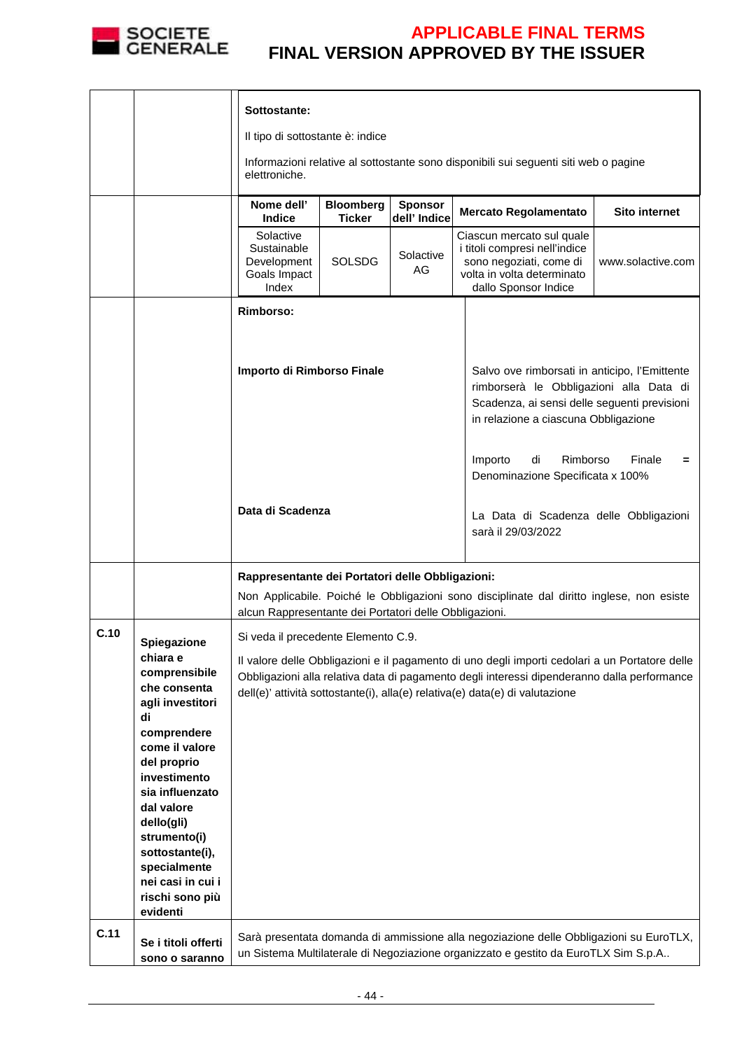**APPLICABLE FINAL TERMS**
**FINAL VERSION APPROVED BY THE ISSUER**

| | | |
|---|---|---|
| | | **Sottostante:**<br><br>Il tipo di sottostante è: indice<br><br>Informazioni relative al sottostante sono disponibili sui seguenti siti web o pagine elettroniche. |

| Nome dell' Indice | Bloomberg Ticker | Sponsor dell' Indice | Mercato Regolamentato | Sito internet |
|---|---|---|---|---|
| Solactive Sustainable Development Goals Impact Index | SOLSDG | Solactive AG | Ciascun mercato sul quale i titoli compresi nell'indice sono negoziati, come di volta in volta determinato dallo Sponsor Indice | www.solactive.com |

| | |
|---|---|
| **Rimborso:** | |
| **Importo di Rimborso Finale** | Salvo ove rimborsati in anticipo, l'Emittente rimborserà le Obbligazioni alla Data di Scadenza, ai sensi delle seguenti previsioni in relazione a ciascuna Obbligazione<br><br>Importo di Rimborso Finale = Denominazione Specificata x 100% |
| **Data di Scadenza** | La Data di Scadenza delle Obbligazioni sarà il 29/03/2022 |

| | | |
|---|---|---|
| | | **Rappresentante dei Portatori delle Obbligazioni:**<br><br>Non Applicabile. Poiché le Obbligazioni sono disciplinate dal diritto inglese, non esiste alcun Rappresentante dei Portatori delle Obbligazioni. |
| **C.10** | **Spiegazione chiara e comprensibile che consenta agli investitori di comprendere come il valore del proprio investimento sia influenzato dal valore dello(gli) strumento(i) sottostante(i), specialmente nei casi in cui i rischi sono più evidenti** | Si veda il precedente Elemento C.9.<br><br>Il valore delle Obbligazioni e il pagamento di uno degli importi cedolari a un Portatore delle Obbligazioni alla relativa data di pagamento degli interessi dipenderanno dalla performance dell(e)' attività sottostante(i), alla(e) relativa(e) data(e) di valutazione |
| **C.11** | **Se i titoli offerti sono o saranno** | Sarà presentata domanda di ammissione alla negoziazione delle Obbligazioni su EuroTLX, un Sistema Multilaterale di Negoziazione organizzato e gestito da EuroTLX Sim S.p.A.. |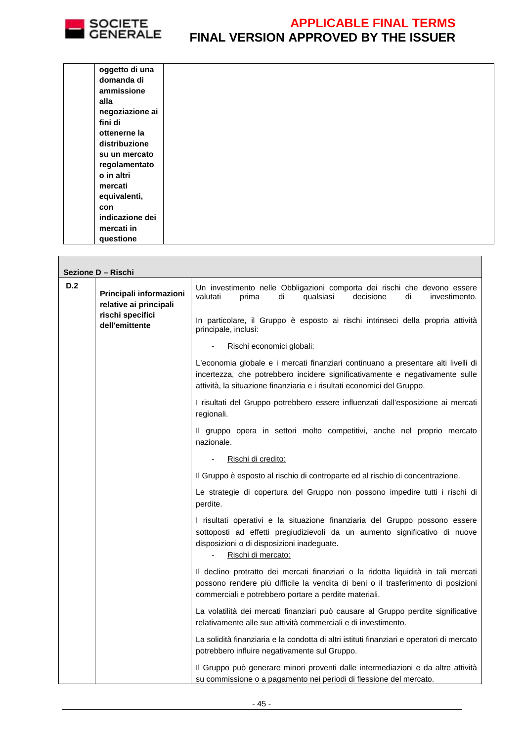| | oggetto di una domanda di ammissione alla negoziazione ai fini di otteneme la distribuzione su un mercato regolamentato o in altri mercati equivalenti, con indicazione dei mercati in questione | |
|---|---|---|

| Sezione D – Rischi | | |
|---|---|---|
| D.2 | **Principali informazioni relative ai principali rischi specifici dell'emittente** | Un investimento nelle Obbligazioni comporta dei rischi che devono essere valutati prima di qualsiasi decisione di investimento.<br><br>In particolare, il Gruppo è esposto ai rischi intrinseci della propria attività principale, inclusi:<br><br>- Rischi economici globali:<br><br>L'economia globale e i mercati finanziari continuano a presentare alti livelli di incertezza, che potrebbero incidere significativamente e negativamente sulle attività, la situazione finanziaria e i risultati economici del Gruppo.<br><br>I risultati del Gruppo potrebbero essere influenzati dall'esposizione ai mercati regionali.<br><br>Il gruppo opera in settori molto competitivi, anche nel proprio mercato nazionale.<br><br>- Rischi di credito:<br><br>Il Gruppo è esposto al rischio di controparte ed al rischio di concentrazione.<br><br>Le strategie di copertura del Gruppo non possono impedire tutti i rischi di perdite.<br><br>I risultati operativi e la situazione finanziaria del Gruppo possono essere sottoposti ad effetti pregiudizievoli da un aumento significativo di nuove disposizioni o di disposizioni inadeguate.<br><br>- Rischi di mercato:<br><br>Il declino protratto dei mercati finanziari o la ridotta liquidità in tali mercati possono rendere più difficile la vendita di beni o il trasferimento di posizioni commerciali e potrebbero portare a perdite materiali.<br><br>La volatilità dei mercati finanziari può causare al Gruppo perdite significative relativamente alle sue attività commerciali e di investimento.<br><br>La solidità finanziaria e la condotta di altri istituti finanziari e operatori di mercato potrebbero influire negativamente sul Gruppo.<br><br>Il Gruppo può generare minori proventi dalle intermediazioni e da altre attività su commissione o a pagamento nei periodi di flessione del mercato. |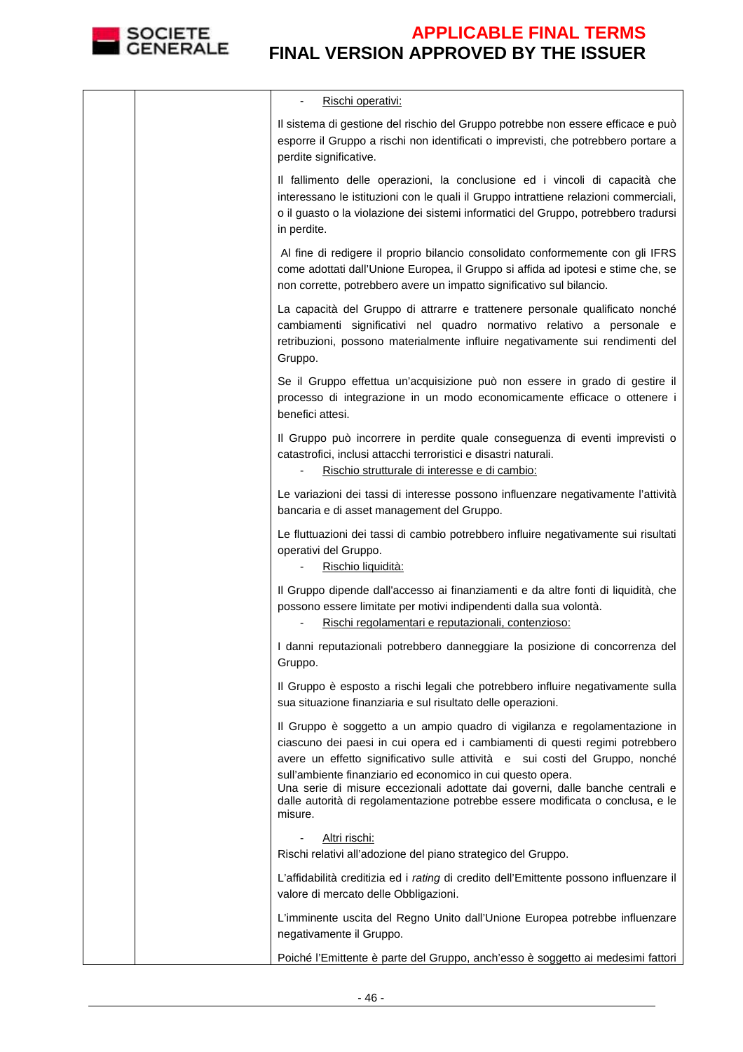| | | - <u>Rischi operativi:</u><br><br>Il sistema di gestione del rischio del Gruppo potrebbe non essere efficace e può esporre il Gruppo a rischi non identificati o imprevisti, che potrebbero portare a perdite significative.<br><br>Il fallimento delle operazioni, la conclusione ed i vincoli di capacità che interessano le istituzioni con le quali il Gruppo intrattiene relazioni commerciali, o il guasto o la violazione dei sistemi informatici del Gruppo, potrebbero tradursi in perdite.<br><br>Al fine di redigere il proprio bilancio consolidato conformemente con gli IFRS come adottati dall'Unione Europea, il Gruppo si affida ad ipotesi e stime che, se non corrette, potrebbero avere un impatto significativo sul bilancio.<br><br>La capacità del Gruppo di attrarre e trattenere personale qualificato nonché cambiamenti significativi nel quadro normativo relativo a personale e retribuzioni, possono materialmente influire negativamente sui rendimenti del Gruppo.<br><br>Se il Gruppo effettua un'acquisizione può non essere in grado di gestire il processo di integrazione in un modo economicamente efficace o ottenere i benefici attesi.<br><br>Il Gruppo può incorrere in perdite quale conseguenza di eventi imprevisti o catastrofici, inclusi attacchi terroristici e disastri naturali.<br>- <u>Rischio strutturale di interesse e di cambio:</u><br><br>Le variazioni dei tassi di interesse possono influenzare negativamente l'attività bancaria e di asset management del Gruppo.<br><br>Le fluttuazioni dei tassi di cambio potrebbero influire negativamente sui risultati operativi del Gruppo.<br>- <u>Rischio liquidità:</u><br><br>Il Gruppo dipende dall'accesso ai finanziamenti e da altre fonti di liquidità, che possono essere limitate per motivi indipendenti dalla sua volontà.<br>- <u>Rischi regolamentari e reputazionali, contenzioso:</u><br><br>I danni reputazionali potrebbero danneggiare la posizione di concorrenza del Gruppo.<br><br>Il Gruppo è esposto a rischi legali che potrebbero influire negativamente sulla sua situazione finanziaria e sul risultato delle operazioni.<br><br>Il Gruppo è soggetto a un ampio quadro di vigilanza e regolamentazione in ciascuno dei paesi in cui opera ed i cambiamenti di questi regimi potrebbero avere un effetto significativo sulle attività e sui costi del Gruppo, nonché sull'ambiente finanziario ed economico in cui questo opera.<br>Una serie di misure eccezionali adottate dai governi, dalle banche centrali e dalle autorità di regolamentazione potrebbe essere modificata o conclusa, e le misure.<br><br>- <u>Altri rischi:</u><br>Rischi relativi all'adozione del piano strategico del Gruppo.<br><br>L'affidabilità creditizia ed i *rating* di credito dell'Emittente possono influenzare il valore di mercato delle Obbligazioni.<br><br>L'imminente uscita del Regno Unito dall'Unione Europea potrebbe influenzare negativamente il Gruppo.<br><br>Poiché l'Emittente è parte del Gruppo, anch'esso è soggetto ai medesimi fattori |
|---|---|---|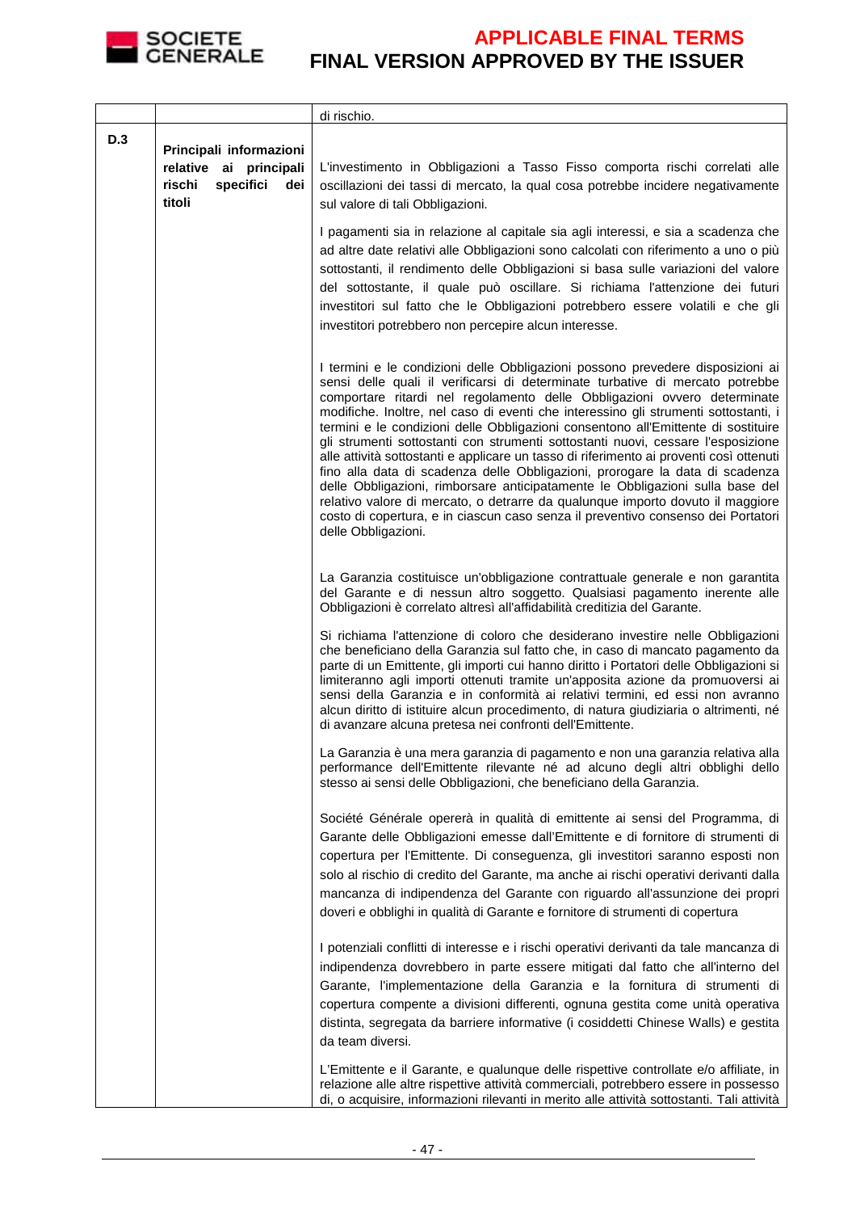| | | di rischio. |
|---|---|---|
| D.3 | **Principali informazioni relative ai principali rischi specifici dei titoli** | L'investimento in Obbligazioni a Tasso Fisso comporta rischi correlati alle oscillazioni dei tassi di mercato, la qual cosa potrebbe incidere negativamente sul valore di tali Obbligazioni.<br><br>I pagamenti sia in relazione al capitale sia agli interessi, e sia a scadenza che ad altre date relativi alle Obbligazioni sono calcolati con riferimento a uno o più sottostanti, il rendimento delle Obbligazioni si basa sulle variazioni del valore del sottostante, il quale può oscillare. Si richiama l'attenzione dei futuri investitori sul fatto che le Obbligazioni potrebbero essere volatili e che gli investitori potrebbero non percepire alcun interesse.<br><br>I termini e le condizioni delle Obbligazioni possono prevedere disposizioni ai sensi delle quali il verificarsi di determinate turbative di mercato potrebbe comportare ritardi nel regolamento delle Obbligazioni ovvero determinate modifiche. Inoltre, nel caso di eventi che interessino gli strumenti sottostanti, i termini e le condizioni delle Obbligazioni consentono all'Emittente di sostituire gli strumenti sottostanti con strumenti sottostanti nuovi, cessare l'esposizione alle attività sottostanti e applicare un tasso di riferimento ai proventi così ottenuti fino alla data di scadenza delle Obbligazioni, prorogare la data di scadenza delle Obbligazioni, rimborsare anticipatamente le Obbligazioni sulla base del relativo valore di mercato, o detrarre da qualunque importo dovuto il maggiore costo di copertura, e in ciascun caso senza il preventivo consenso dei Portatori delle Obbligazioni.<br><br>La Garanzia costituisce un'obbligazione contrattuale generale e non garantita del Garante e di nessun altro soggetto. Qualsiasi pagamento inerente alle Obbligazioni è correlato altresì all'affidabilità creditizia del Garante.<br><br>Si richiama l'attenzione di coloro che desiderano investire nelle Obbligazioni che beneficiano della Garanzia sul fatto che, in caso di mancato pagamento da parte di un Emittente, gli importi cui hanno diritto i Portatori delle Obbligazioni si limiteranno agli importi ottenuti tramite un'apposita azione da promuoversi ai sensi della Garanzia e in conformità ai relativi termini, ed essi non avranno alcun diritto di istituire alcun procedimento, di natura giudiziaria o altrimenti, né di avanzare alcuna pretesa nei confronti dell'Emittente.<br><br>La Garanzia è una mera garanzia di pagamento e non una garanzia relativa alla performance dell'Emittente rilevante né ad alcuno degli altri obblighi dello stesso ai sensi delle Obbligazioni, che beneficiano della Garanzia.<br><br>Société Générale opererà in qualità di emittente ai sensi del Programma, di Garante delle Obbligazioni emesse dall'Emittente e di fornitore di strumenti di copertura per l'Emittente. Di conseguenza, gli investitori saranno esposti non solo al rischio di credito del Garante, ma anche ai rischi operativi derivanti dalla mancanza di indipendenza del Garante con riguardo all'assunzione dei propri doveri e obblighi in qualità di Garante e fornitore di strumenti di copertura<br><br>I potenziali conflitti di interesse e i rischi operativi derivanti da tale mancanza di indipendenza dovrebbero in parte essere mitigati dal fatto che all'interno del Garante, l'implementazione della Garanzia e la fornitura di strumenti di copertura compente a divisioni differenti, ognuna gestita come unità operativa distinta, segregata da barriere informative (i cosiddetti Chinese Walls) e gestita da team diversi.<br><br>L'Emittente e il Garante, e qualunque delle rispettive controllate e/o affiliate, in relazione alle altre rispettive attività commerciali, potrebbero essere in possesso di, o acquisire, informazioni rilevanti in merito alle attività sottostanti. Tali attività |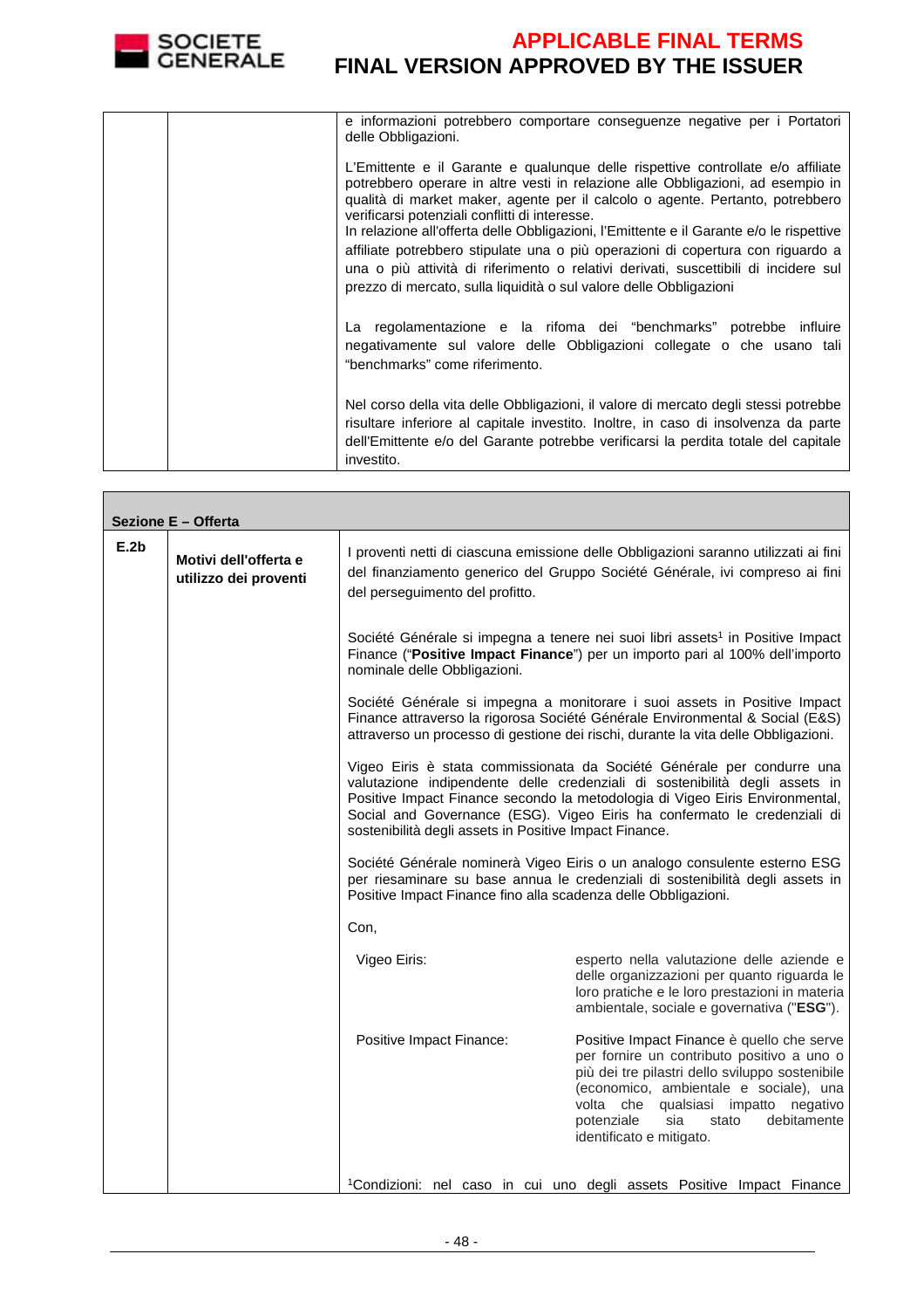| | | |
|---|---|---|
| | | e informazioni potrebbero comportare conseguenze negative per i Portatori delle Obbligazioni.<br><br>L'Emittente e il Garante e qualunque delle rispettive controllate e/o affiliate potrebbero operare in altre vesti in relazione alle Obbligazioni, ad esempio in qualità di market maker, agente per il calcolo o agente. Pertanto, potrebbero verificarsi potenziali conflitti di interesse.<br>In relazione all'offerta delle Obbligazioni, l'Emittente e il Garante e/o le rispettive affiliate potrebbero stipulate una o più operazioni di copertura con riguardo a una o più attività di riferimento o relativi derivati, suscettibili di incidere sul prezzo di mercato, sulla liquidità o sul valore delle Obbligazioni<br><br>La regolamentazione e la rifoma dei "benchmarks" potrebbe influire negativamente sul valore delle Obbligazioni collegate o che usano tali "benchmarks" come riferimento.<br><br>Nel corso della vita delle Obbligazioni, il valore di mercato degli stessi potrebbe risultare inferiore al capitale investito. Inoltre, in caso di insolvenza da parte dell'Emittente e/o del Garante potrebbe verificarsi la perdita totale del capitale investito. |

| **Sezione E – Offerta** | | |
|---|---|---|
| **E.2b** | **Motivi dell'offerta e utilizzo dei proventi** | I proventi netti di ciascuna emissione delle Obbligazioni saranno utilizzati ai fini del finanziamento generico del Gruppo Société Générale, ivi compreso ai fini del perseguimento del profitto.<br><br>Société Générale si impegna a tenere nei suoi libri assets[1] in Positive Impact Finance ("**Positive Impact Finance**") per un importo pari al 100% dell'importo nominale delle Obbligazioni.<br><br>Société Générale si impegna a monitorare i suoi assets in Positive Impact Finance attraverso la rigorosa Société Générale Environmental & Social (E&S) attraverso un processo di gestione dei rischi, durante la vita delle Obbligazioni.<br><br>Vigeo Eiris è stata commissionata da Société Générale per condurre una valutazione indipendente delle credenziali di sostenibilità degli assets in Positive Impact Finance secondo la metodologia di Vigeo Eiris Environmental, Social and Governance (ESG). Vigeo Eiris ha confermato le credenziali di sostenibilità degli assets in Positive Impact Finance.<br><br>Société Générale nominerà Vigeo Eiris o un analogo consulente esterno ESG per riesaminare su base annua le credenziali di sostenibilità degli assets in Positive Impact Finance fino alla scadenza delle Obbligazioni.<br><br>Con,<br><br>Vigeo Eiris: esperto nella valutazione delle aziende e delle organizzazioni per quanto riguarda le loro pratiche e le loro prestazioni in materia ambientale, sociale e governativa ("**ESG**").<br><br>Positive Impact Finance: Positive Impact Finance è quello che serve per fornire un contributo positivo a uno o più dei tre pilastri dello sviluppo sostenibile (economico, ambientale e sociale), una volta che qualsiasi impatto negativo potenziale sia stato debitamente identificato e mitigato.<br><br>[1]Condizioni: nel caso in cui uno degli assets Positive Impact Finance |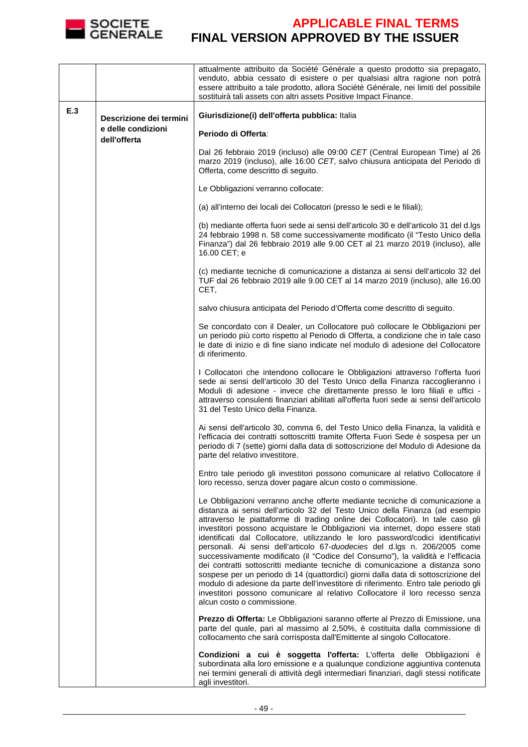| | | |
|---|---|---|
| | | attualmente attribuito da Société Générale a questo prodotto sia prepagato, venduto, abbia cessato di esistere o per qualsiasi altra ragione non potrà essere attribuito a tale prodotto, allora Société Générale, nei limiti del possibile sostituirà tali assets con altri assets Positive Impact Finance. |
| **E.3** | **Descrizione dei termini e delle condizioni dell'offerta** | **Giurisdizione(i) dell'offerta pubblica:** Italia<br><br>**Periodo di Offerta**:<br><br>Dal 26 febbraio 2019 (incluso) alle 09:00 *CET* (Central European Time) al 26 marzo 2019 (incluso), alle 16:00 *CET*, salvo chiusura anticipata del Periodo di Offerta, come descritto di seguito.<br><br>Le Obbligazioni verranno collocate:<br><br>(a) all'interno dei locali dei Collocatori (presso le sedi e le filiali);<br><br>(b) mediante offerta fuori sede ai sensi dell'articolo 30 e dell'articolo 31 del d.lgs 24 febbraio 1998 n. 58 come successivamente modificato (il "Testo Unico della Finanza") dal 26 febbraio 2019 alle 9.00 CET al 21 marzo 2019 (incluso), alle 16.00 CET; e<br><br>(c) mediante tecniche di comunicazione a distanza ai sensi dell'articolo 32 del TUF dal 26 febbraio 2019 alle 9.00 CET al 14 marzo 2019 (incluso), alle 16.00 CET,<br><br>salvo chiusura anticipata del Periodo d'Offerta come descritto di seguito.<br><br>Se concordato con il Dealer, un Collocatore può collocare le Obbligazioni per un periodo più corto rispetto al Periodo di Offerta, a condizione che in tale caso le date di inizio e di fine siano indicate nel modulo di adesione del Collocatore di riferimento.<br><br>I Collocatori che intendono collocare le Obbligazioni attraverso l'offerta fuori sede ai sensi dell'articolo 30 del Testo Unico della Finanza raccoglieranno i Moduli di adesione - invece che direttamente presso le loro filiali e uffici - attraverso consulenti finanziari abilitati all'offerta fuori sede ai sensi dell'articolo 31 del Testo Unico della Finanza.<br><br>Ai sensi dell'articolo 30, comma 6, del Testo Unico della Finanza, la validità e l'efficacia dei contratti sottoscritti tramite Offerta Fuori Sede è sospesa per un periodo di 7 (sette) giorni dalla data di sottoscrizione del Modulo di Adesione da parte del relativo investitore.<br><br>Entro tale periodo gli investitori possono comunicare al relativo Collocatore il loro recesso, senza dover pagare alcun costo o commissione.<br><br>Le Obbligazioni verranno anche offerte mediante tecniche di comunicazione a distanza ai sensi dell'articolo 32 del Testo Unico della Finanza (ad esempio attraverso le piattaforme di trading online dei Collocatori). In tale caso gli investitori possono acquistare le Obbligazioni via internet, dopo essere stati identificati dal Collocatore, utilizzando le loro password/codici identificativi personali. Ai sensi dell'articolo 67-*duodecies* del d.lgs n. 206/2005 come successivamente modificato (il "Codice del Consumo"), la validità e l'efficacia dei contratti sottoscritti mediante tecniche di comunicazione a distanza sono sospese per un periodo di 14 (quattordici) giorni dalla data di sottoscrizione del modulo di adesione da parte dell'investitore di riferimento. Entro tale periodo gli investitori possono comunicare al relativo Collocatore il loro recesso senza alcun costo o commissione.<br><br>**Prezzo di Offerta:** Le Obbligazioni saranno offerte al Prezzo di Emissione, una parte del quale, pari al massimo al 2,50%, è costituita dalla commissione di collocamento che sarà corrisposta dall'Emittente al singolo Collocatore.<br><br>**Condizioni a cui è soggetta l'offerta:** L'offerta delle Obbligazioni è subordinata alla loro emissione e a qualunque condizione aggiuntiva contenuta nei termini generali di attività degli intermediari finanziari, dagli stessi notificate agli investitori. |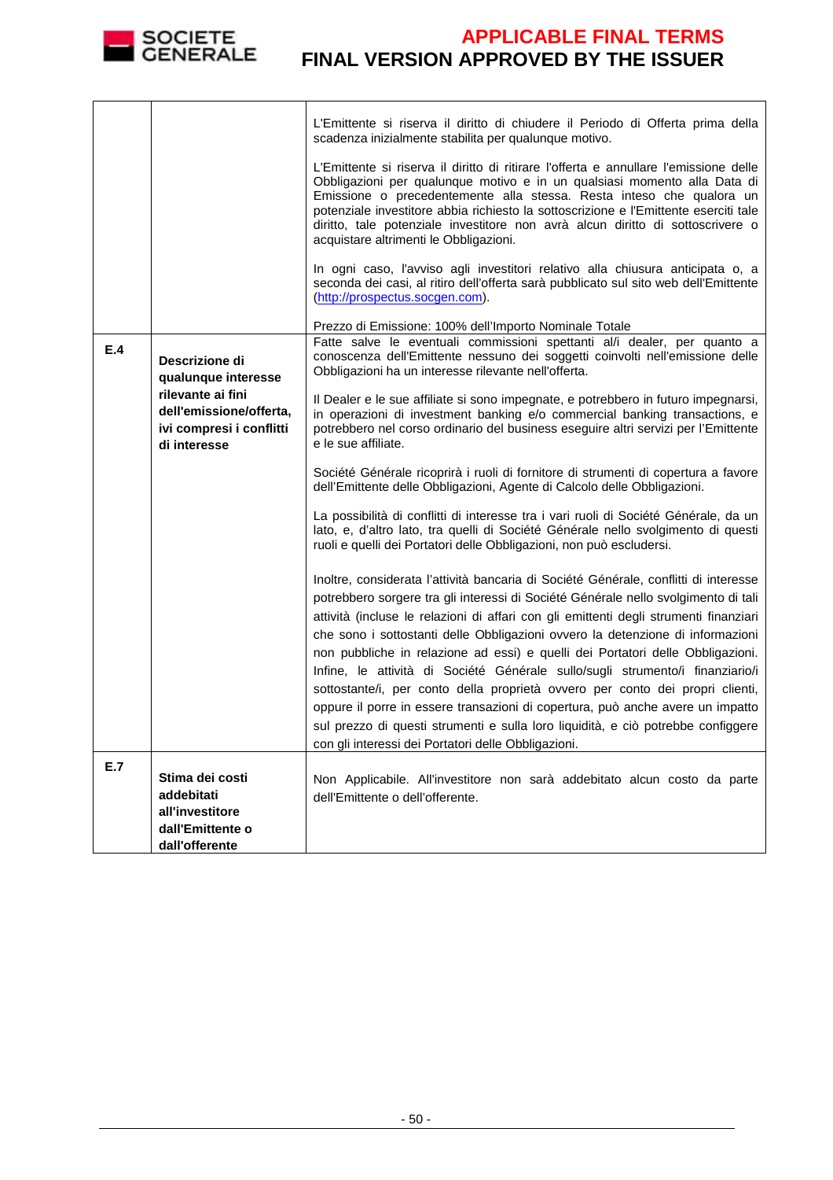| | | |
|---|---|---|
| | | L'Emittente si riserva il diritto di chiudere il Periodo di Offerta prima della scadenza inizialmente stabilita per qualunque motivo.<br><br>L'Emittente si riserva il diritto di ritirare l'offerta e annullare l'emissione delle Obbligazioni per qualunque motivo e in un qualsiasi momento alla Data di Emissione o precedentemente alla stessa. Resta inteso che qualora un potenziale investitore abbia richiesto la sottoscrizione e l'Emittente eserciti tale diritto, tale potenziale investitore non avrà alcun diritto di sottoscrivere o acquistare altrimenti le Obbligazioni.<br><br>In ogni caso, l'avviso agli investitori relativo alla chiusura anticipata o, a seconda dei casi, al ritiro dell'offerta sarà pubblicato sul sito web dell'Emittente (http://prospectus.socgen.com).<br><br>Prezzo di Emissione: 100% dell'Importo Nominale Totale |
| **E.4** | **Descrizione di qualunque interesse rilevante ai fini dell'emissione/offerta, ivi compresi i conflitti di interesse** | Fatte salve le eventuali commissioni spettanti al/i dealer, per quanto a conoscenza dell'Emittente nessuno dei soggetti coinvolti nell'emissione delle Obbligazioni ha un interesse rilevante nell'offerta.<br><br>Il Dealer e le sue affiliate si sono impegnate, e potrebbero in futuro impegnarsi, in operazioni di investment banking e/o commercial banking transactions, e potrebbero nel corso ordinario del business eseguire altri servizi per l'Emittente e le sue affiliate.<br><br>Société Générale ricoprirà i ruoli di fornitore di strumenti di copertura a favore dell'Emittente delle Obbligazioni, Agente di Calcolo delle Obbligazioni.<br><br>La possibilità di conflitti di interesse tra i vari ruoli di Société Générale, da un lato, e, d'altro lato, tra quelli di Société Générale nello svolgimento di questi ruoli e quelli dei Portatori delle Obbligazioni, non può escludersi.<br><br>Inoltre, considerata l'attività bancaria di Société Générale, conflitti di interesse potrebbero sorgere tra gli interessi di Société Générale nello svolgimento di tali attività (incluse le relazioni di affari con gli emittenti degli strumenti finanziari che sono i sottostanti delle Obbligazioni ovvero la detenzione di informazioni non pubbliche in relazione ad essi) e quelli dei Portatori delle Obbligazioni. Infine, le attività di Société Générale sullo/sugli strumento/i finanziario/i sottostante/i, per conto della proprietà ovvero per conto dei propri clienti, oppure il porre in essere transazioni di copertura, può anche avere un impatto sul prezzo di questi strumenti e sulla loro liquidità, e ciò potrebbe configgere con gli interessi dei Portatori delle Obbligazioni. |
| **E.7** | **Stima dei costi addebitati all'investitore dall'Emittente o dall'offerente** | Non Applicabile. All'investitore non sarà addebitato alcun costo da parte dell'Emittente o dell'offerente. |